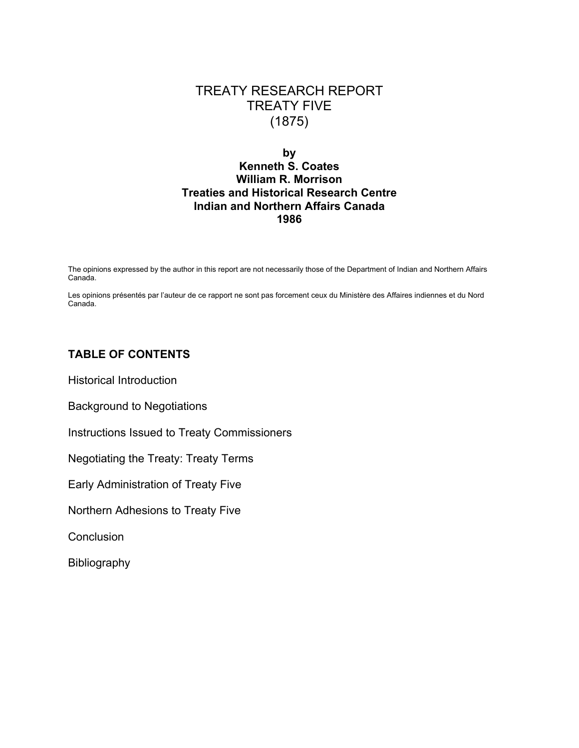# TREATY RESEARCH REPORT
# TREATY FIVE
# (1875)

**by**
**Kenneth S. Coates**
**William R. Morrison**
**Treaties and Historical Research Centre**
**Indian and Northern Affairs Canada**
**1986**

The opinions expressed by the author in this report are not necessarily those of the Department of Indian and Northern Affairs Canada.

Les opinions présentés par l'auteur de ce rapport ne sont pas forcement ceux du Ministère des Affaires indiennes et du Nord Canada.

## TABLE OF CONTENTS

Historical Introduction

Background to Negotiations

Instructions Issued to Treaty Commissioners

Negotiating the Treaty: Treaty Terms

Early Administration of Treaty Five

Northern Adhesions to Treaty Five

Conclusion

Bibliography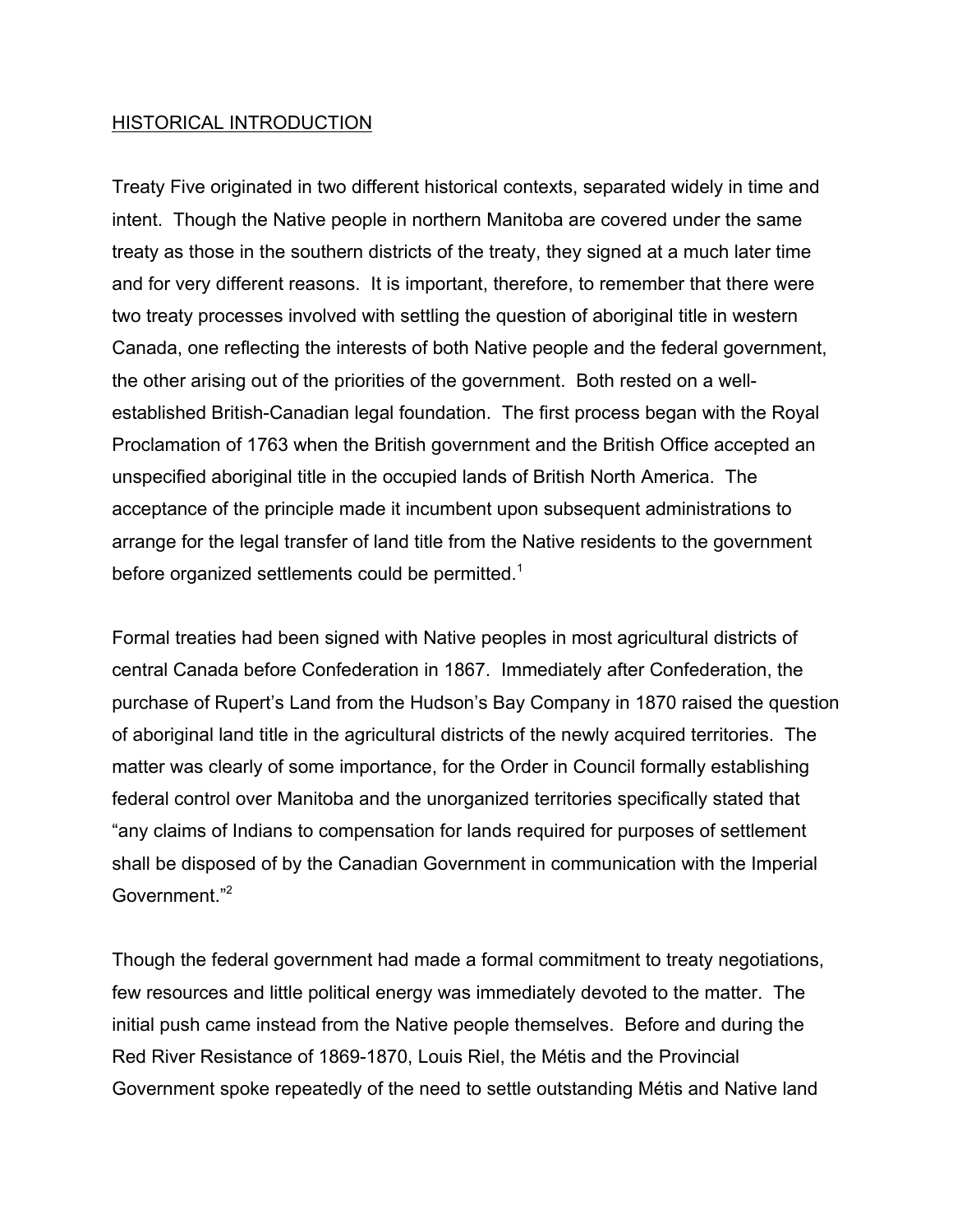## HISTORICAL INTRODUCTION

Treaty Five originated in two different historical contexts, separated widely in time and intent. Though the Native people in northern Manitoba are covered under the same treaty as those in the southern districts of the treaty, they signed at a much later time and for very different reasons. It is important, therefore, to remember that there were two treaty processes involved with settling the question of aboriginal title in western Canada, one reflecting the interests of both Native people and the federal government, the other arising out of the priorities of the government. Both rested on a well-established British-Canadian legal foundation. The first process began with the Royal Proclamation of 1763 when the British government and the British Office accepted an unspecified aboriginal title in the occupied lands of British North America. The acceptance of the principle made it incumbent upon subsequent administrations to arrange for the legal transfer of land title from the Native residents to the government before organized settlements could be permitted.[1]

Formal treaties had been signed with Native peoples in most agricultural districts of central Canada before Confederation in 1867. Immediately after Confederation, the purchase of Rupert's Land from the Hudson's Bay Company in 1870 raised the question of aboriginal land title in the agricultural districts of the newly acquired territories. The matter was clearly of some importance, for the Order in Council formally establishing federal control over Manitoba and the unorganized territories specifically stated that "any claims of Indians to compensation for lands required for purposes of settlement shall be disposed of by the Canadian Government in communication with the Imperial Government."[2]

Though the federal government had made a formal commitment to treaty negotiations, few resources and little political energy was immediately devoted to the matter. The initial push came instead from the Native people themselves. Before and during the Red River Resistance of 1869-1870, Louis Riel, the Métis and the Provincial Government spoke repeatedly of the need to settle outstanding Métis and Native land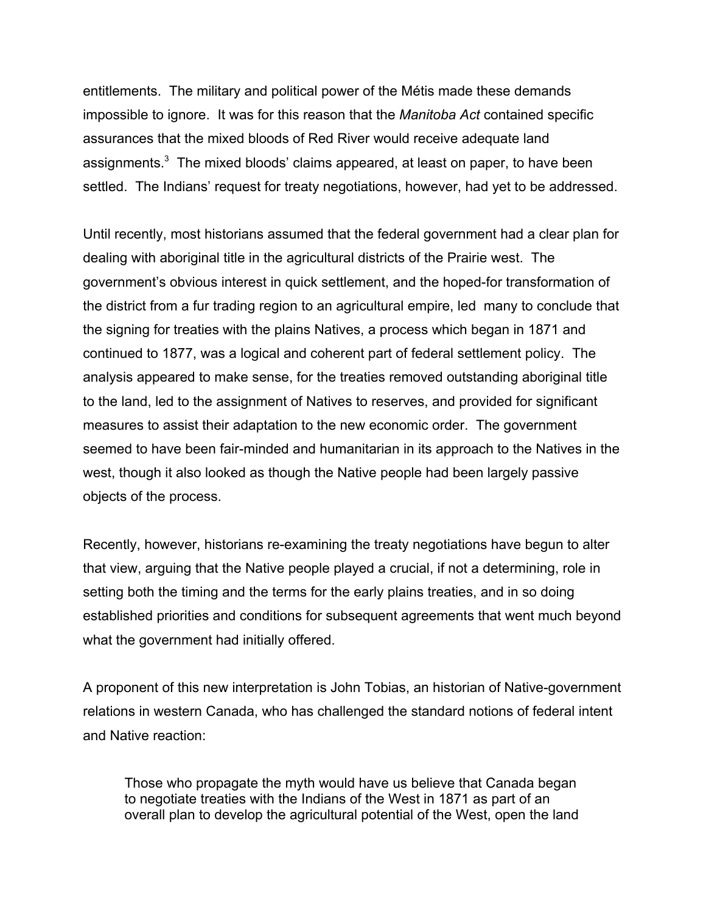entitlements. The military and political power of the Métis made these demands impossible to ignore. It was for this reason that the *Manitoba Act* contained specific assurances that the mixed bloods of Red River would receive adequate land assignments.[3] The mixed bloods' claims appeared, at least on paper, to have been settled. The Indians' request for treaty negotiations, however, had yet to be addressed.

Until recently, most historians assumed that the federal government had a clear plan for dealing with aboriginal title in the agricultural districts of the Prairie west. The government's obvious interest in quick settlement, and the hoped-for transformation of the district from a fur trading region to an agricultural empire, led many to conclude that the signing for treaties with the plains Natives, a process which began in 1871 and continued to 1877, was a logical and coherent part of federal settlement policy. The analysis appeared to make sense, for the treaties removed outstanding aboriginal title to the land, led to the assignment of Natives to reserves, and provided for significant measures to assist their adaptation to the new economic order. The government seemed to have been fair-minded and humanitarian in its approach to the Natives in the west, though it also looked as though the Native people had been largely passive objects of the process.

Recently, however, historians re-examining the treaty negotiations have begun to alter that view, arguing that the Native people played a crucial, if not a determining, role in setting both the timing and the terms for the early plains treaties, and in so doing established priorities and conditions for subsequent agreements that went much beyond what the government had initially offered.

A proponent of this new interpretation is John Tobias, an historian of Native-government relations in western Canada, who has challenged the standard notions of federal intent and Native reaction:

> Those who propagate the myth would have us believe that Canada began to negotiate treaties with the Indians of the West in 1871 as part of an overall plan to develop the agricultural potential of the West, open the land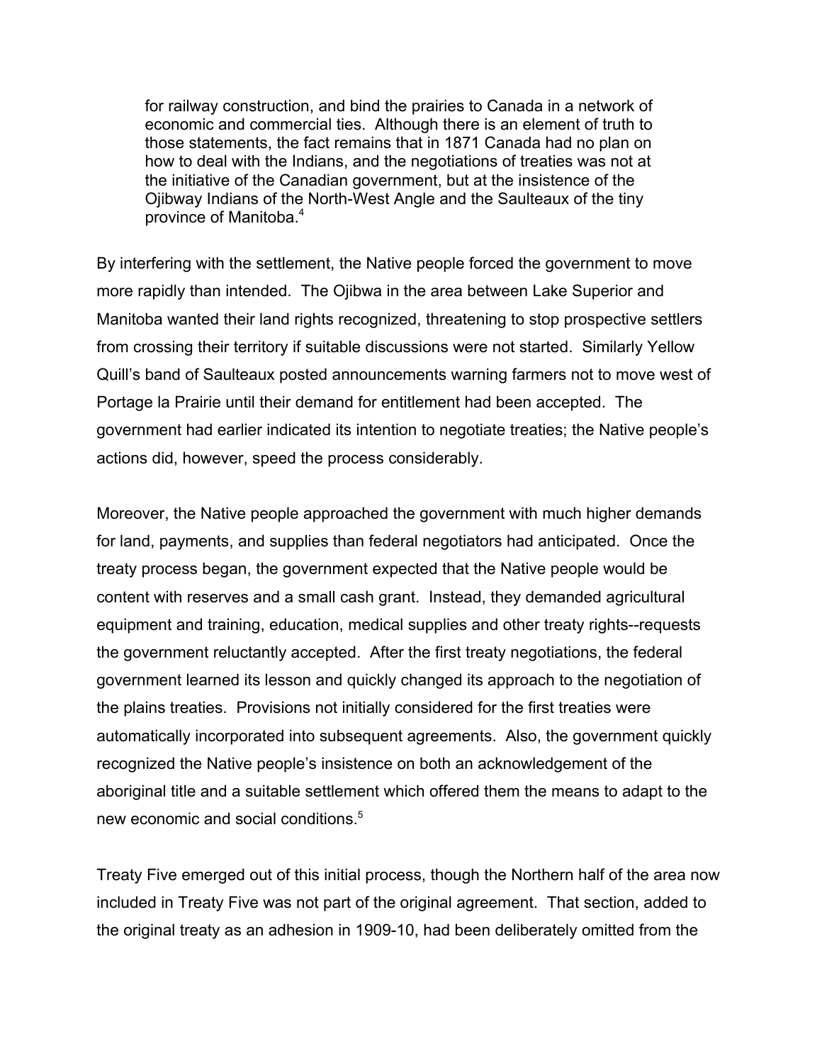> for railway construction, and bind the prairies to Canada in a network of economic and commercial ties. Although there is an element of truth to those statements, the fact remains that in 1871 Canada had no plan on how to deal with the Indians, and the negotiations of treaties was not at the initiative of the Canadian government, but at the insistence of the Ojibway Indians of the North-West Angle and the Saulteaux of the tiny province of Manitoba.[4]

By interfering with the settlement, the Native people forced the government to move more rapidly than intended. The Ojibwa in the area between Lake Superior and Manitoba wanted their land rights recognized, threatening to stop prospective settlers from crossing their territory if suitable discussions were not started. Similarly Yellow Quill's band of Saulteaux posted announcements warning farmers not to move west of Portage la Prairie until their demand for entitlement had been accepted. The government had earlier indicated its intention to negotiate treaties; the Native people's actions did, however, speed the process considerably.

Moreover, the Native people approached the government with much higher demands for land, payments, and supplies than federal negotiators had anticipated. Once the treaty process began, the government expected that the Native people would be content with reserves and a small cash grant. Instead, they demanded agricultural equipment and training, education, medical supplies and other treaty rights--requests the government reluctantly accepted. After the first treaty negotiations, the federal government learned its lesson and quickly changed its approach to the negotiation of the plains treaties. Provisions not initially considered for the first treaties were automatically incorporated into subsequent agreements. Also, the government quickly recognized the Native people's insistence on both an acknowledgement of the aboriginal title and a suitable settlement which offered them the means to adapt to the new economic and social conditions.[5]

Treaty Five emerged out of this initial process, though the Northern half of the area now included in Treaty Five was not part of the original agreement. That section, added to the original treaty as an adhesion in 1909-10, had been deliberately omitted from the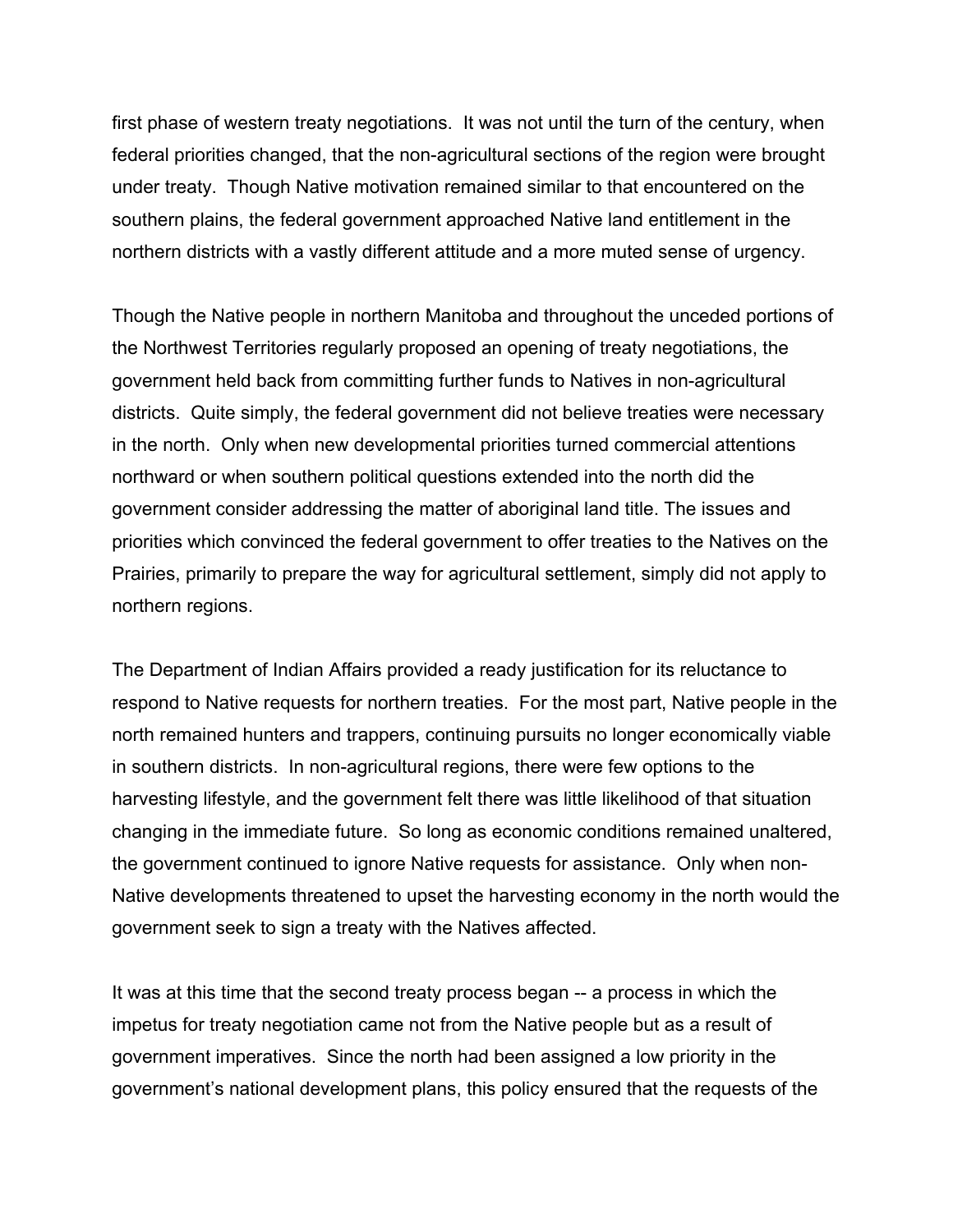first phase of western treaty negotiations. It was not until the turn of the century, when federal priorities changed, that the non-agricultural sections of the region were brought under treaty. Though Native motivation remained similar to that encountered on the southern plains, the federal government approached Native land entitlement in the northern districts with a vastly different attitude and a more muted sense of urgency.

Though the Native people in northern Manitoba and throughout the unceded portions of the Northwest Territories regularly proposed an opening of treaty negotiations, the government held back from committing further funds to Natives in non-agricultural districts. Quite simply, the federal government did not believe treaties were necessary in the north. Only when new developmental priorities turned commercial attentions northward or when southern political questions extended into the north did the government consider addressing the matter of aboriginal land title. The issues and priorities which convinced the federal government to offer treaties to the Natives on the Prairies, primarily to prepare the way for agricultural settlement, simply did not apply to northern regions.

The Department of Indian Affairs provided a ready justification for its reluctance to respond to Native requests for northern treaties. For the most part, Native people in the north remained hunters and trappers, continuing pursuits no longer economically viable in southern districts. In non-agricultural regions, there were few options to the harvesting lifestyle, and the government felt there was little likelihood of that situation changing in the immediate future. So long as economic conditions remained unaltered, the government continued to ignore Native requests for assistance. Only when non-Native developments threatened to upset the harvesting economy in the north would the government seek to sign a treaty with the Natives affected.

It was at this time that the second treaty process began -- a process in which the impetus for treaty negotiation came not from the Native people but as a result of government imperatives. Since the north had been assigned a low priority in the government's national development plans, this policy ensured that the requests of the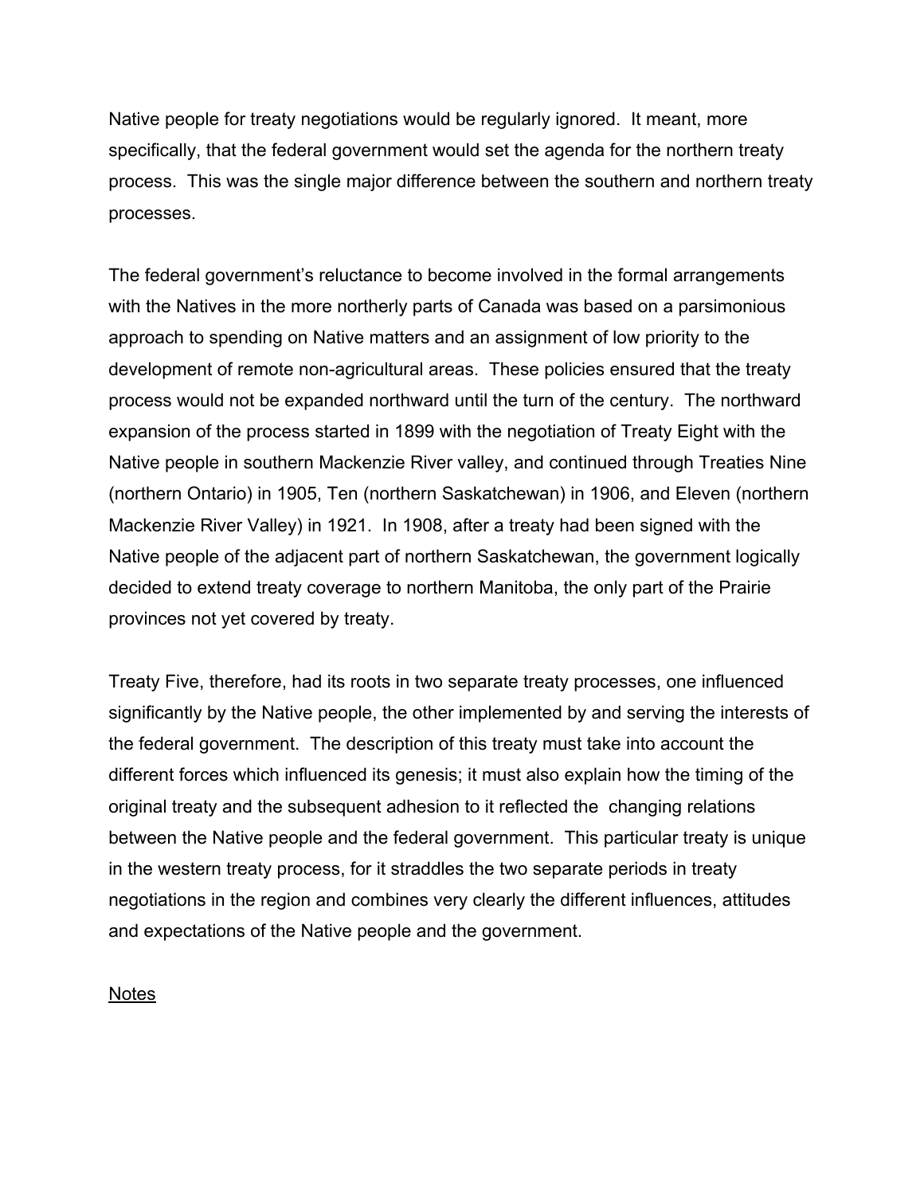Native people for treaty negotiations would be regularly ignored. It meant, more specifically, that the federal government would set the agenda for the northern treaty process. This was the single major difference between the southern and northern treaty processes.

The federal government's reluctance to become involved in the formal arrangements with the Natives in the more northerly parts of Canada was based on a parsimonious approach to spending on Native matters and an assignment of low priority to the development of remote non-agricultural areas. These policies ensured that the treaty process would not be expanded northward until the turn of the century. The northward expansion of the process started in 1899 with the negotiation of Treaty Eight with the Native people in southern Mackenzie River valley, and continued through Treaties Nine (northern Ontario) in 1905, Ten (northern Saskatchewan) in 1906, and Eleven (northern Mackenzie River Valley) in 1921. In 1908, after a treaty had been signed with the Native people of the adjacent part of northern Saskatchewan, the government logically decided to extend treaty coverage to northern Manitoba, the only part of the Prairie provinces not yet covered by treaty.

Treaty Five, therefore, had its roots in two separate treaty processes, one influenced significantly by the Native people, the other implemented by and serving the interests of the federal government. The description of this treaty must take into account the different forces which influenced its genesis; it must also explain how the timing of the original treaty and the subsequent adhesion to it reflected the changing relations between the Native people and the federal government. This particular treaty is unique in the western treaty process, for it straddles the two separate periods in treaty negotiations in the region and combines very clearly the different influences, attitudes and expectations of the Native people and the government.

<u>Notes</u>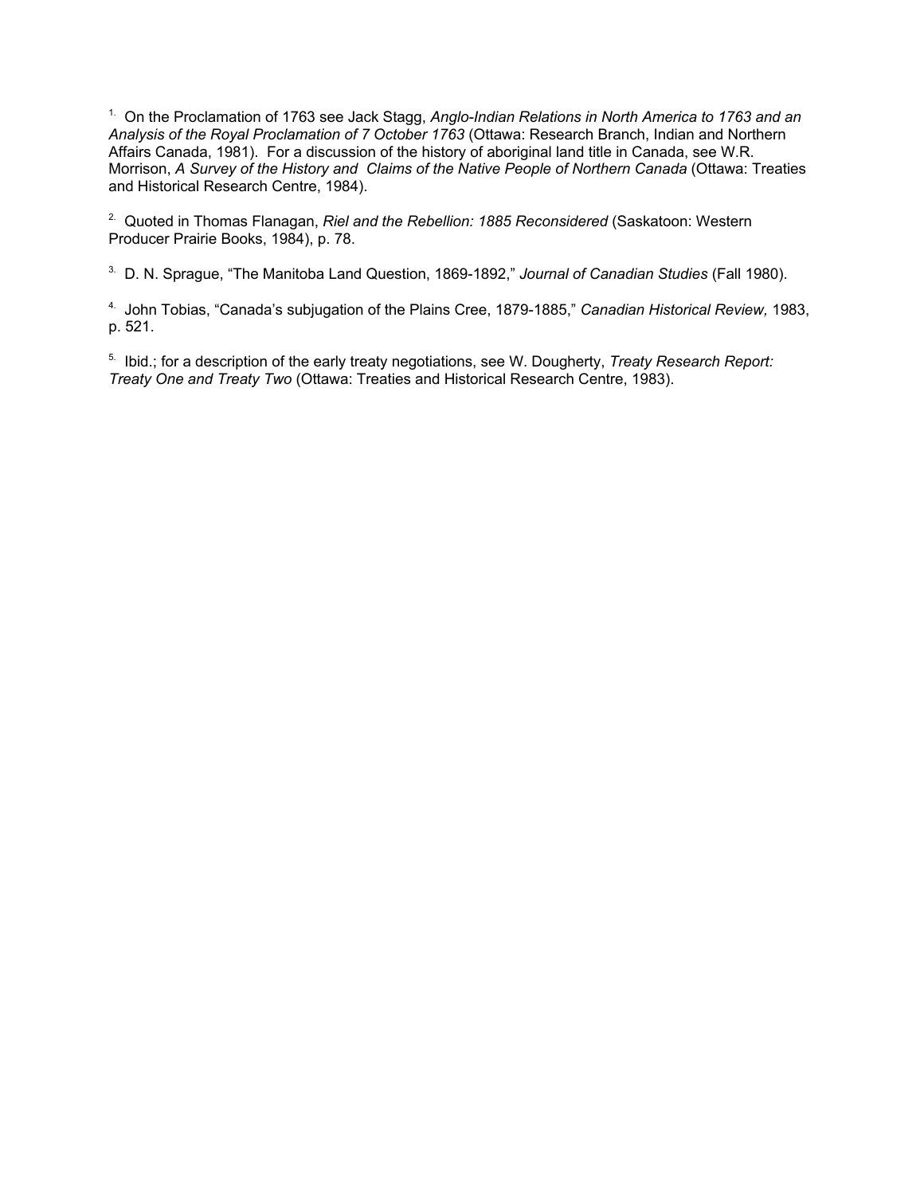[1] On the Proclamation of 1763 see Jack Stagg, *Anglo-Indian Relations in North America to 1763 and an Analysis of the Royal Proclamation of 7 October 1763* (Ottawa: Research Branch, Indian and Northern Affairs Canada, 1981). For a discussion of the history of aboriginal land title in Canada, see W.R. Morrison, *A Survey of the History and Claims of the Native People of Northern Canada* (Ottawa: Treaties and Historical Research Centre, 1984).

[2] Quoted in Thomas Flanagan, *Riel and the Rebellion: 1885 Reconsidered* (Saskatoon: Western Producer Prairie Books, 1984), p. 78.

[3] D. N. Sprague, "The Manitoba Land Question, 1869-1892," *Journal of Canadian Studies* (Fall 1980).

[4] John Tobias, "Canada's subjugation of the Plains Cree, 1879-1885," *Canadian Historical Review,* 1983, p. 521.

[5] Ibid.; for a description of the early treaty negotiations, see W. Dougherty, *Treaty Research Report: Treaty One and Treaty Two* (Ottawa: Treaties and Historical Research Centre, 1983).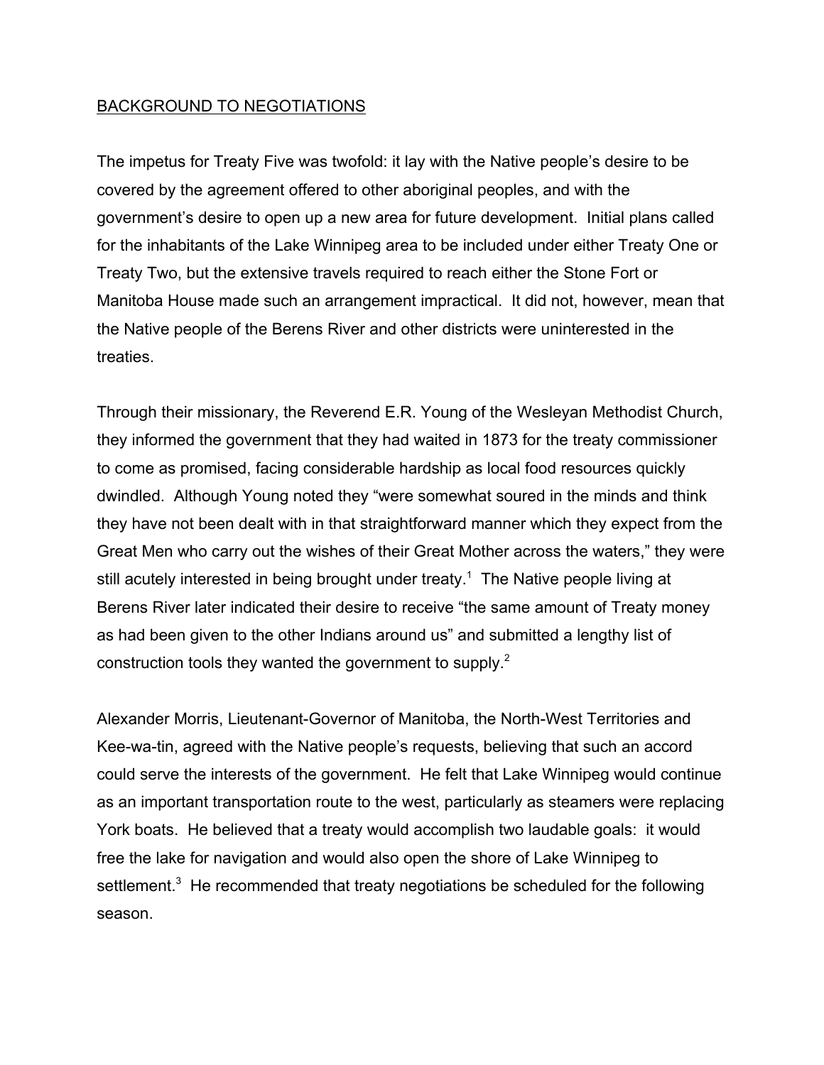## BACKGROUND TO NEGOTIATIONS

The impetus for Treaty Five was twofold: it lay with the Native people's desire to be covered by the agreement offered to other aboriginal peoples, and with the government's desire to open up a new area for future development. Initial plans called for the inhabitants of the Lake Winnipeg area to be included under either Treaty One or Treaty Two, but the extensive travels required to reach either the Stone Fort or Manitoba House made such an arrangement impractical. It did not, however, mean that the Native people of the Berens River and other districts were uninterested in the treaties.

Through their missionary, the Reverend E.R. Young of the Wesleyan Methodist Church, they informed the government that they had waited in 1873 for the treaty commissioner to come as promised, facing considerable hardship as local food resources quickly dwindled. Although Young noted they "were somewhat soured in the minds and think they have not been dealt with in that straightforward manner which they expect from the Great Men who carry out the wishes of their Great Mother across the waters," they were still acutely interested in being brought under treaty.[1] The Native people living at Berens River later indicated their desire to receive "the same amount of Treaty money as had been given to the other Indians around us" and submitted a lengthy list of construction tools they wanted the government to supply.[2]

Alexander Morris, Lieutenant-Governor of Manitoba, the North-West Territories and Kee-wa-tin, agreed with the Native people's requests, believing that such an accord could serve the interests of the government. He felt that Lake Winnipeg would continue as an important transportation route to the west, particularly as steamers were replacing York boats. He believed that a treaty would accomplish two laudable goals: it would free the lake for navigation and would also open the shore of Lake Winnipeg to settlement.[3] He recommended that treaty negotiations be scheduled for the following season.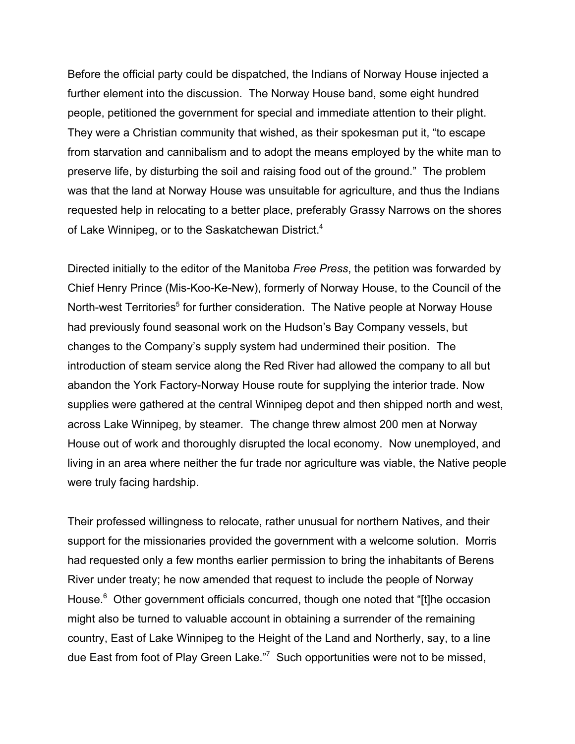Before the official party could be dispatched, the Indians of Norway House injected a further element into the discussion. The Norway House band, some eight hundred people, petitioned the government for special and immediate attention to their plight. They were a Christian community that wished, as their spokesman put it, "to escape from starvation and cannibalism and to adopt the means employed by the white man to preserve life, by disturbing the soil and raising food out of the ground." The problem was that the land at Norway House was unsuitable for agriculture, and thus the Indians requested help in relocating to a better place, preferably Grassy Narrows on the shores of Lake Winnipeg, or to the Saskatchewan District.[4]

Directed initially to the editor of the Manitoba *Free Press*, the petition was forwarded by Chief Henry Prince (Mis-Koo-Ke-New), formerly of Norway House, to the Council of the North-west Territories[5] for further consideration. The Native people at Norway House had previously found seasonal work on the Hudson's Bay Company vessels, but changes to the Company's supply system had undermined their position. The introduction of steam service along the Red River had allowed the company to all but abandon the York Factory-Norway House route for supplying the interior trade. Now supplies were gathered at the central Winnipeg depot and then shipped north and west, across Lake Winnipeg, by steamer. The change threw almost 200 men at Norway House out of work and thoroughly disrupted the local economy. Now unemployed, and living in an area where neither the fur trade nor agriculture was viable, the Native people were truly facing hardship.

Their professed willingness to relocate, rather unusual for northern Natives, and their support for the missionaries provided the government with a welcome solution. Morris had requested only a few months earlier permission to bring the inhabitants of Berens River under treaty; he now amended that request to include the people of Norway House.[6] Other government officials concurred, though one noted that "[t]he occasion might also be turned to valuable account in obtaining a surrender of the remaining country, East of Lake Winnipeg to the Height of the Land and Northerly, say, to a line due East from foot of Play Green Lake."[7] Such opportunities were not to be missed,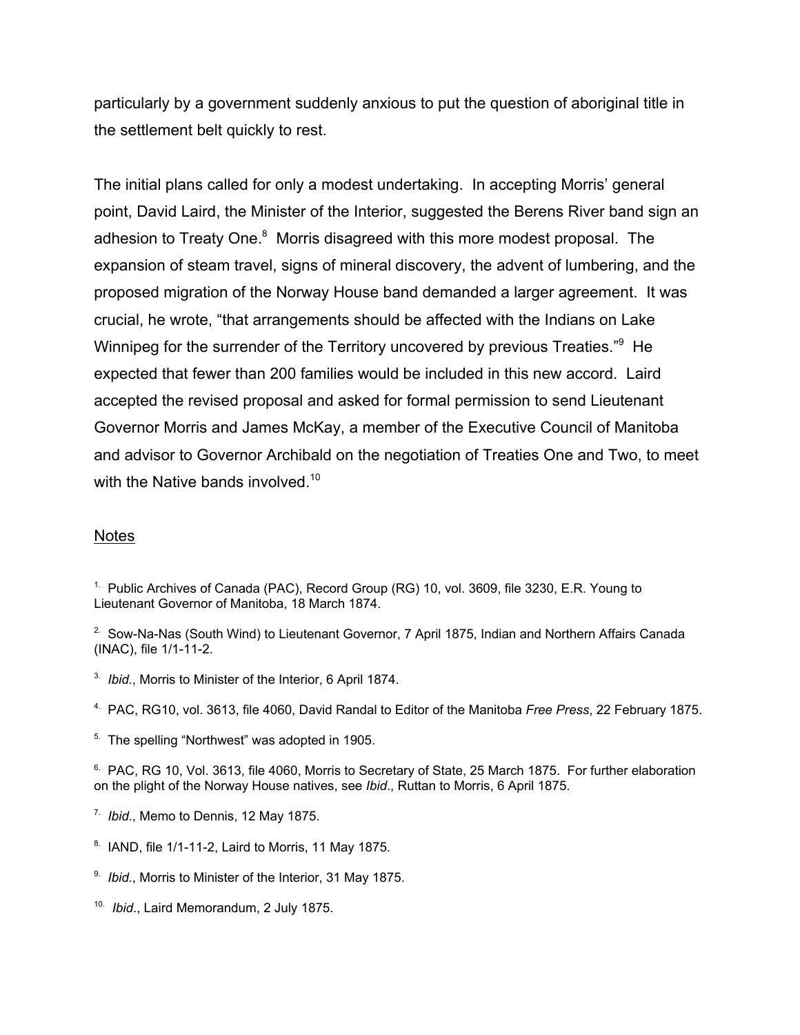particularly by a government suddenly anxious to put the question of aboriginal title in the settlement belt quickly to rest.

The initial plans called for only a modest undertaking. In accepting Morris' general point, David Laird, the Minister of the Interior, suggested the Berens River band sign an adhesion to Treaty One.[8] Morris disagreed with this more modest proposal. The expansion of steam travel, signs of mineral discovery, the advent of lumbering, and the proposed migration of the Norway House band demanded a larger agreement. It was crucial, he wrote, "that arrangements should be affected with the Indians on Lake Winnipeg for the surrender of the Territory uncovered by previous Treaties."[9] He expected that fewer than 200 families would be included in this new accord. Laird accepted the revised proposal and asked for formal permission to send Lieutenant Governor Morris and James McKay, a member of the Executive Council of Manitoba and advisor to Governor Archibald on the negotiation of Treaties One and Two, to meet with the Native bands involved.[10]

<u>Notes</u>

1. Public Archives of Canada (PAC), Record Group (RG) 10, vol. 3609, file 3230, E.R. Young to Lieutenant Governor of Manitoba, 18 March 1874.

2. Sow-Na-Nas (South Wind) to Lieutenant Governor, 7 April 1875, Indian and Northern Affairs Canada (INAC), file 1/1-11-2.

3. *Ibid*., Morris to Minister of the Interior, 6 April 1874.

4. PAC, RG10, vol. 3613, file 4060, David Randal to Editor of the Manitoba *Free Press*, 22 February 1875.

5. The spelling "Northwest" was adopted in 1905.

6. PAC, RG 10, Vol. 3613, file 4060, Morris to Secretary of State, 25 March 1875. For further elaboration on the plight of the Norway House natives, see *Ibid*., Ruttan to Morris, 6 April 1875.

7. *Ibid*., Memo to Dennis, 12 May 1875.

8. IAND, file 1/1-11-2, Laird to Morris, 11 May 1875.

9. *Ibid*., Morris to Minister of the Interior, 31 May 1875.

10. *Ibid*., Laird Memorandum, 2 July 1875.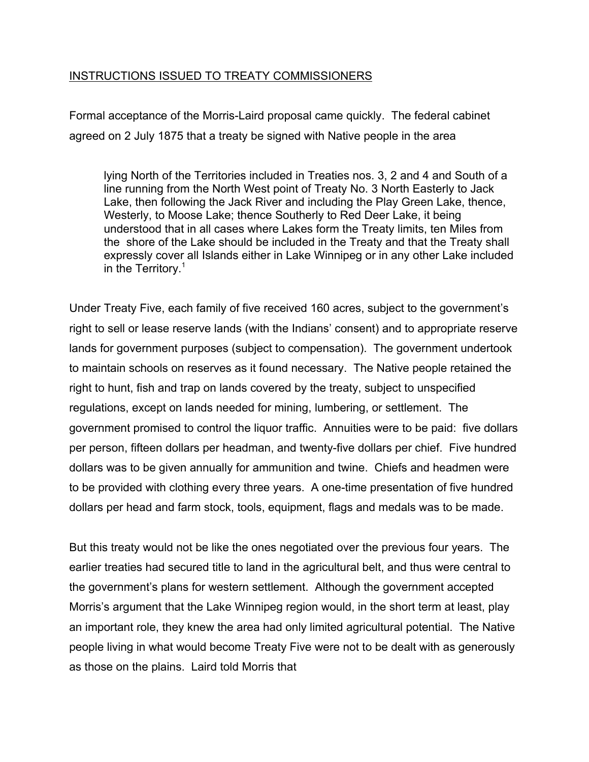## INSTRUCTIONS ISSUED TO TREATY COMMISSIONERS

Formal acceptance of the Morris-Laird proposal came quickly. The federal cabinet agreed on 2 July 1875 that a treaty be signed with Native people in the area

> lying North of the Territories included in Treaties nos. 3, 2 and 4 and South of a line running from the North West point of Treaty No. 3 North Easterly to Jack Lake, then following the Jack River and including the Play Green Lake, thence, Westerly, to Moose Lake; thence Southerly to Red Deer Lake, it being understood that in all cases where Lakes form the Treaty limits, ten Miles from the shore of the Lake should be included in the Treaty and that the Treaty shall expressly cover all Islands either in Lake Winnipeg or in any other Lake included in the Territory.[1]

Under Treaty Five, each family of five received 160 acres, subject to the government's right to sell or lease reserve lands (with the Indians' consent) and to appropriate reserve lands for government purposes (subject to compensation). The government undertook to maintain schools on reserves as it found necessary. The Native people retained the right to hunt, fish and trap on lands covered by the treaty, subject to unspecified regulations, except on lands needed for mining, lumbering, or settlement. The government promised to control the liquor traffic. Annuities were to be paid: five dollars per person, fifteen dollars per headman, and twenty-five dollars per chief. Five hundred dollars was to be given annually for ammunition and twine. Chiefs and headmen were to be provided with clothing every three years. A one-time presentation of five hundred dollars per head and farm stock, tools, equipment, flags and medals was to be made.

But this treaty would not be like the ones negotiated over the previous four years. The earlier treaties had secured title to land in the agricultural belt, and thus were central to the government's plans for western settlement. Although the government accepted Morris's argument that the Lake Winnipeg region would, in the short term at least, play an important role, they knew the area had only limited agricultural potential. The Native people living in what would become Treaty Five were not to be dealt with as generously as those on the plains. Laird told Morris that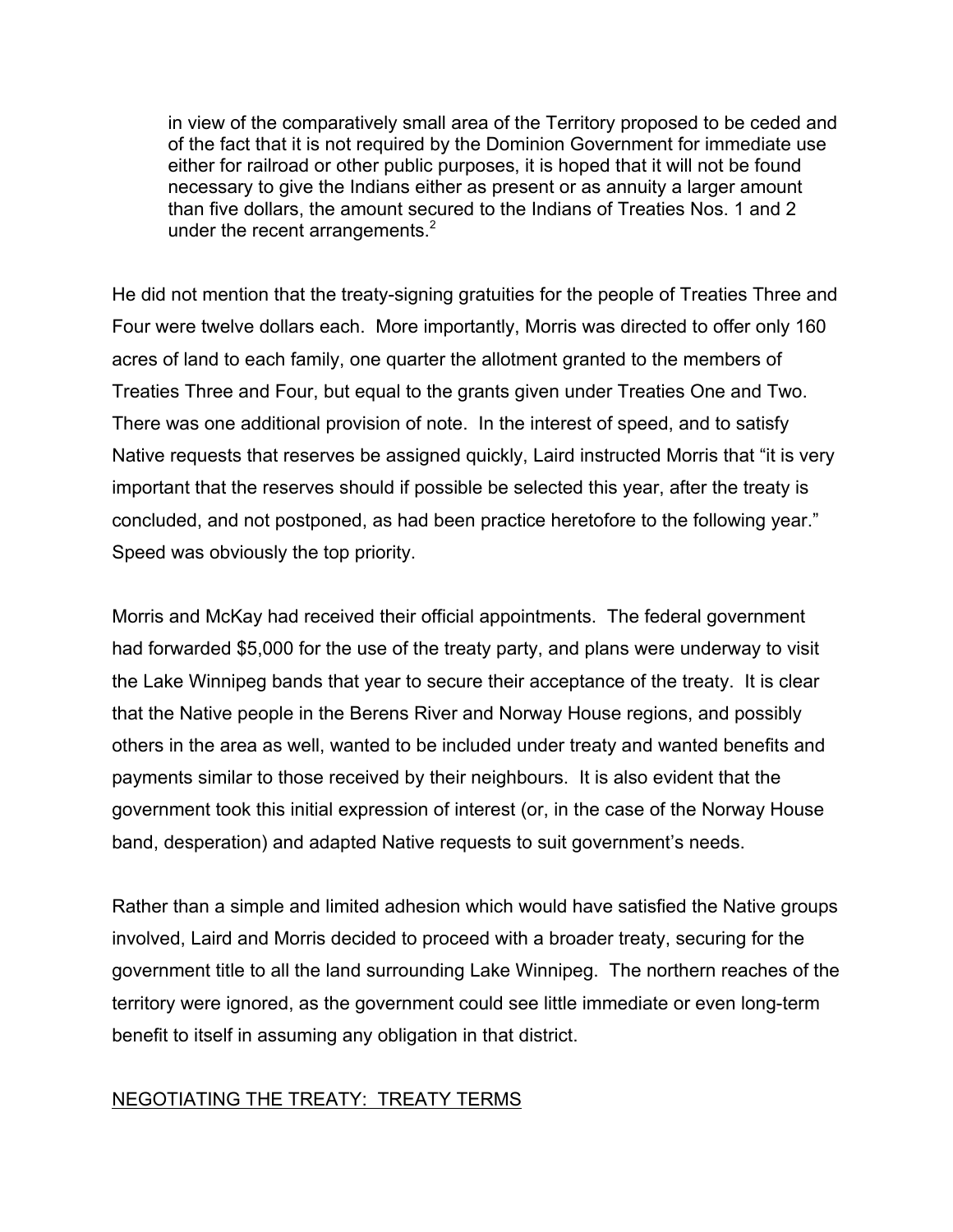> in view of the comparatively small area of the Territory proposed to be ceded and of the fact that it is not required by the Dominion Government for immediate use either for railroad or other public purposes, it is hoped that it will not be found necessary to give the Indians either as present or as annuity a larger amount than five dollars, the amount secured to the Indians of Treaties Nos. 1 and 2 under the recent arrangements.[2]

He did not mention that the treaty-signing gratuities for the people of Treaties Three and Four were twelve dollars each. More importantly, Morris was directed to offer only 160 acres of land to each family, one quarter the allotment granted to the members of Treaties Three and Four, but equal to the grants given under Treaties One and Two. There was one additional provision of note. In the interest of speed, and to satisfy Native requests that reserves be assigned quickly, Laird instructed Morris that "it is very important that the reserves should if possible be selected this year, after the treaty is concluded, and not postponed, as had been practice heretofore to the following year." Speed was obviously the top priority.

Morris and McKay had received their official appointments. The federal government had forwarded $5,000 for the use of the treaty party, and plans were underway to visit the Lake Winnipeg bands that year to secure their acceptance of the treaty. It is clear that the Native people in the Berens River and Norway House regions, and possibly others in the area as well, wanted to be included under treaty and wanted benefits and payments similar to those received by their neighbours. It is also evident that the government took this initial expression of interest (or, in the case of the Norway House band, desperation) and adapted Native requests to suit government's needs.

Rather than a simple and limited adhesion which would have satisfied the Native groups involved, Laird and Morris decided to proceed with a broader treaty, securing for the government title to all the land surrounding Lake Winnipeg. The northern reaches of the territory were ignored, as the government could see little immediate or even long-term benefit to itself in assuming any obligation in that district.

## NEGOTIATING THE TREATY: TREATY TERMS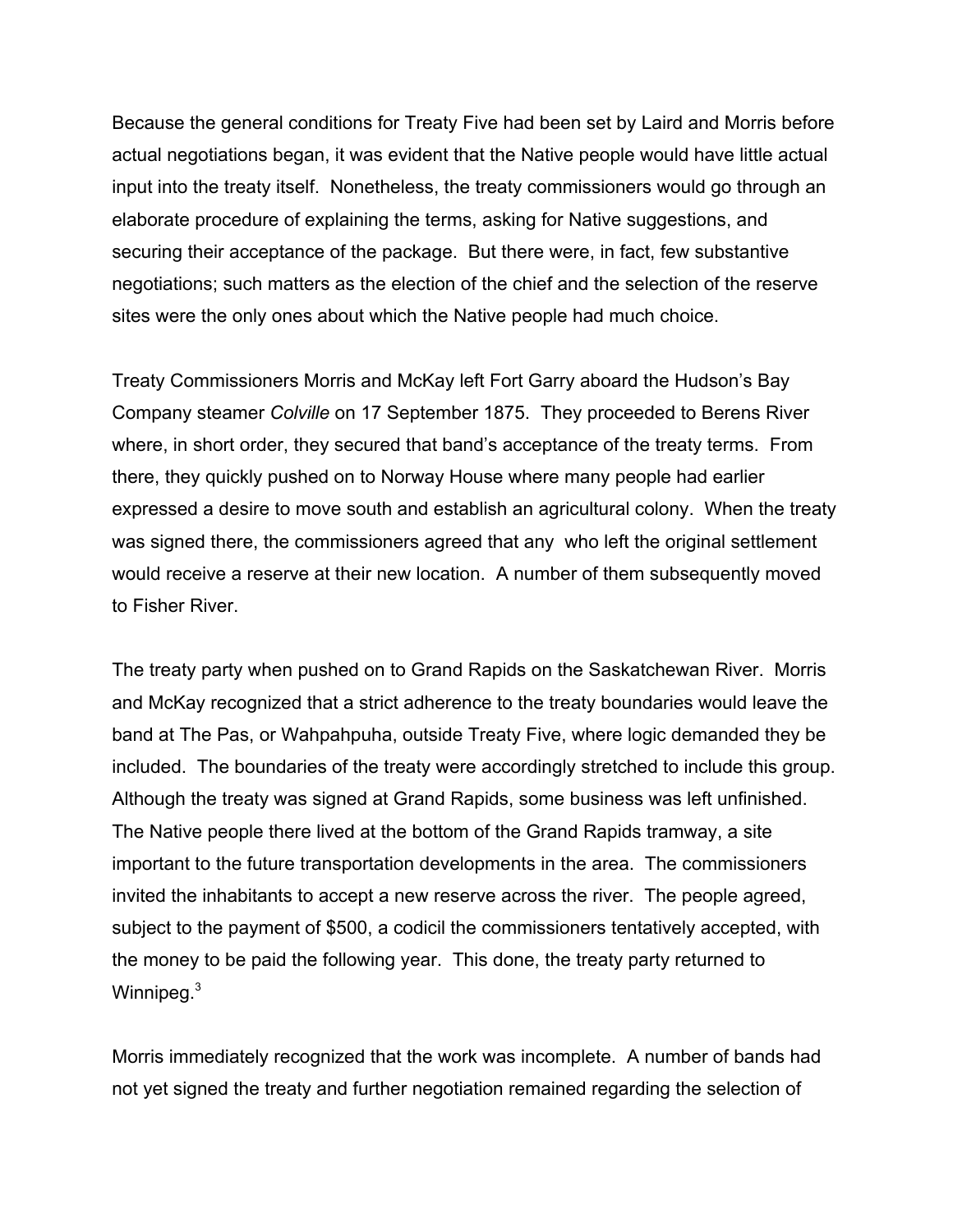Because the general conditions for Treaty Five had been set by Laird and Morris before actual negotiations began, it was evident that the Native people would have little actual input into the treaty itself. Nonetheless, the treaty commissioners would go through an elaborate procedure of explaining the terms, asking for Native suggestions, and securing their acceptance of the package. But there were, in fact, few substantive negotiations; such matters as the election of the chief and the selection of the reserve sites were the only ones about which the Native people had much choice.

Treaty Commissioners Morris and McKay left Fort Garry aboard the Hudson's Bay Company steamer *Colville* on 17 September 1875. They proceeded to Berens River where, in short order, they secured that band's acceptance of the treaty terms. From there, they quickly pushed on to Norway House where many people had earlier expressed a desire to move south and establish an agricultural colony. When the treaty was signed there, the commissioners agreed that any who left the original settlement would receive a reserve at their new location. A number of them subsequently moved to Fisher River.

The treaty party when pushed on to Grand Rapids on the Saskatchewan River. Morris and McKay recognized that a strict adherence to the treaty boundaries would leave the band at The Pas, or Wahpahpuha, outside Treaty Five, where logic demanded they be included. The boundaries of the treaty were accordingly stretched to include this group. Although the treaty was signed at Grand Rapids, some business was left unfinished. The Native people there lived at the bottom of the Grand Rapids tramway, a site important to the future transportation developments in the area. The commissioners invited the inhabitants to accept a new reserve across the river. The people agreed, subject to the payment of $500, a codicil the commissioners tentatively accepted, with the money to be paid the following year. This done, the treaty party returned to Winnipeg.[3]

Morris immediately recognized that the work was incomplete. A number of bands had not yet signed the treaty and further negotiation remained regarding the selection of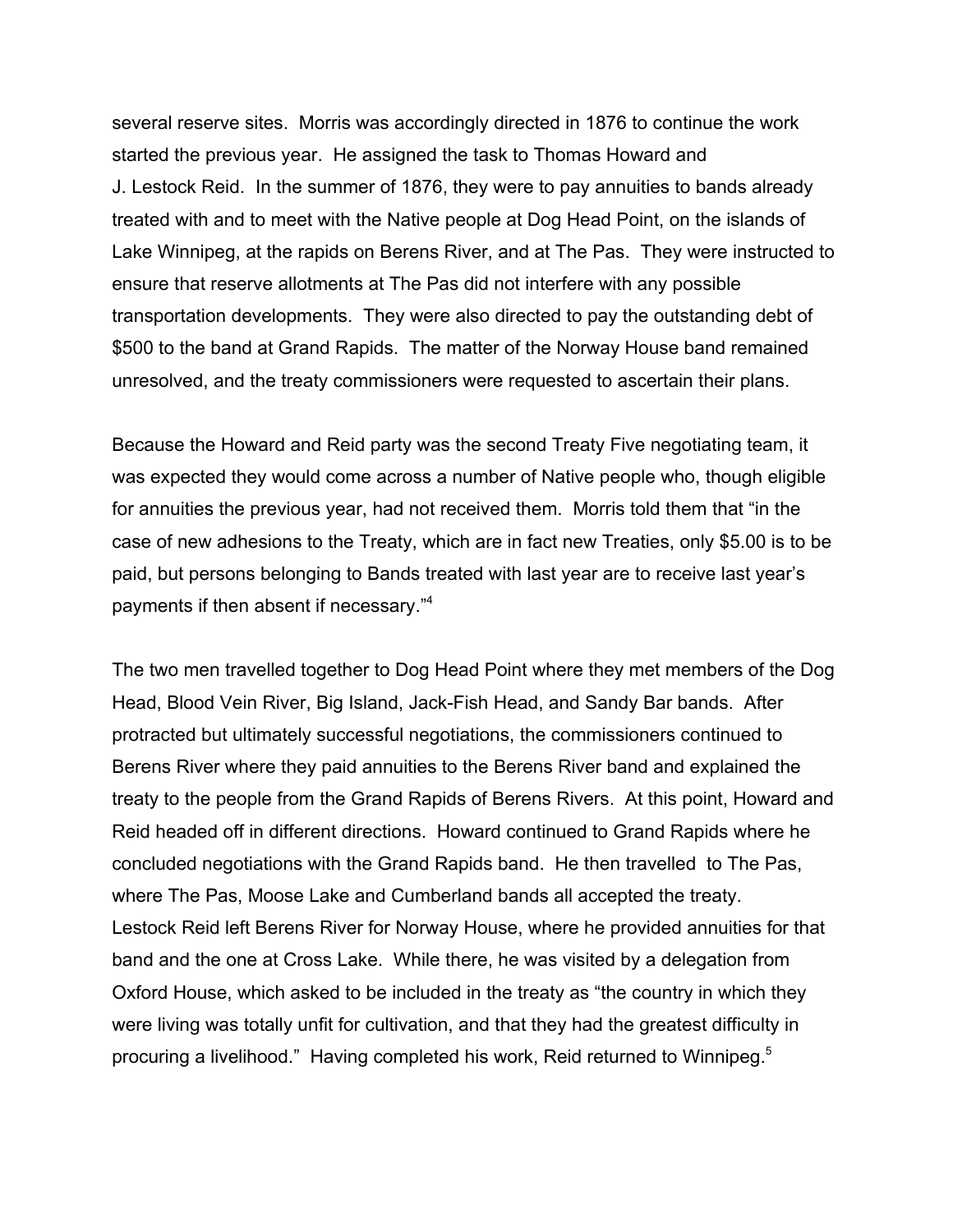several reserve sites. Morris was accordingly directed in 1876 to continue the work started the previous year. He assigned the task to Thomas Howard and J. Lestock Reid. In the summer of 1876, they were to pay annuities to bands already treated with and to meet with the Native people at Dog Head Point, on the islands of Lake Winnipeg, at the rapids on Berens River, and at The Pas. They were instructed to ensure that reserve allotments at The Pas did not interfere with any possible transportation developments. They were also directed to pay the outstanding debt of $500 to the band at Grand Rapids. The matter of the Norway House band remained unresolved, and the treaty commissioners were requested to ascertain their plans.

Because the Howard and Reid party was the second Treaty Five negotiating team, it was expected they would come across a number of Native people who, though eligible for annuities the previous year, had not received them. Morris told them that "in the case of new adhesions to the Treaty, which are in fact new Treaties, only $5.00 is to be paid, but persons belonging to Bands treated with last year are to receive last year's payments if then absent if necessary."[4]

The two men travelled together to Dog Head Point where they met members of the Dog Head, Blood Vein River, Big Island, Jack-Fish Head, and Sandy Bar bands. After protracted but ultimately successful negotiations, the commissioners continued to Berens River where they paid annuities to the Berens River band and explained the treaty to the people from the Grand Rapids of Berens Rivers. At this point, Howard and Reid headed off in different directions. Howard continued to Grand Rapids where he concluded negotiations with the Grand Rapids band. He then travelled to The Pas, where The Pas, Moose Lake and Cumberland bands all accepted the treaty. Lestock Reid left Berens River for Norway House, where he provided annuities for that band and the one at Cross Lake. While there, he was visited by a delegation from Oxford House, which asked to be included in the treaty as "the country in which they were living was totally unfit for cultivation, and that they had the greatest difficulty in procuring a livelihood." Having completed his work, Reid returned to Winnipeg.[5]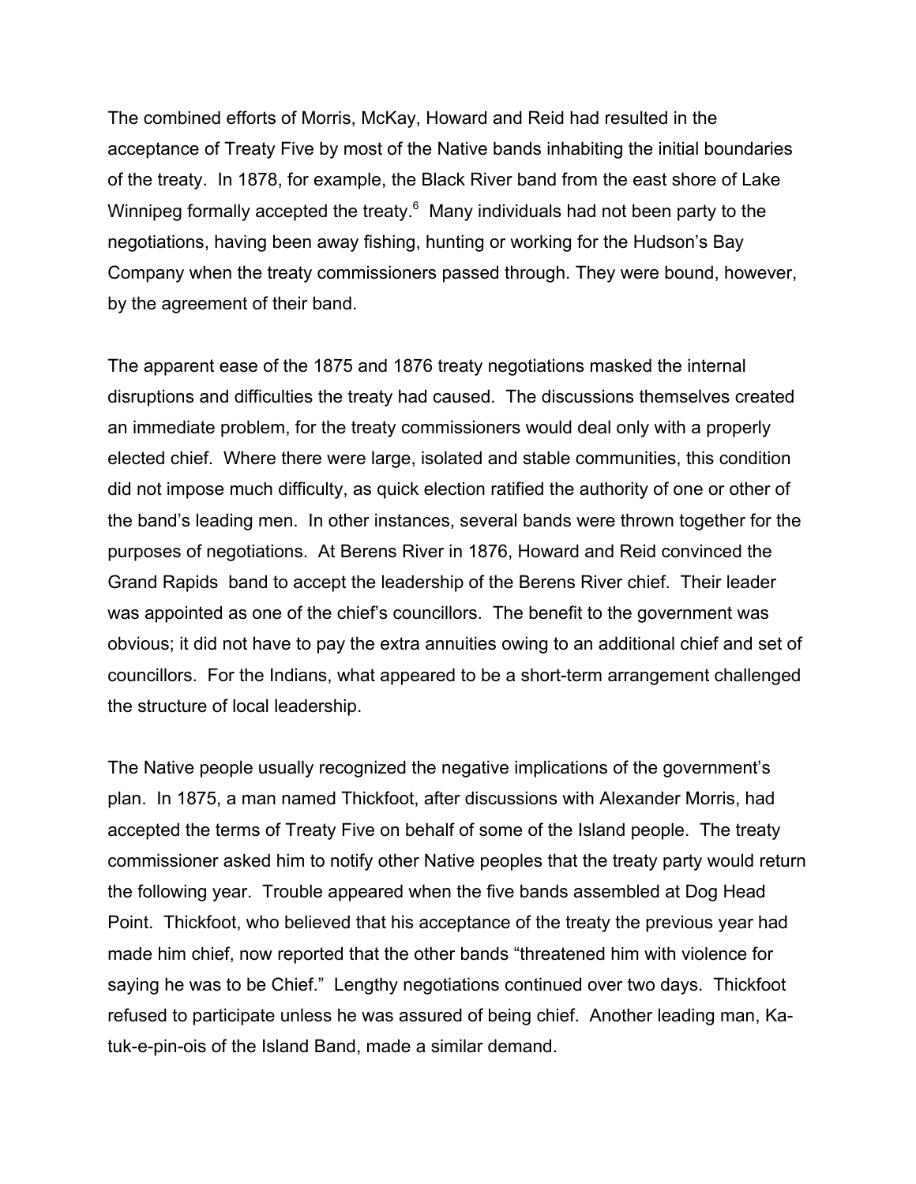The combined efforts of Morris, McKay, Howard and Reid had resulted in the acceptance of Treaty Five by most of the Native bands inhabiting the initial boundaries of the treaty. In 1878, for example, the Black River band from the east shore of Lake Winnipeg formally accepted the treaty.[6] Many individuals had not been party to the negotiations, having been away fishing, hunting or working for the Hudson's Bay Company when the treaty commissioners passed through. They were bound, however, by the agreement of their band.

The apparent ease of the 1875 and 1876 treaty negotiations masked the internal disruptions and difficulties the treaty had caused. The discussions themselves created an immediate problem, for the treaty commissioners would deal only with a properly elected chief. Where there were large, isolated and stable communities, this condition did not impose much difficulty, as quick election ratified the authority of one or other of the band's leading men. In other instances, several bands were thrown together for the purposes of negotiations. At Berens River in 1876, Howard and Reid convinced the Grand Rapids band to accept the leadership of the Berens River chief. Their leader was appointed as one of the chief's councillors. The benefit to the government was obvious; it did not have to pay the extra annuities owing to an additional chief and set of councillors. For the Indians, what appeared to be a short-term arrangement challenged the structure of local leadership.

The Native people usually recognized the negative implications of the government's plan. In 1875, a man named Thickfoot, after discussions with Alexander Morris, had accepted the terms of Treaty Five on behalf of some of the Island people. The treaty commissioner asked him to notify other Native peoples that the treaty party would return the following year. Trouble appeared when the five bands assembled at Dog Head Point. Thickfoot, who believed that his acceptance of the treaty the previous year had made him chief, now reported that the other bands "threatened him with violence for saying he was to be Chief." Lengthy negotiations continued over two days. Thickfoot refused to participate unless he was assured of being chief. Another leading man, Ka-tuk-e-pin-ois of the Island Band, made a similar demand.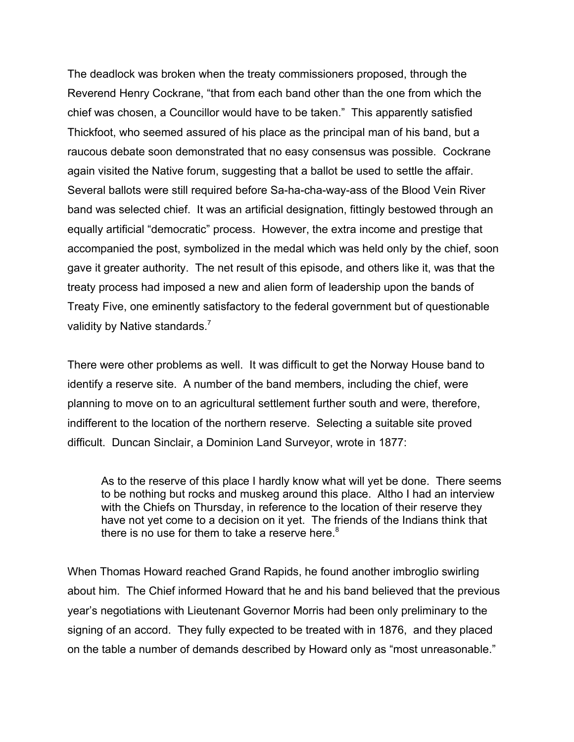The deadlock was broken when the treaty commissioners proposed, through the Reverend Henry Cockrane, “that from each band other than the one from which the chief was chosen, a Councillor would have to be taken.” This apparently satisfied Thickfoot, who seemed assured of his place as the principal man of his band, but a raucous debate soon demonstrated that no easy consensus was possible. Cockrane again visited the Native forum, suggesting that a ballot be used to settle the affair. Several ballots were still required before Sa-ha-cha-way-ass of the Blood Vein River band was selected chief. It was an artificial designation, fittingly bestowed through an equally artificial “democratic” process. However, the extra income and prestige that accompanied the post, symbolized in the medal which was held only by the chief, soon gave it greater authority. The net result of this episode, and others like it, was that the treaty process had imposed a new and alien form of leadership upon the bands of Treaty Five, one eminently satisfactory to the federal government but of questionable validity by Native standards.[7]

There were other problems as well. It was difficult to get the Norway House band to identify a reserve site. A number of the band members, including the chief, were planning to move on to an agricultural settlement further south and were, therefore, indifferent to the location of the northern reserve. Selecting a suitable site proved difficult. Duncan Sinclair, a Dominion Land Surveyor, wrote in 1877:

> As to the reserve of this place I hardly know what will yet be done. There seems to be nothing but rocks and muskeg around this place. Altho I had an interview with the Chiefs on Thursday, in reference to the location of their reserve they have not yet come to a decision on it yet. The friends of the Indians think that there is no use for them to take a reserve here.[8]

When Thomas Howard reached Grand Rapids, he found another imbroglio swirling about him. The Chief informed Howard that he and his band believed that the previous year’s negotiations with Lieutenant Governor Morris had been only preliminary to the signing of an accord. They fully expected to be treated with in 1876, and they placed on the table a number of demands described by Howard only as “most unreasonable.”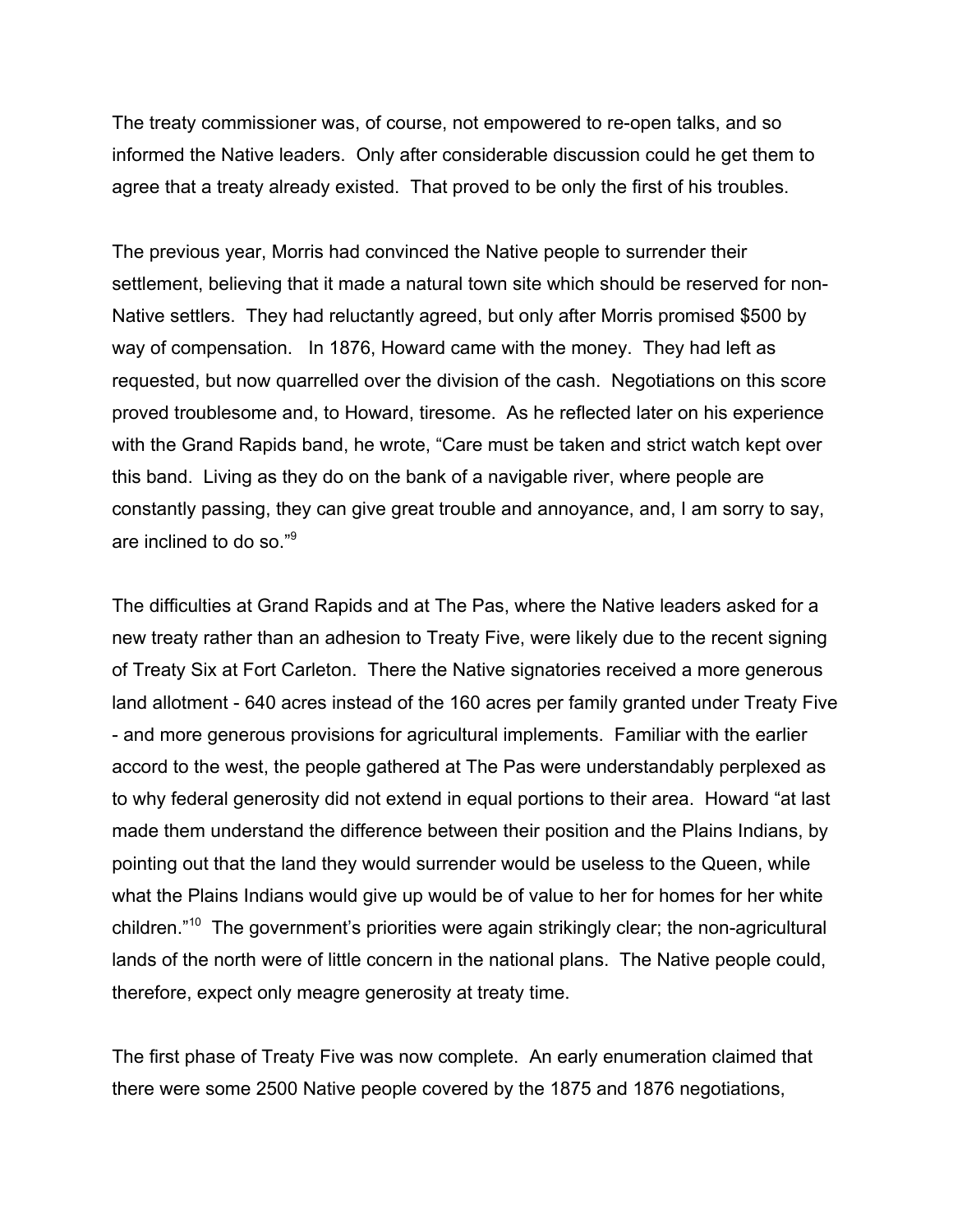The treaty commissioner was, of course, not empowered to re-open talks, and so informed the Native leaders. Only after considerable discussion could he get them to agree that a treaty already existed. That proved to be only the first of his troubles.

The previous year, Morris had convinced the Native people to surrender their settlement, believing that it made a natural town site which should be reserved for non-Native settlers. They had reluctantly agreed, but only after Morris promised $500 by way of compensation. In 1876, Howard came with the money. They had left as requested, but now quarrelled over the division of the cash. Negotiations on this score proved troublesome and, to Howard, tiresome. As he reflected later on his experience with the Grand Rapids band, he wrote, "Care must be taken and strict watch kept over this band. Living as they do on the bank of a navigable river, where people are constantly passing, they can give great trouble and annoyance, and, I am sorry to say, are inclined to do so."[9]

The difficulties at Grand Rapids and at The Pas, where the Native leaders asked for a new treaty rather than an adhesion to Treaty Five, were likely due to the recent signing of Treaty Six at Fort Carleton. There the Native signatories received a more generous land allotment - 640 acres instead of the 160 acres per family granted under Treaty Five - and more generous provisions for agricultural implements. Familiar with the earlier accord to the west, the people gathered at The Pas were understandably perplexed as to why federal generosity did not extend in equal portions to their area. Howard "at last made them understand the difference between their position and the Plains Indians, by pointing out that the land they would surrender would be useless to the Queen, while what the Plains Indians would give up would be of value to her for homes for her white children."[10] The government's priorities were again strikingly clear; the non-agricultural lands of the north were of little concern in the national plans. The Native people could, therefore, expect only meagre generosity at treaty time.

The first phase of Treaty Five was now complete. An early enumeration claimed that there were some 2500 Native people covered by the 1875 and 1876 negotiations,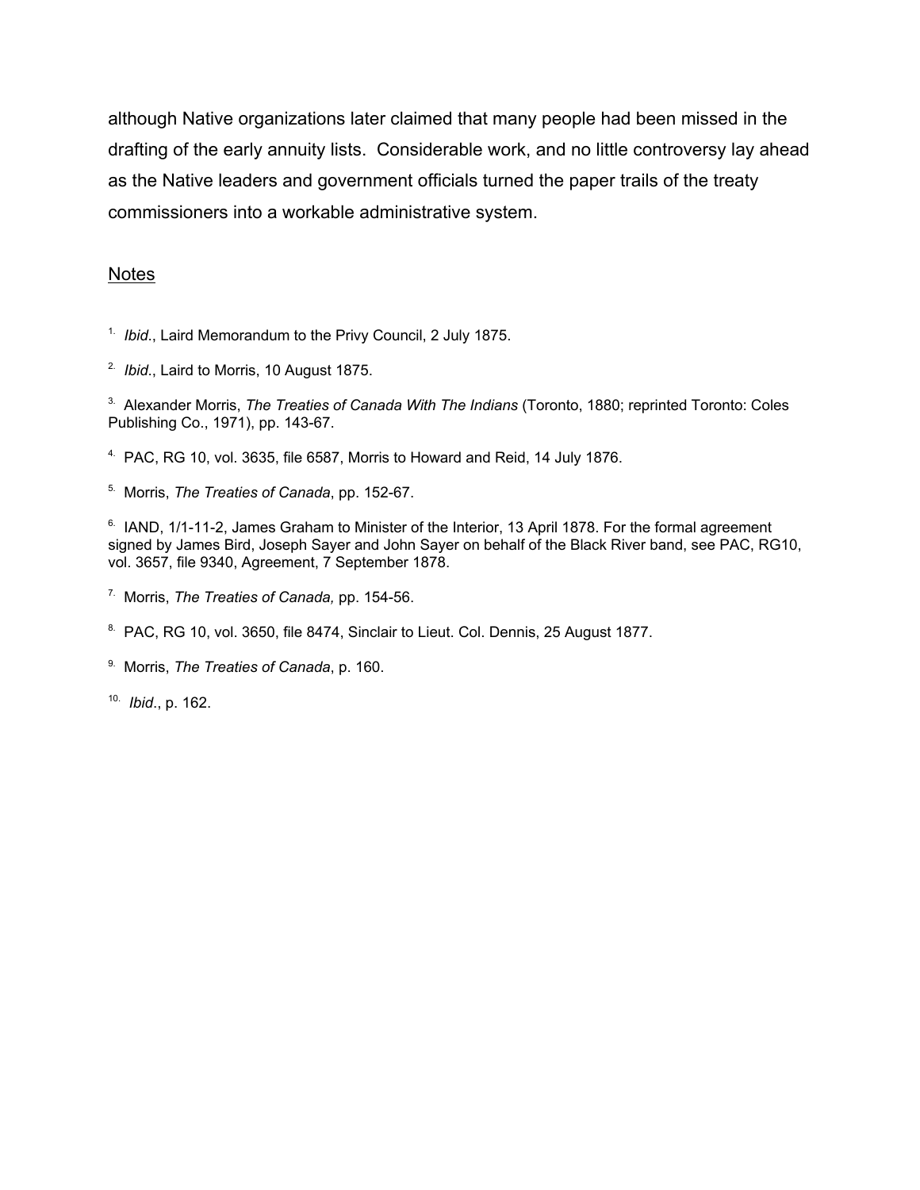although Native organizations later claimed that many people had been missed in the drafting of the early annuity lists. Considerable work, and no little controversy lay ahead as the Native leaders and government officials turned the paper trails of the treaty commissioners into a workable administrative system.

## Notes

1. *Ibid*., Laird Memorandum to the Privy Council, 2 July 1875.

2. *Ibid*., Laird to Morris, 10 August 1875.

3. Alexander Morris, *The Treaties of Canada With The Indians* (Toronto, 1880; reprinted Toronto: Coles Publishing Co., 1971), pp. 143-67.

4. PAC, RG 10, vol. 3635, file 6587, Morris to Howard and Reid, 14 July 1876.

5. Morris, *The Treaties of Canada*, pp. 152-67.

6. IAND, 1/1-11-2, James Graham to Minister of the Interior, 13 April 1878. For the formal agreement signed by James Bird, Joseph Sayer and John Sayer on behalf of the Black River band, see PAC, RG10, vol. 3657, file 9340, Agreement, 7 September 1878.

7. Morris, *The Treaties of Canada,* pp. 154-56.

8. PAC, RG 10, vol. 3650, file 8474, Sinclair to Lieut. Col. Dennis, 25 August 1877.

9. Morris, *The Treaties of Canada*, p. 160.

10. *Ibid*., p. 162.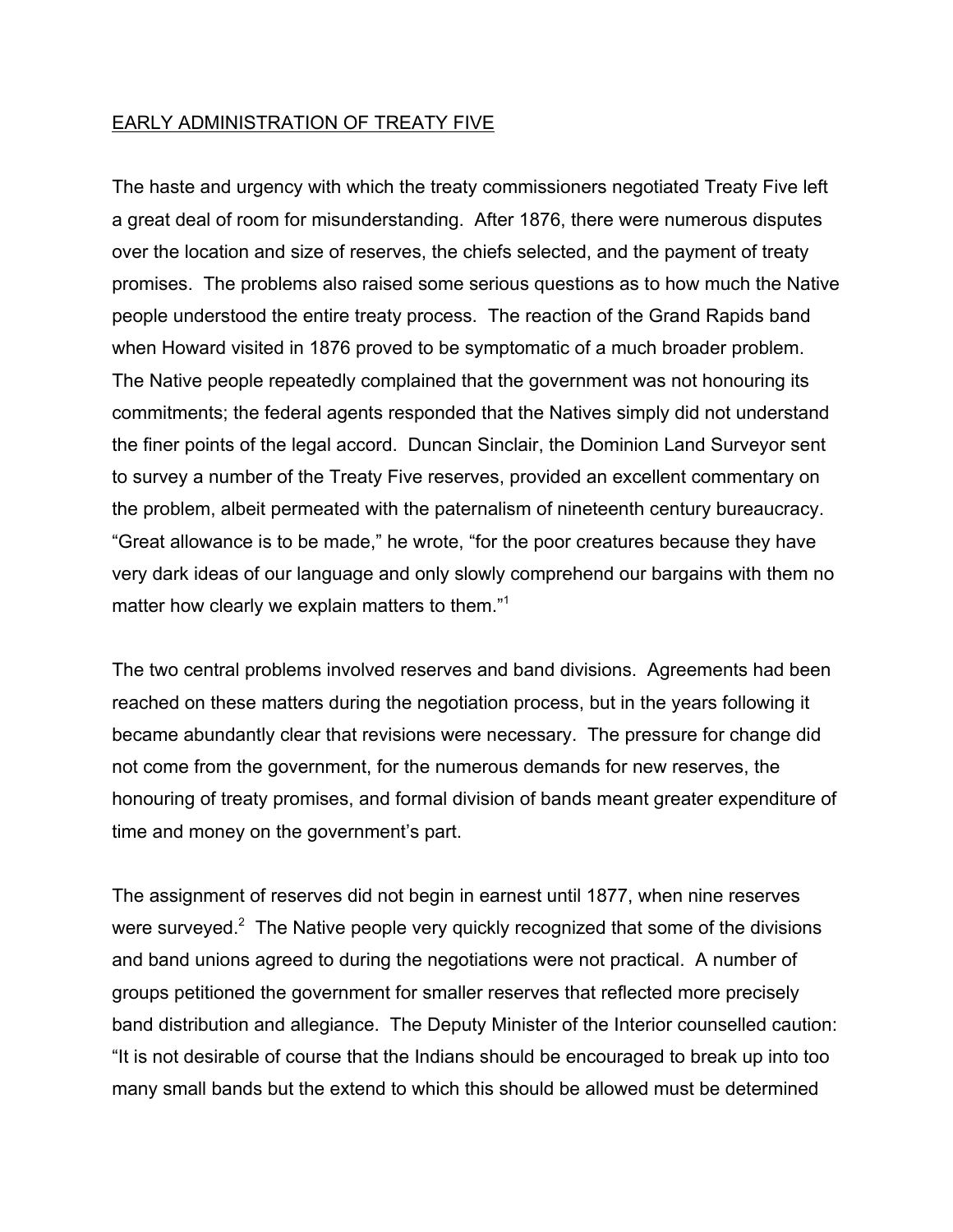<u>EARLY ADMINISTRATION OF TREATY FIVE</u>

The haste and urgency with which the treaty commissioners negotiated Treaty Five left a great deal of room for misunderstanding. After 1876, there were numerous disputes over the location and size of reserves, the chiefs selected, and the payment of treaty promises. The problems also raised some serious questions as to how much the Native people understood the entire treaty process. The reaction of the Grand Rapids band when Howard visited in 1876 proved to be symptomatic of a much broader problem. The Native people repeatedly complained that the government was not honouring its commitments; the federal agents responded that the Natives simply did not understand the finer points of the legal accord. Duncan Sinclair, the Dominion Land Surveyor sent to survey a number of the Treaty Five reserves, provided an excellent commentary on the problem, albeit permeated with the paternalism of nineteenth century bureaucracy. "Great allowance is to be made," he wrote, "for the poor creatures because they have very dark ideas of our language and only slowly comprehend our bargains with them no matter how clearly we explain matters to them."[1]

The two central problems involved reserves and band divisions. Agreements had been reached on these matters during the negotiation process, but in the years following it became abundantly clear that revisions were necessary. The pressure for change did not come from the government, for the numerous demands for new reserves, the honouring of treaty promises, and formal division of bands meant greater expenditure of time and money on the government's part.

The assignment of reserves did not begin in earnest until 1877, when nine reserves were surveyed.[2] The Native people very quickly recognized that some of the divisions and band unions agreed to during the negotiations were not practical. A number of groups petitioned the government for smaller reserves that reflected more precisely band distribution and allegiance. The Deputy Minister of the Interior counselled caution: "It is not desirable of course that the Indians should be encouraged to break up into too many small bands but the extend to which this should be allowed must be determined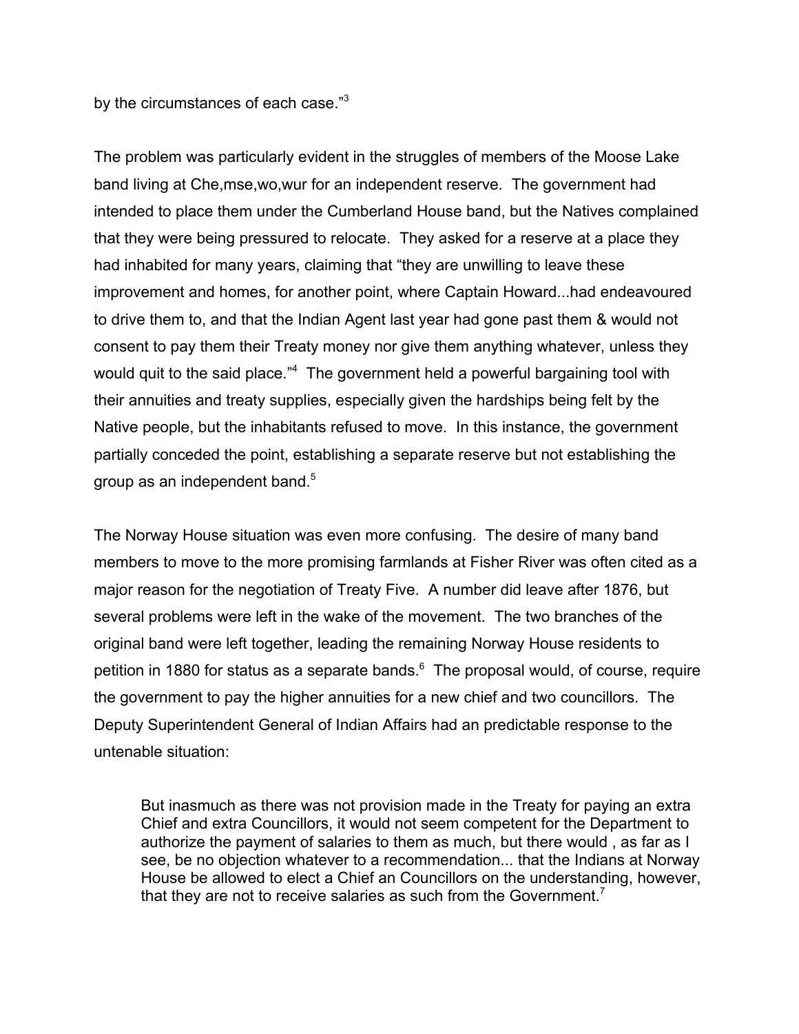by the circumstances of each case."[3]

The problem was particularly evident in the struggles of members of the Moose Lake band living at Che,mse,wo,wur for an independent reserve. The government had intended to place them under the Cumberland House band, but the Natives complained that they were being pressured to relocate. They asked for a reserve at a place they had inhabited for many years, claiming that "they are unwilling to leave these improvement and homes, for another point, where Captain Howard...had endeavoured to drive them to, and that the Indian Agent last year had gone past them & would not consent to pay them their Treaty money nor give them anything whatever, unless they would quit to the said place."[4] The government held a powerful bargaining tool with their annuities and treaty supplies, especially given the hardships being felt by the Native people, but the inhabitants refused to move. In this instance, the government partially conceded the point, establishing a separate reserve but not establishing the group as an independent band.[5]

The Norway House situation was even more confusing. The desire of many band members to move to the more promising farmlands at Fisher River was often cited as a major reason for the negotiation of Treaty Five. A number did leave after 1876, but several problems were left in the wake of the movement. The two branches of the original band were left together, leading the remaining Norway House residents to petition in 1880 for status as a separate bands.[6] The proposal would, of course, require the government to pay the higher annuities for a new chief and two councillors. The Deputy Superintendent General of Indian Affairs had an predictable response to the untenable situation:

> But inasmuch as there was not provision made in the Treaty for paying an extra Chief and extra Councillors, it would not seem competent for the Department to authorize the payment of salaries to them as much, but there would , as far as I see, be no objection whatever to a recommendation... that the Indians at Norway House be allowed to elect a Chief an Councillors on the understanding, however, that they are not to receive salaries as such from the Government.[7]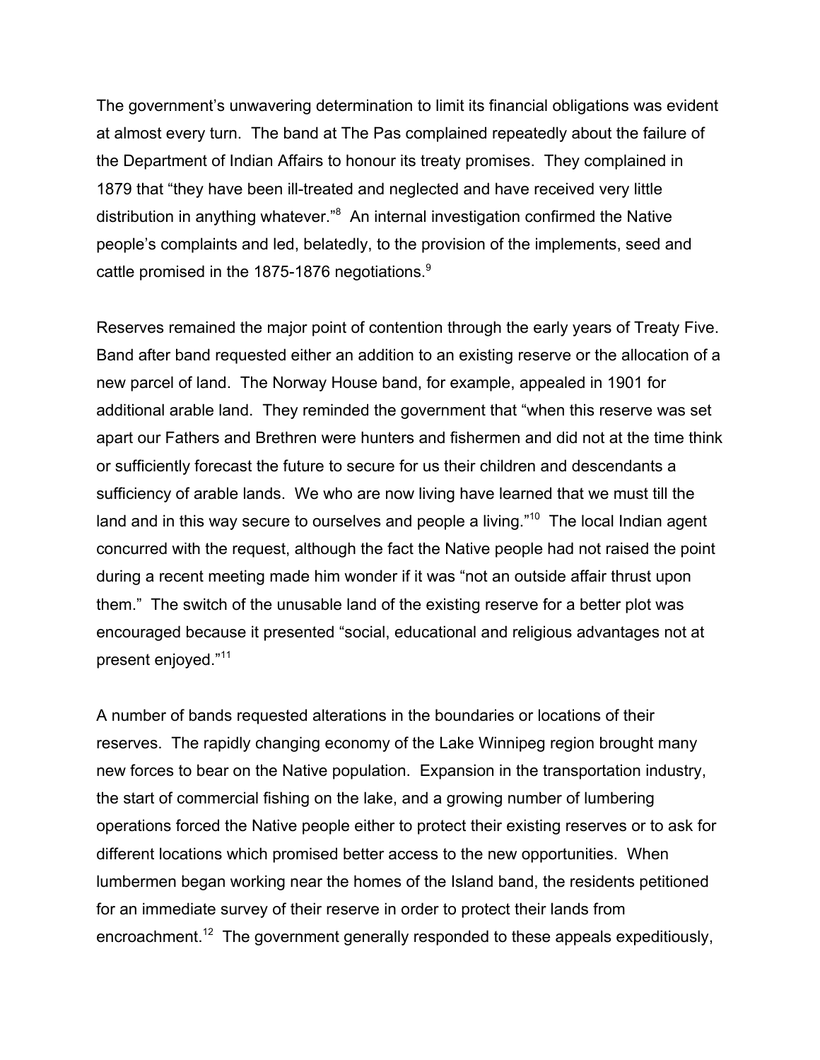The government's unwavering determination to limit its financial obligations was evident at almost every turn. The band at The Pas complained repeatedly about the failure of the Department of Indian Affairs to honour its treaty promises. They complained in 1879 that "they have been ill-treated and neglected and have received very little distribution in anything whatever."[8] An internal investigation confirmed the Native people's complaints and led, belatedly, to the provision of the implements, seed and cattle promised in the 1875-1876 negotiations.[9]

Reserves remained the major point of contention through the early years of Treaty Five. Band after band requested either an addition to an existing reserve or the allocation of a new parcel of land. The Norway House band, for example, appealed in 1901 for additional arable land. They reminded the government that "when this reserve was set apart our Fathers and Brethren were hunters and fishermen and did not at the time think or sufficiently forecast the future to secure for us their children and descendants a sufficiency of arable lands. We who are now living have learned that we must till the land and in this way secure to ourselves and people a living."[10] The local Indian agent concurred with the request, although the fact the Native people had not raised the point during a recent meeting made him wonder if it was "not an outside affair thrust upon them." The switch of the unusable land of the existing reserve for a better plot was encouraged because it presented "social, educational and religious advantages not at present enjoyed."[11]

A number of bands requested alterations in the boundaries or locations of their reserves. The rapidly changing economy of the Lake Winnipeg region brought many new forces to bear on the Native population. Expansion in the transportation industry, the start of commercial fishing on the lake, and a growing number of lumbering operations forced the Native people either to protect their existing reserves or to ask for different locations which promised better access to the new opportunities. When lumbermen began working near the homes of the Island band, the residents petitioned for an immediate survey of their reserve in order to protect their lands from encroachment.[12] The government generally responded to these appeals expeditiously,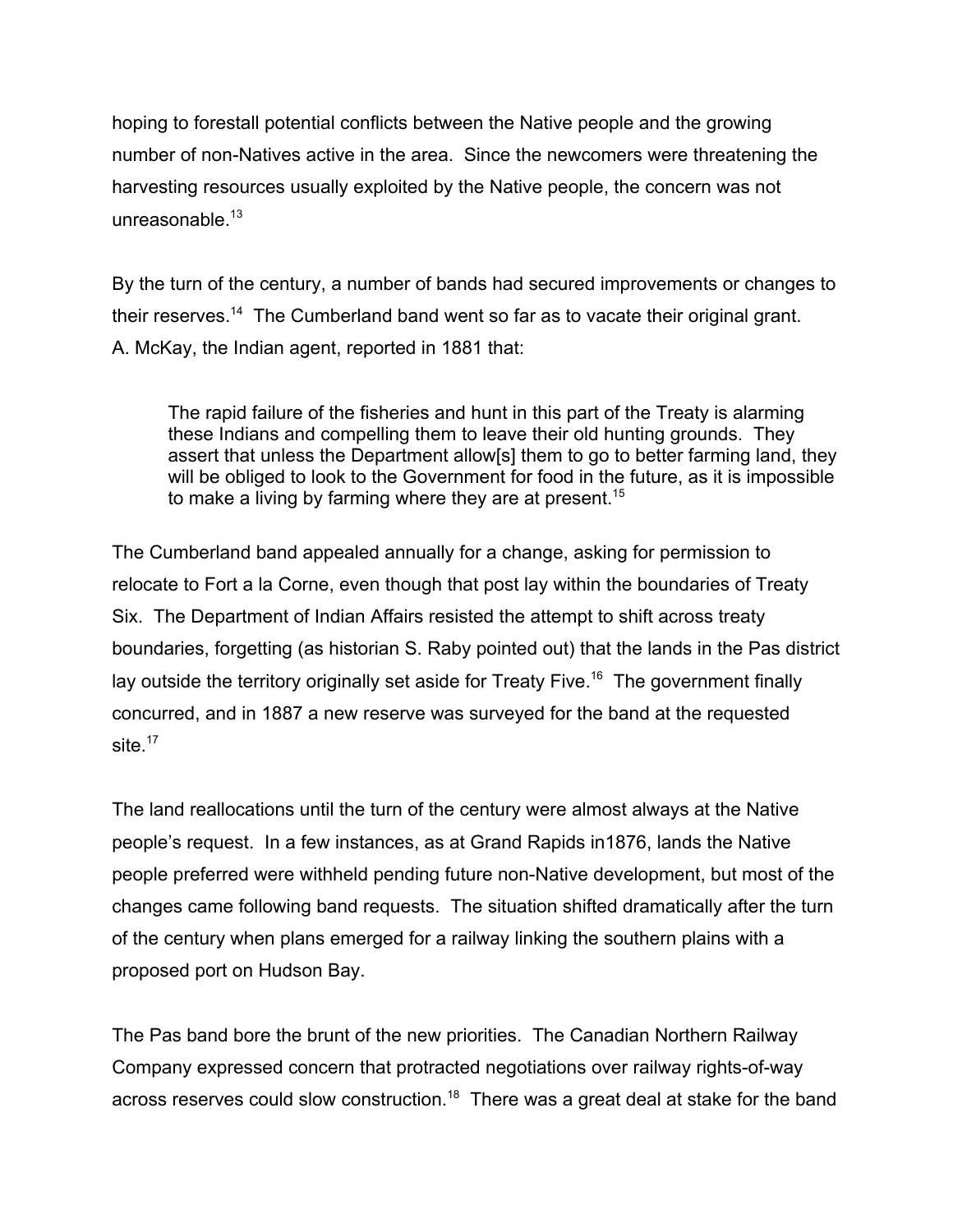hoping to forestall potential conflicts between the Native people and the growing number of non-Natives active in the area. Since the newcomers were threatening the harvesting resources usually exploited by the Native people, the concern was not unreasonable.[13]

By the turn of the century, a number of bands had secured improvements or changes to their reserves.[14] The Cumberland band went so far as to vacate their original grant. A. McKay, the Indian agent, reported in 1881 that:

> The rapid failure of the fisheries and hunt in this part of the Treaty is alarming these Indians and compelling them to leave their old hunting grounds. They assert that unless the Department allow[s] them to go to better farming land, they will be obliged to look to the Government for food in the future, as it is impossible to make a living by farming where they are at present.[15]

The Cumberland band appealed annually for a change, asking for permission to relocate to Fort a la Corne, even though that post lay within the boundaries of Treaty Six. The Department of Indian Affairs resisted the attempt to shift across treaty boundaries, forgetting (as historian S. Raby pointed out) that the lands in the Pas district lay outside the territory originally set aside for Treaty Five.[16] The government finally concurred, and in 1887 a new reserve was surveyed for the band at the requested site.[17]

The land reallocations until the turn of the century were almost always at the Native people's request. In a few instances, as at Grand Rapids in1876, lands the Native people preferred were withheld pending future non-Native development, but most of the changes came following band requests. The situation shifted dramatically after the turn of the century when plans emerged for a railway linking the southern plains with a proposed port on Hudson Bay.

The Pas band bore the brunt of the new priorities. The Canadian Northern Railway Company expressed concern that protracted negotiations over railway rights-of-way across reserves could slow construction.[18] There was a great deal at stake for the band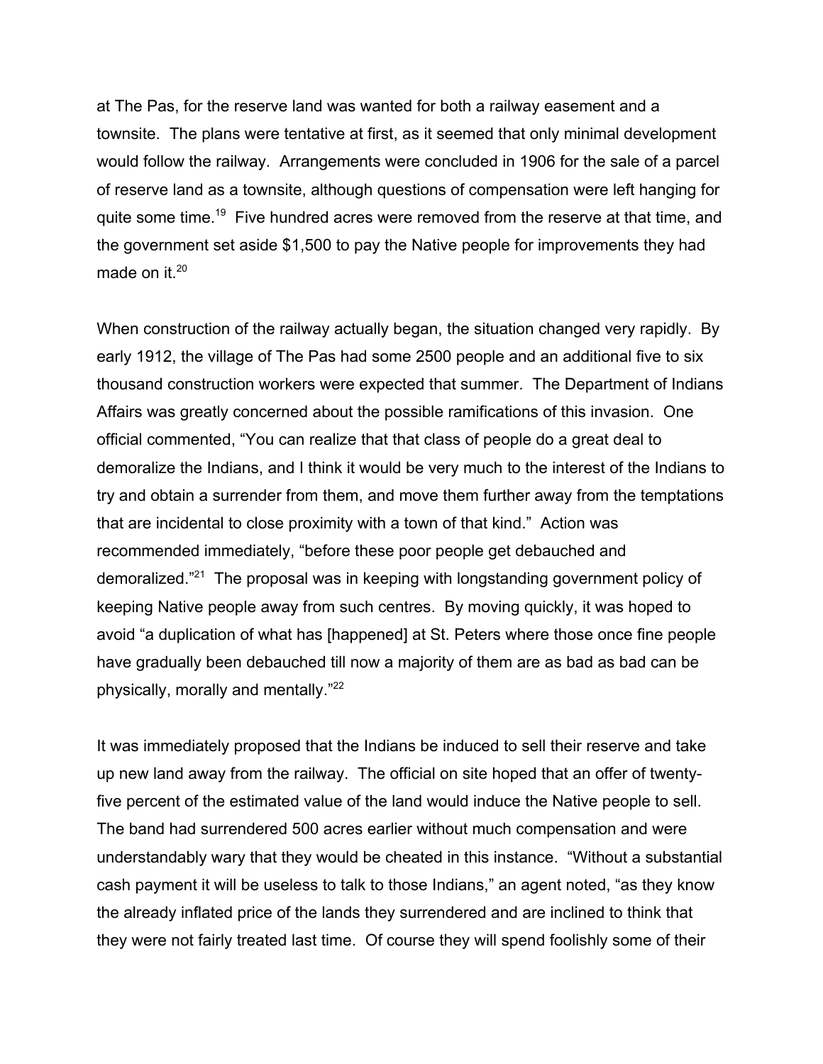at The Pas, for the reserve land was wanted for both a railway easement and a townsite. The plans were tentative at first, as it seemed that only minimal development would follow the railway. Arrangements were concluded in 1906 for the sale of a parcel of reserve land as a townsite, although questions of compensation were left hanging for quite some time.[19] Five hundred acres were removed from the reserve at that time, and the government set aside $1,500 to pay the Native people for improvements they had made on it.[20]

When construction of the railway actually began, the situation changed very rapidly. By early 1912, the village of The Pas had some 2500 people and an additional five to six thousand construction workers were expected that summer. The Department of Indians Affairs was greatly concerned about the possible ramifications of this invasion. One official commented, "You can realize that that class of people do a great deal to demoralize the Indians, and I think it would be very much to the interest of the Indians to try and obtain a surrender from them, and move them further away from the temptations that are incidental to close proximity with a town of that kind." Action was recommended immediately, "before these poor people get debauched and demoralized."[21] The proposal was in keeping with longstanding government policy of keeping Native people away from such centres. By moving quickly, it was hoped to avoid "a duplication of what has [happened] at St. Peters where those once fine people have gradually been debauched till now a majority of them are as bad as bad can be physically, morally and mentally."[22]

It was immediately proposed that the Indians be induced to sell their reserve and take up new land away from the railway. The official on site hoped that an offer of twenty-five percent of the estimated value of the land would induce the Native people to sell. The band had surrendered 500 acres earlier without much compensation and were understandably wary that they would be cheated in this instance. "Without a substantial cash payment it will be useless to talk to those Indians," an agent noted, "as they know the already inflated price of the lands they surrendered and are inclined to think that they were not fairly treated last time. Of course they will spend foolishly some of their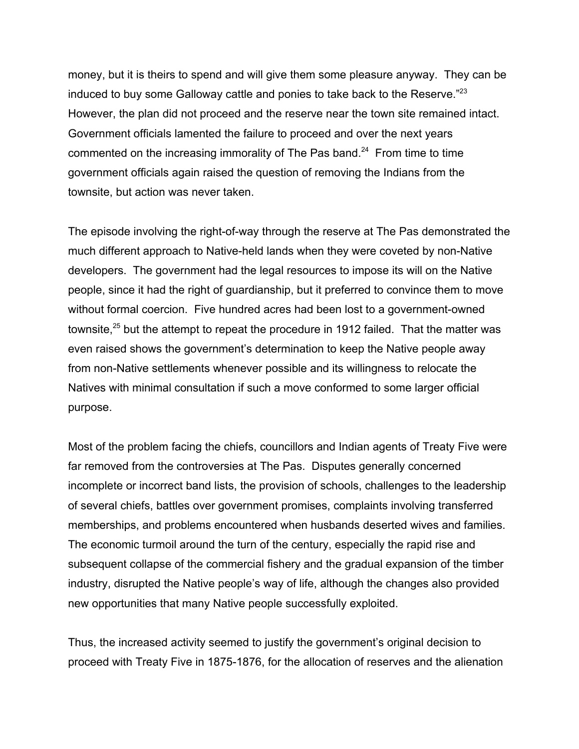money, but it is theirs to spend and will give them some pleasure anyway. They can be induced to buy some Galloway cattle and ponies to take back to the Reserve."[23] However, the plan did not proceed and the reserve near the town site remained intact. Government officials lamented the failure to proceed and over the next years commented on the increasing immorality of The Pas band.[24] From time to time government officials again raised the question of removing the Indians from the townsite, but action was never taken.

The episode involving the right-of-way through the reserve at The Pas demonstrated the much different approach to Native-held lands when they were coveted by non-Native developers. The government had the legal resources to impose its will on the Native people, since it had the right of guardianship, but it preferred to convince them to move without formal coercion. Five hundred acres had been lost to a government-owned townsite,[25] but the attempt to repeat the procedure in 1912 failed. That the matter was even raised shows the government's determination to keep the Native people away from non-Native settlements whenever possible and its willingness to relocate the Natives with minimal consultation if such a move conformed to some larger official purpose.

Most of the problem facing the chiefs, councillors and Indian agents of Treaty Five were far removed from the controversies at The Pas. Disputes generally concerned incomplete or incorrect band lists, the provision of schools, challenges to the leadership of several chiefs, battles over government promises, complaints involving transferred memberships, and problems encountered when husbands deserted wives and families. The economic turmoil around the turn of the century, especially the rapid rise and subsequent collapse of the commercial fishery and the gradual expansion of the timber industry, disrupted the Native people's way of life, although the changes also provided new opportunities that many Native people successfully exploited.

Thus, the increased activity seemed to justify the government's original decision to proceed with Treaty Five in 1875-1876, for the allocation of reserves and the alienation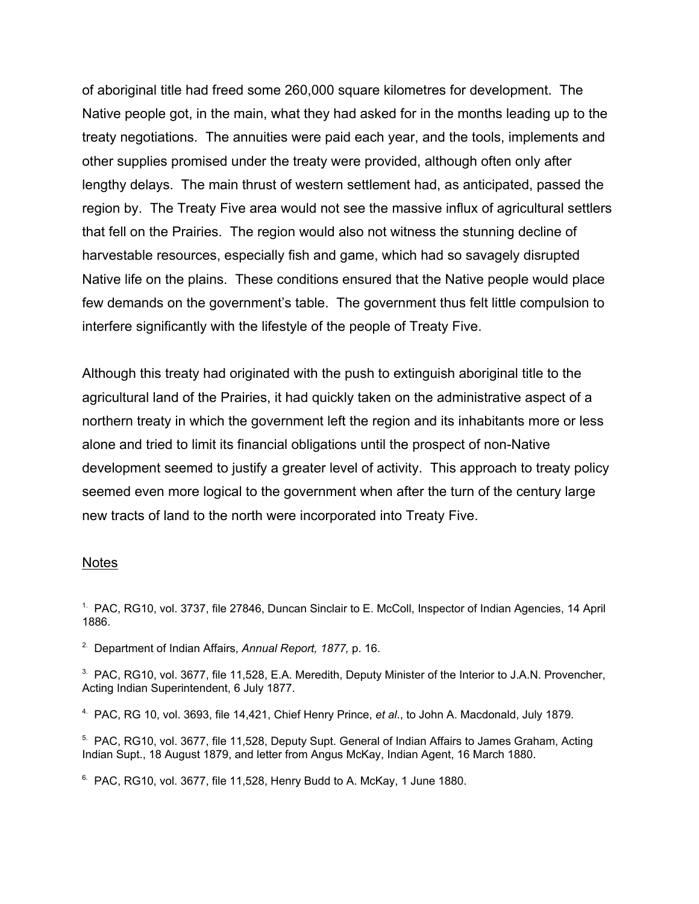of aboriginal title had freed some 260,000 square kilometres for development. The Native people got, in the main, what they had asked for in the months leading up to the treaty negotiations. The annuities were paid each year, and the tools, implements and other supplies promised under the treaty were provided, although often only after lengthy delays. The main thrust of western settlement had, as anticipated, passed the region by. The Treaty Five area would not see the massive influx of agricultural settlers that fell on the Prairies. The region would also not witness the stunning decline of harvestable resources, especially fish and game, which had so savagely disrupted Native life on the plains. These conditions ensured that the Native people would place few demands on the government's table. The government thus felt little compulsion to interfere significantly with the lifestyle of the people of Treaty Five.

Although this treaty had originated with the push to extinguish aboriginal title to the agricultural land of the Prairies, it had quickly taken on the administrative aspect of a northern treaty in which the government left the region and its inhabitants more or less alone and tried to limit its financial obligations until the prospect of non-Native development seemed to justify a greater level of activity. This approach to treaty policy seemed even more logical to the government when after the turn of the century large new tracts of land to the north were incorporated into Treaty Five.

## Notes

1. PAC, RG10, vol. 3737, file 27846, Duncan Sinclair to E. McColl, Inspector of Indian Agencies, 14 April 1886.

2. Department of Indian Affairs, *Annual Report, 1877,* p. 16.

3. PAC, RG10, vol. 3677, file 11,528, E.A. Meredith, Deputy Minister of the Interior to J.A.N. Provencher, Acting Indian Superintendent, 6 July 1877.

4. PAC, RG 10, vol. 3693, file 14,421, Chief Henry Prince, *et al*., to John A. Macdonald, July 1879.

5. PAC, RG10, vol. 3677, file 11,528, Deputy Supt. General of Indian Affairs to James Graham, Acting Indian Supt., 18 August 1879, and letter from Angus McKay, Indian Agent, 16 March 1880.

6. PAC, RG10, vol. 3677, file 11,528, Henry Budd to A. McKay, 1 June 1880.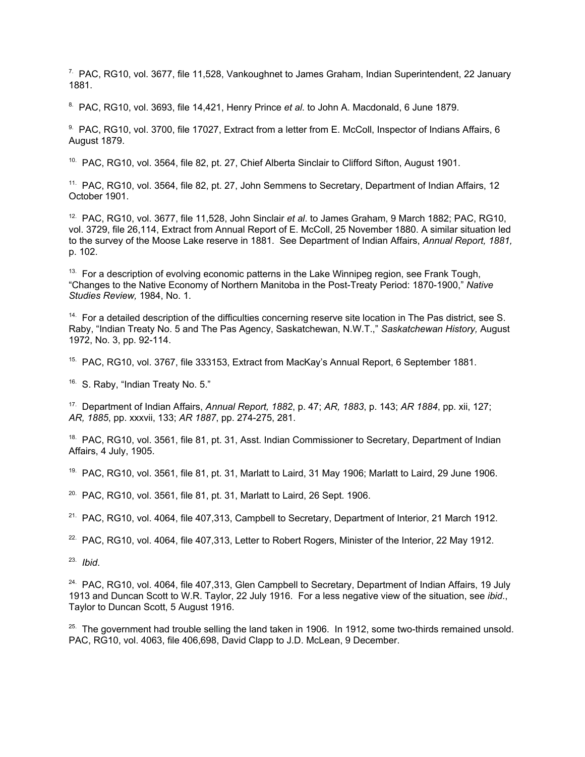7. PAC, RG10, vol. 3677, file 11,528, Vankoughnet to James Graham, Indian Superintendent, 22 January 1881.

8. PAC, RG10, vol. 3693, file 14,421, Henry Prince *et al.* to John A. Macdonald, 6 June 1879.

9. PAC, RG10, vol. 3700, file 17027, Extract from a letter from E. McColl, Inspector of Indians Affairs, 6 August 1879.

10. PAC, RG10, vol. 3564, file 82, pt. 27, Chief Alberta Sinclair to Clifford Sifton, August 1901.

11. PAC, RG10, vol. 3564, file 82, pt. 27, John Semmens to Secretary, Department of Indian Affairs, 12 October 1901.

12. PAC, RG10, vol. 3677, file 11,528, John Sinclair *et al*. to James Graham, 9 March 1882; PAC, RG10, vol. 3729, file 26,114, Extract from Annual Report of E. McColl, 25 November 1880. A similar situation led to the survey of the Moose Lake reserve in 1881. See Department of Indian Affairs, *Annual Report, 1881,* p. 102.

13. For a description of evolving economic patterns in the Lake Winnipeg region, see Frank Tough, "Changes to the Native Economy of Northern Manitoba in the Post-Treaty Period: 1870-1900," *Native Studies Review,* 1984, No. 1.

14. For a detailed description of the difficulties concerning reserve site location in The Pas district, see S. Raby, "Indian Treaty No. 5 and The Pas Agency, Saskatchewan, N.W.T.," *Saskatchewan History,* August 1972, No. 3, pp. 92-114.

15. PAC, RG10, vol. 3767, file 333153, Extract from MacKay's Annual Report, 6 September 1881.

16. S. Raby, "Indian Treaty No. 5."

17. Department of Indian Affairs, *Annual Report, 1882*, p. 47; *AR, 1883*, p. 143; *AR 1884*, pp. xii, 127; *AR, 1885*, pp. xxxvii, 133; *AR 1887*, pp. 274-275, 281.

18. PAC, RG10, vol. 3561, file 81, pt. 31, Asst. Indian Commissioner to Secretary, Department of Indian Affairs, 4 July, 1905.

19. PAC, RG10, vol. 3561, file 81, pt. 31, Marlatt to Laird, 31 May 1906; Marlatt to Laird, 29 June 1906.

20. PAC, RG10, vol. 3561, file 81, pt. 31, Marlatt to Laird, 26 Sept. 1906.

21. PAC, RG10, vol. 4064, file 407,313, Campbell to Secretary, Department of Interior, 21 March 1912.

22. PAC, RG10, vol. 4064, file 407,313, Letter to Robert Rogers, Minister of the Interior, 22 May 1912.

23. *Ibid*.

24. PAC, RG10, vol. 4064, file 407,313, Glen Campbell to Secretary, Department of Indian Affairs, 19 July 1913 and Duncan Scott to W.R. Taylor, 22 July 1916. For a less negative view of the situation, see *ibid*., Taylor to Duncan Scott, 5 August 1916.

25. The government had trouble selling the land taken in 1906. In 1912, some two-thirds remained unsold. PAC, RG10, vol. 4063, file 406,698, David Clapp to J.D. McLean, 9 December.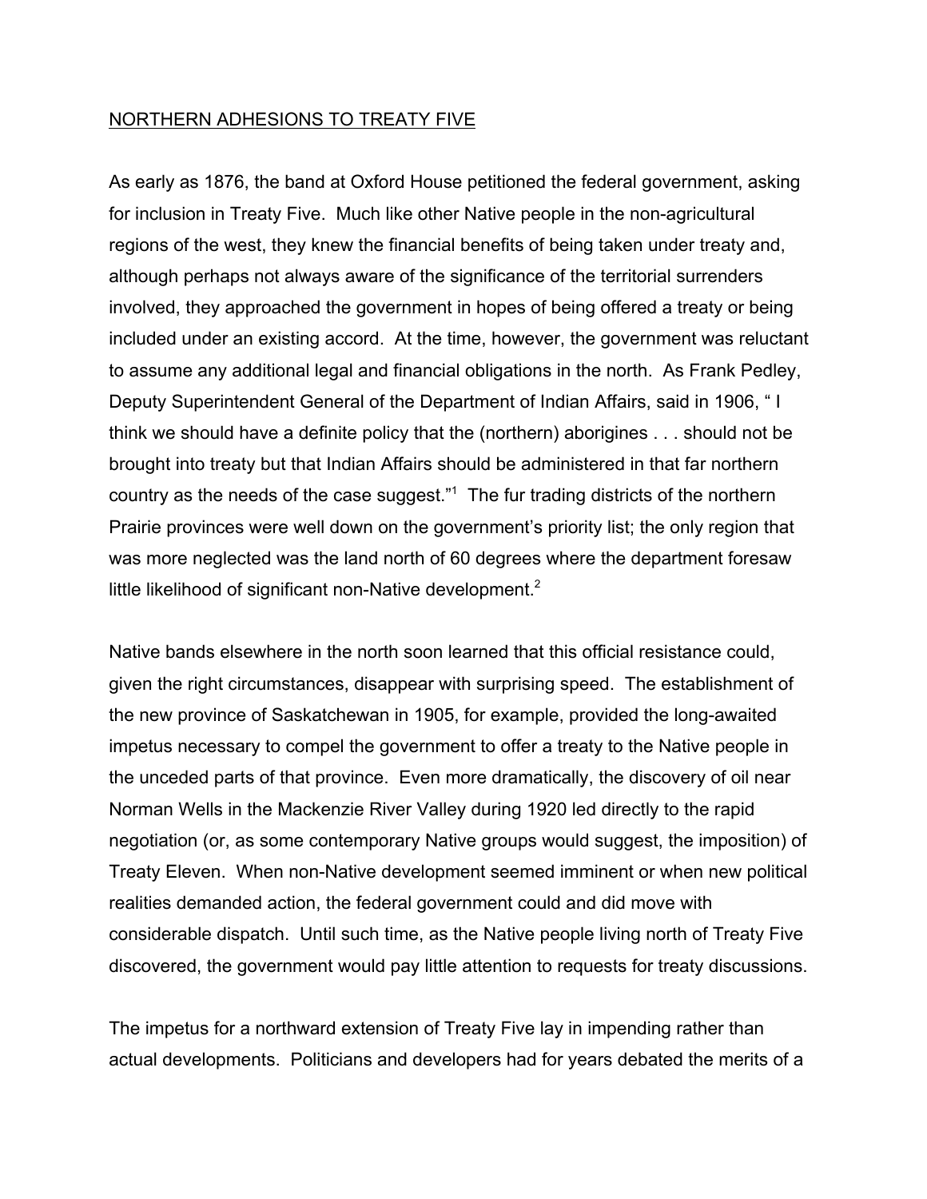## NORTHERN ADHESIONS TO TREATY FIVE

As early as 1876, the band at Oxford House petitioned the federal government, asking for inclusion in Treaty Five. Much like other Native people in the non-agricultural regions of the west, they knew the financial benefits of being taken under treaty and, although perhaps not always aware of the significance of the territorial surrenders involved, they approached the government in hopes of being offered a treaty or being included under an existing accord. At the time, however, the government was reluctant to assume any additional legal and financial obligations in the north. As Frank Pedley, Deputy Superintendent General of the Department of Indian Affairs, said in 1906, " I think we should have a definite policy that the (northern) aborigines . . . should not be brought into treaty but that Indian Affairs should be administered in that far northern country as the needs of the case suggest."[1] The fur trading districts of the northern Prairie provinces were well down on the government's priority list; the only region that was more neglected was the land north of 60 degrees where the department foresaw little likelihood of significant non-Native development.[2]

Native bands elsewhere in the north soon learned that this official resistance could, given the right circumstances, disappear with surprising speed. The establishment of the new province of Saskatchewan in 1905, for example, provided the long-awaited impetus necessary to compel the government to offer a treaty to the Native people in the unceded parts of that province. Even more dramatically, the discovery of oil near Norman Wells in the Mackenzie River Valley during 1920 led directly to the rapid negotiation (or, as some contemporary Native groups would suggest, the imposition) of Treaty Eleven. When non-Native development seemed imminent or when new political realities demanded action, the federal government could and did move with considerable dispatch. Until such time, as the Native people living north of Treaty Five discovered, the government would pay little attention to requests for treaty discussions.

The impetus for a northward extension of Treaty Five lay in impending rather than actual developments. Politicians and developers had for years debated the merits of a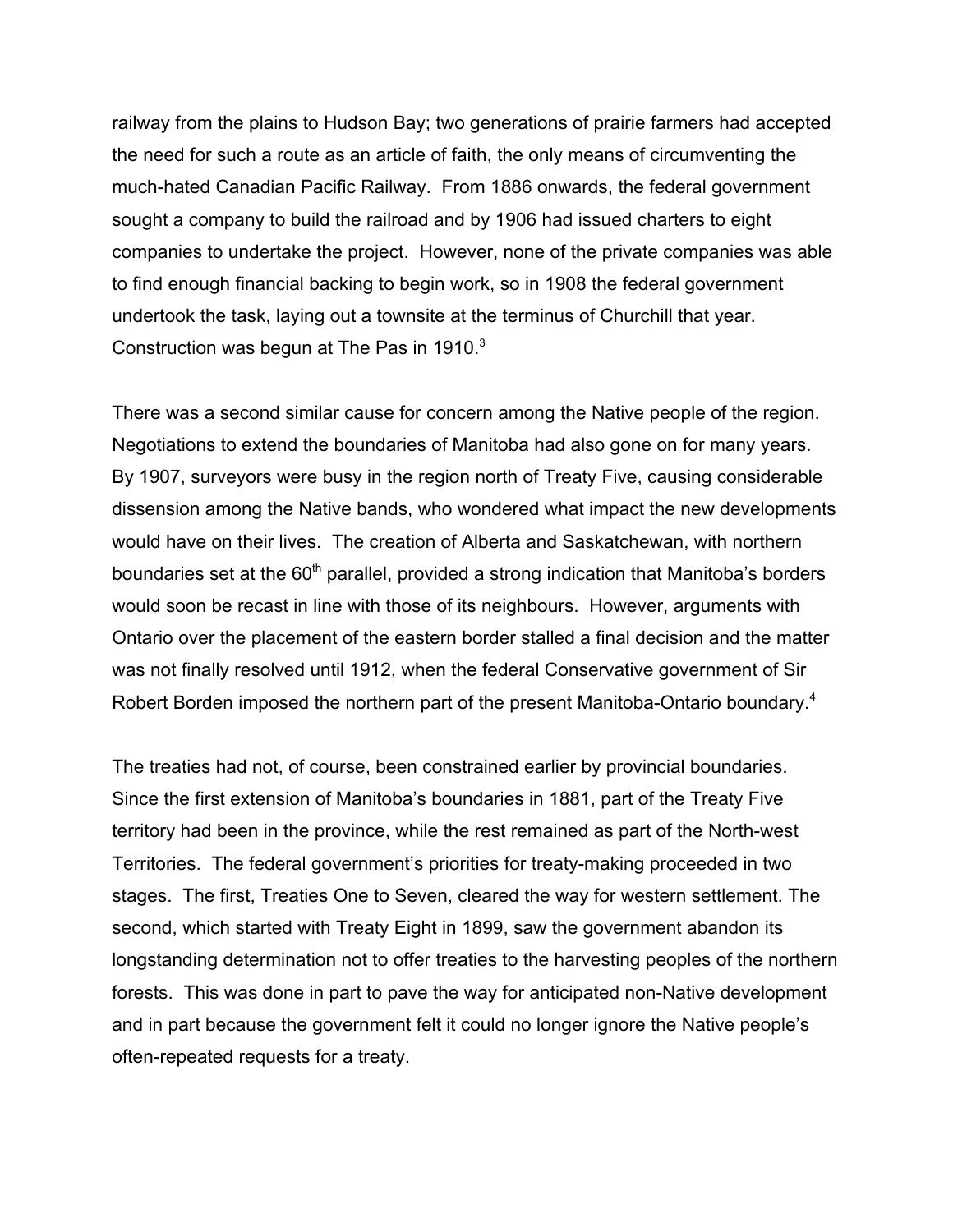railway from the plains to Hudson Bay; two generations of prairie farmers had accepted the need for such a route as an article of faith, the only means of circumventing the much-hated Canadian Pacific Railway. From 1886 onwards, the federal government sought a company to build the railroad and by 1906 had issued charters to eight companies to undertake the project. However, none of the private companies was able to find enough financial backing to begin work, so in 1908 the federal government undertook the task, laying out a townsite at the terminus of Churchill that year. Construction was begun at The Pas in 1910.[3]

There was a second similar cause for concern among the Native people of the region. Negotiations to extend the boundaries of Manitoba had also gone on for many years. By 1907, surveyors were busy in the region north of Treaty Five, causing considerable dissension among the Native bands, who wondered what impact the new developments would have on their lives. The creation of Alberta and Saskatchewan, with northern boundaries set at the 60th parallel, provided a strong indication that Manitoba's borders would soon be recast in line with those of its neighbours. However, arguments with Ontario over the placement of the eastern border stalled a final decision and the matter was not finally resolved until 1912, when the federal Conservative government of Sir Robert Borden imposed the northern part of the present Manitoba-Ontario boundary.[4]

The treaties had not, of course, been constrained earlier by provincial boundaries. Since the first extension of Manitoba's boundaries in 1881, part of the Treaty Five territory had been in the province, while the rest remained as part of the North-west Territories. The federal government's priorities for treaty-making proceeded in two stages. The first, Treaties One to Seven, cleared the way for western settlement. The second, which started with Treaty Eight in 1899, saw the government abandon its longstanding determination not to offer treaties to the harvesting peoples of the northern forests. This was done in part to pave the way for anticipated non-Native development and in part because the government felt it could no longer ignore the Native people's often-repeated requests for a treaty.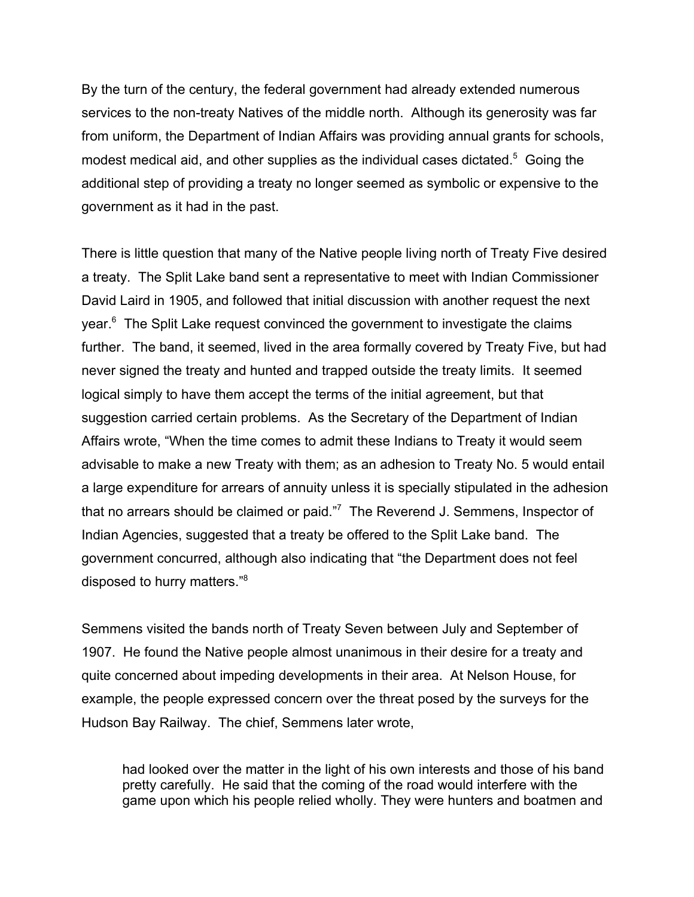By the turn of the century, the federal government had already extended numerous services to the non-treaty Natives of the middle north. Although its generosity was far from uniform, the Department of Indian Affairs was providing annual grants for schools, modest medical aid, and other supplies as the individual cases dictated.[5] Going the additional step of providing a treaty no longer seemed as symbolic or expensive to the government as it had in the past.

There is little question that many of the Native people living north of Treaty Five desired a treaty. The Split Lake band sent a representative to meet with Indian Commissioner David Laird in 1905, and followed that initial discussion with another request the next year.[6] The Split Lake request convinced the government to investigate the claims further. The band, it seemed, lived in the area formally covered by Treaty Five, but had never signed the treaty and hunted and trapped outside the treaty limits. It seemed logical simply to have them accept the terms of the initial agreement, but that suggestion carried certain problems. As the Secretary of the Department of Indian Affairs wrote, "When the time comes to admit these Indians to Treaty it would seem advisable to make a new Treaty with them; as an adhesion to Treaty No. 5 would entail a large expenditure for arrears of annuity unless it is specially stipulated in the adhesion that no arrears should be claimed or paid."[7] The Reverend J. Semmens, Inspector of Indian Agencies, suggested that a treaty be offered to the Split Lake band. The government concurred, although also indicating that "the Department does not feel disposed to hurry matters."[8]

Semmens visited the bands north of Treaty Seven between July and September of 1907. He found the Native people almost unanimous in their desire for a treaty and quite concerned about impeding developments in their area. At Nelson House, for example, the people expressed concern over the threat posed by the surveys for the Hudson Bay Railway. The chief, Semmens later wrote,

> had looked over the matter in the light of his own interests and those of his band pretty carefully. He said that the coming of the road would interfere with the game upon which his people relied wholly. They were hunters and boatmen and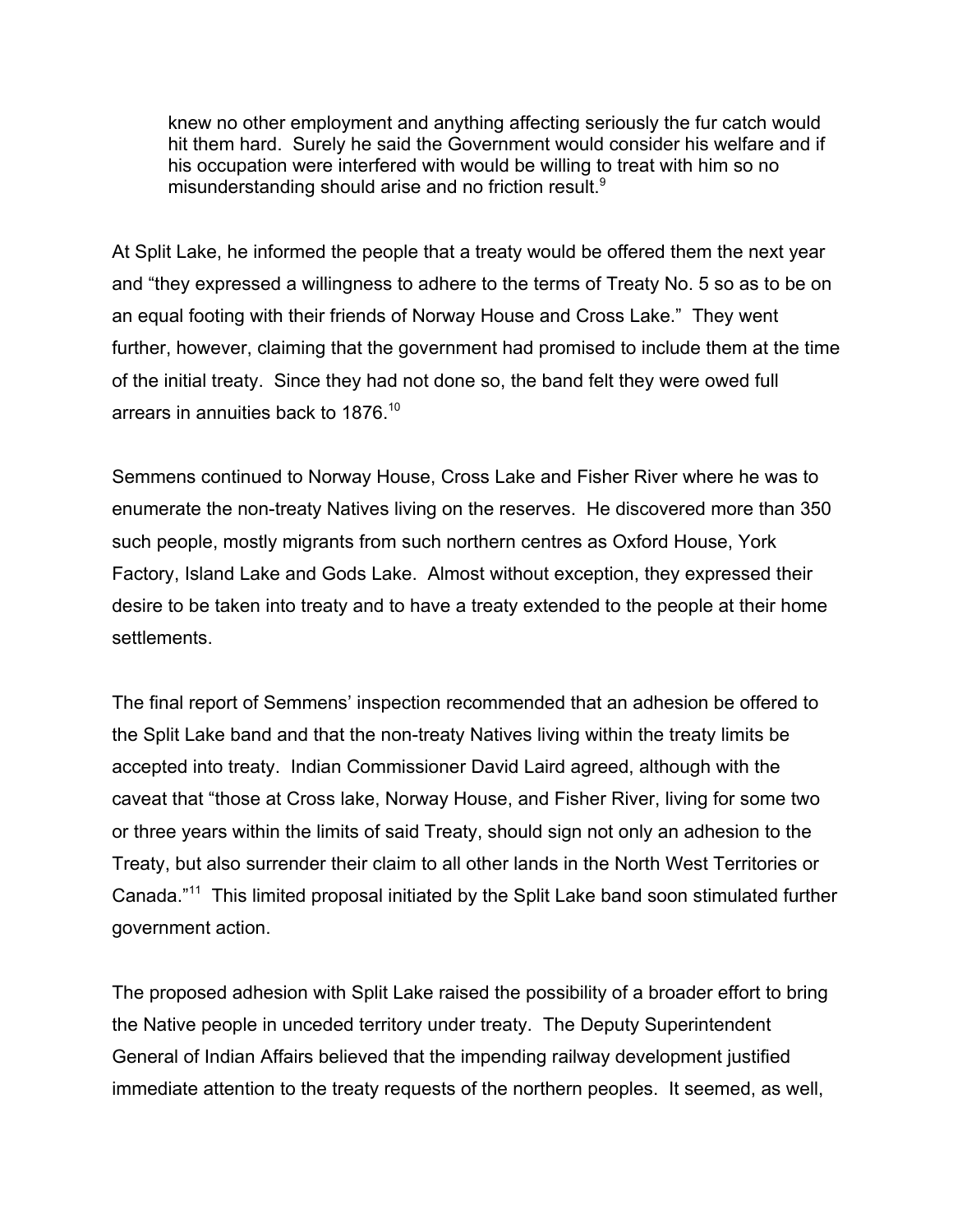> knew no other employment and anything affecting seriously the fur catch would hit them hard. Surely he said the Government would consider his welfare and if his occupation were interfered with would be willing to treat with him so no misunderstanding should arise and no friction result.[9]

At Split Lake, he informed the people that a treaty would be offered them the next year and "they expressed a willingness to adhere to the terms of Treaty No. 5 so as to be on an equal footing with their friends of Norway House and Cross Lake." They went further, however, claiming that the government had promised to include them at the time of the initial treaty. Since they had not done so, the band felt they were owed full arrears in annuities back to 1876.[10]

Semmens continued to Norway House, Cross Lake and Fisher River where he was to enumerate the non-treaty Natives living on the reserves. He discovered more than 350 such people, mostly migrants from such northern centres as Oxford House, York Factory, Island Lake and Gods Lake. Almost without exception, they expressed their desire to be taken into treaty and to have a treaty extended to the people at their home settlements.

The final report of Semmens' inspection recommended that an adhesion be offered to the Split Lake band and that the non-treaty Natives living within the treaty limits be accepted into treaty. Indian Commissioner David Laird agreed, although with the caveat that "those at Cross lake, Norway House, and Fisher River, living for some two or three years within the limits of said Treaty, should sign not only an adhesion to the Treaty, but also surrender their claim to all other lands in the North West Territories or Canada."[11] This limited proposal initiated by the Split Lake band soon stimulated further government action.

The proposed adhesion with Split Lake raised the possibility of a broader effort to bring the Native people in unceded territory under treaty. The Deputy Superintendent General of Indian Affairs believed that the impending railway development justified immediate attention to the treaty requests of the northern peoples. It seemed, as well,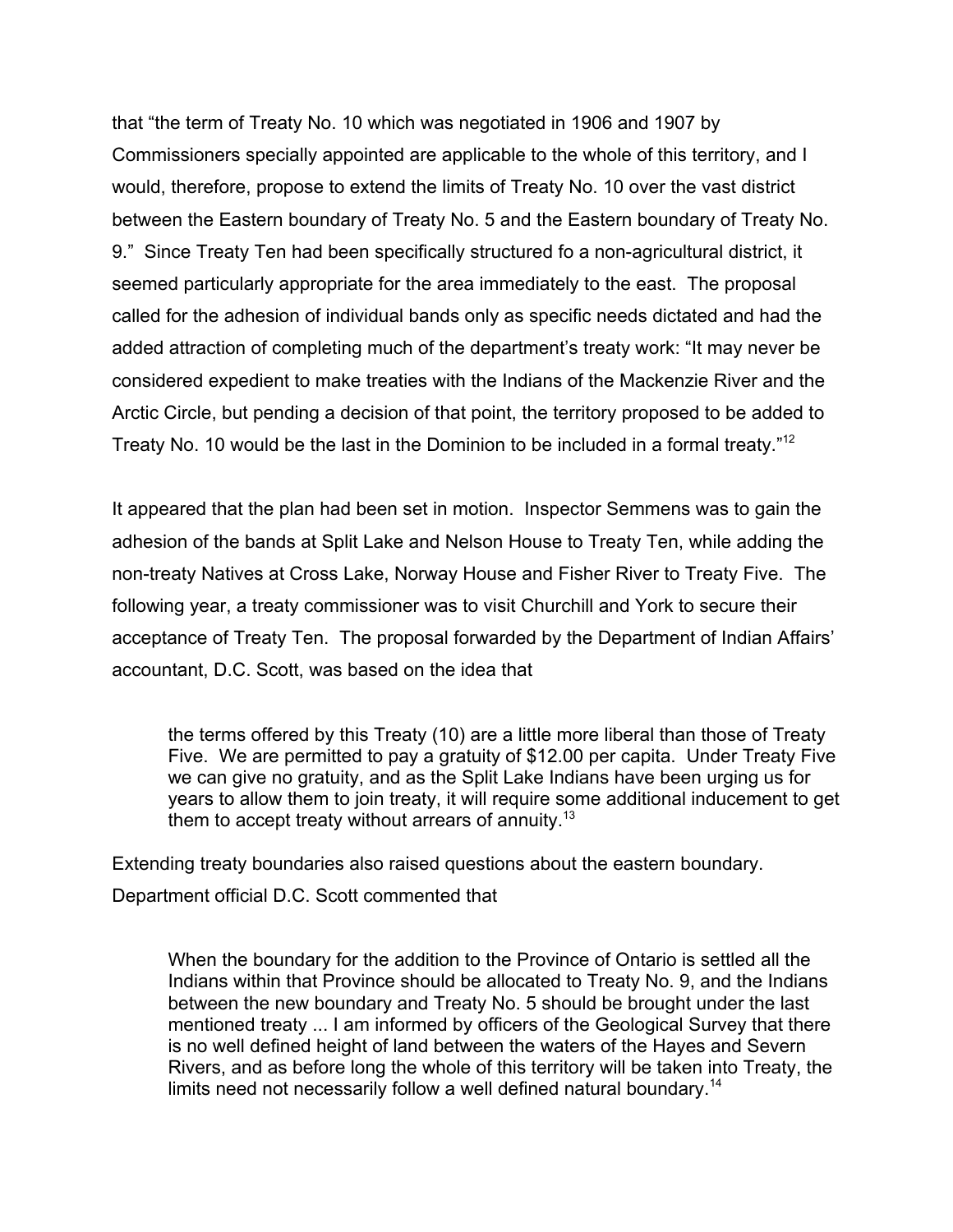that "the term of Treaty No. 10 which was negotiated in 1906 and 1907 by Commissioners specially appointed are applicable to the whole of this territory, and I would, therefore, propose to extend the limits of Treaty No. 10 over the vast district between the Eastern boundary of Treaty No. 5 and the Eastern boundary of Treaty No. 9." Since Treaty Ten had been specifically structured fo a non-agricultural district, it seemed particularly appropriate for the area immediately to the east. The proposal called for the adhesion of individual bands only as specific needs dictated and had the added attraction of completing much of the department's treaty work: "It may never be considered expedient to make treaties with the Indians of the Mackenzie River and the Arctic Circle, but pending a decision of that point, the territory proposed to be added to Treaty No. 10 would be the last in the Dominion to be included in a formal treaty."[12]

It appeared that the plan had been set in motion. Inspector Semmens was to gain the adhesion of the bands at Split Lake and Nelson House to Treaty Ten, while adding the non-treaty Natives at Cross Lake, Norway House and Fisher River to Treaty Five. The following year, a treaty commissioner was to visit Churchill and York to secure their acceptance of Treaty Ten. The proposal forwarded by the Department of Indian Affairs' accountant, D.C. Scott, was based on the idea that

> the terms offered by this Treaty (10) are a little more liberal than those of Treaty Five. We are permitted to pay a gratuity of $12.00 per capita. Under Treaty Five we can give no gratuity, and as the Split Lake Indians have been urging us for years to allow them to join treaty, it will require some additional inducement to get them to accept treaty without arrears of annuity.[13]

Extending treaty boundaries also raised questions about the eastern boundary. Department official D.C. Scott commented that

> When the boundary for the addition to the Province of Ontario is settled all the Indians within that Province should be allocated to Treaty No. 9, and the Indians between the new boundary and Treaty No. 5 should be brought under the last mentioned treaty ... I am informed by officers of the Geological Survey that there is no well defined height of land between the waters of the Hayes and Severn Rivers, and as before long the whole of this territory will be taken into Treaty, the limits need not necessarily follow a well defined natural boundary.[14]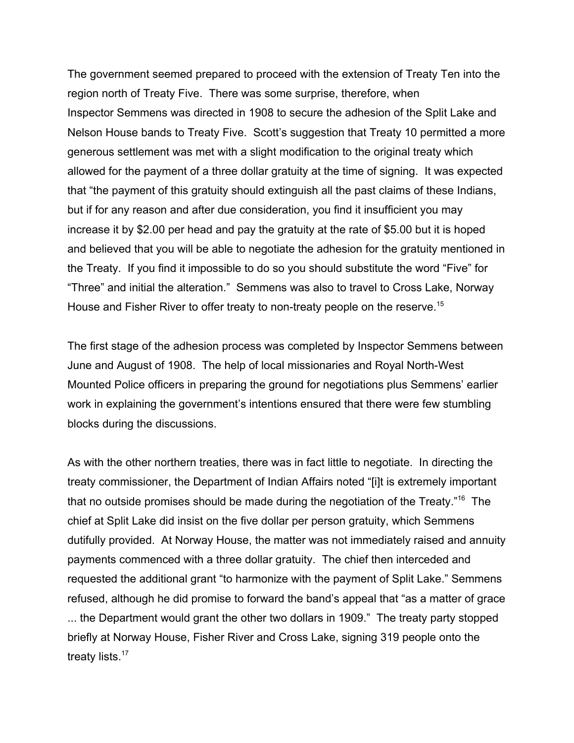The government seemed prepared to proceed with the extension of Treaty Ten into the region north of Treaty Five. There was some surprise, therefore, when Inspector Semmens was directed in 1908 to secure the adhesion of the Split Lake and Nelson House bands to Treaty Five. Scott's suggestion that Treaty 10 permitted a more generous settlement was met with a slight modification to the original treaty which allowed for the payment of a three dollar gratuity at the time of signing. It was expected that "the payment of this gratuity should extinguish all the past claims of these Indians, but if for any reason and after due consideration, you find it insufficient you may increase it by $2.00 per head and pay the gratuity at the rate of $5.00 but it is hoped and believed that you will be able to negotiate the adhesion for the gratuity mentioned in the Treaty. If you find it impossible to do so you should substitute the word "Five" for "Three" and initial the alteration." Semmens was also to travel to Cross Lake, Norway House and Fisher River to offer treaty to non-treaty people on the reserve.[15]

The first stage of the adhesion process was completed by Inspector Semmens between June and August of 1908. The help of local missionaries and Royal North-West Mounted Police officers in preparing the ground for negotiations plus Semmens' earlier work in explaining the government's intentions ensured that there were few stumbling blocks during the discussions.

As with the other northern treaties, there was in fact little to negotiate. In directing the treaty commissioner, the Department of Indian Affairs noted "[i]t is extremely important that no outside promises should be made during the negotiation of the Treaty."[16] The chief at Split Lake did insist on the five dollar per person gratuity, which Semmens dutifully provided. At Norway House, the matter was not immediately raised and annuity payments commenced with a three dollar gratuity. The chief then interceded and requested the additional grant "to harmonize with the payment of Split Lake." Semmens refused, although he did promise to forward the band's appeal that "as a matter of grace ... the Department would grant the other two dollars in 1909." The treaty party stopped briefly at Norway House, Fisher River and Cross Lake, signing 319 people onto the treaty lists.[17]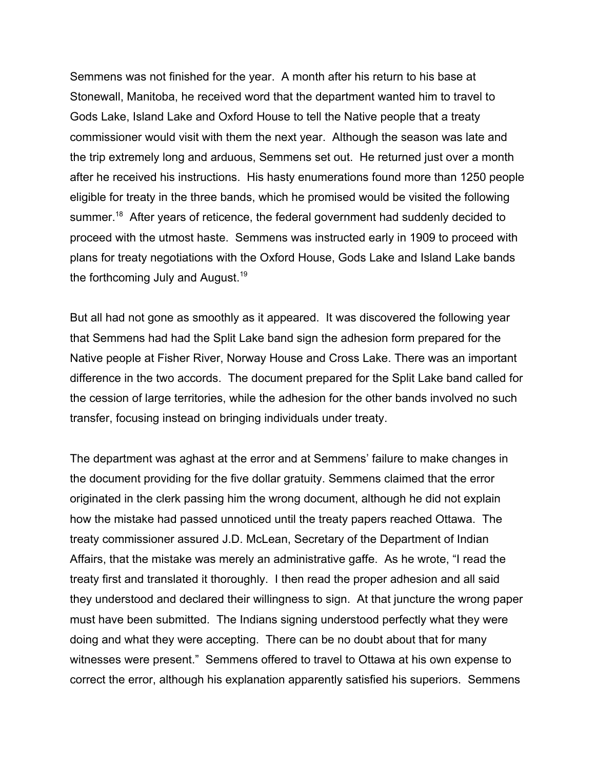Semmens was not finished for the year. A month after his return to his base at Stonewall, Manitoba, he received word that the department wanted him to travel to Gods Lake, Island Lake and Oxford House to tell the Native people that a treaty commissioner would visit with them the next year. Although the season was late and the trip extremely long and arduous, Semmens set out. He returned just over a month after he received his instructions. His hasty enumerations found more than 1250 people eligible for treaty in the three bands, which he promised would be visited the following summer.[18] After years of reticence, the federal government had suddenly decided to proceed with the utmost haste. Semmens was instructed early in 1909 to proceed with plans for treaty negotiations with the Oxford House, Gods Lake and Island Lake bands the forthcoming July and August.[19]

But all had not gone as smoothly as it appeared. It was discovered the following year that Semmens had had the Split Lake band sign the adhesion form prepared for the Native people at Fisher River, Norway House and Cross Lake. There was an important difference in the two accords. The document prepared for the Split Lake band called for the cession of large territories, while the adhesion for the other bands involved no such transfer, focusing instead on bringing individuals under treaty.

The department was aghast at the error and at Semmens' failure to make changes in the document providing for the five dollar gratuity. Semmens claimed that the error originated in the clerk passing him the wrong document, although he did not explain how the mistake had passed unnoticed until the treaty papers reached Ottawa. The treaty commissioner assured J.D. McLean, Secretary of the Department of Indian Affairs, that the mistake was merely an administrative gaffe. As he wrote, "I read the treaty first and translated it thoroughly. I then read the proper adhesion and all said they understood and declared their willingness to sign. At that juncture the wrong paper must have been submitted. The Indians signing understood perfectly what they were doing and what they were accepting. There can be no doubt about that for many witnesses were present." Semmens offered to travel to Ottawa at his own expense to correct the error, although his explanation apparently satisfied his superiors. Semmens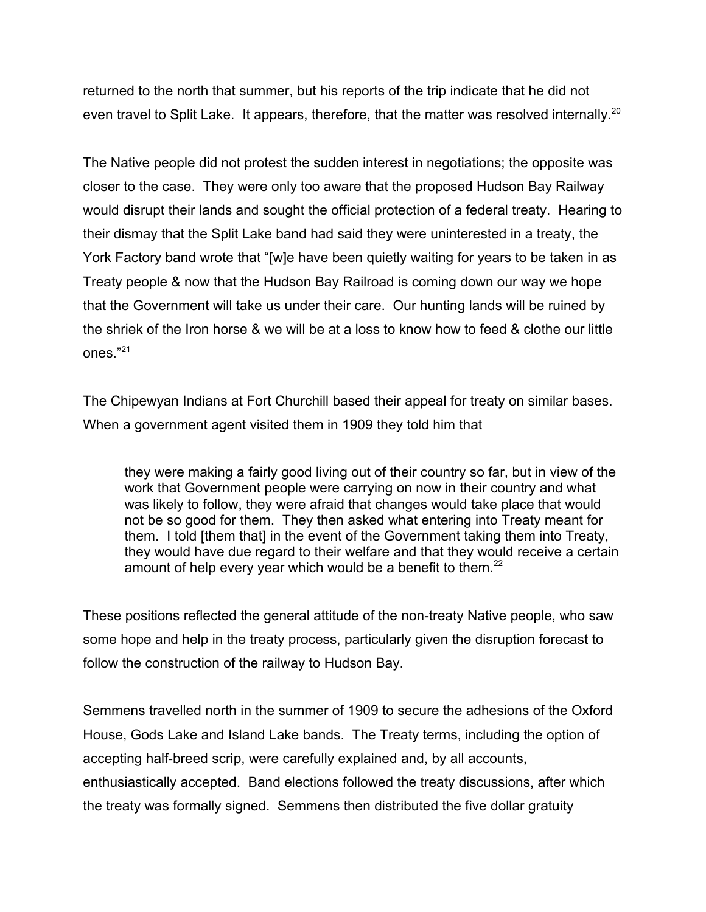returned to the north that summer, but his reports of the trip indicate that he did not even travel to Split Lake. It appears, therefore, that the matter was resolved internally.[20]

The Native people did not protest the sudden interest in negotiations; the opposite was closer to the case. They were only too aware that the proposed Hudson Bay Railway would disrupt their lands and sought the official protection of a federal treaty. Hearing to their dismay that the Split Lake band had said they were uninterested in a treaty, the York Factory band wrote that "[w]e have been quietly waiting for years to be taken in as Treaty people & now that the Hudson Bay Railroad is coming down our way we hope that the Government will take us under their care. Our hunting lands will be ruined by the shriek of the Iron horse & we will be at a loss to know how to feed & clothe our little ones."[21]

The Chipewyan Indians at Fort Churchill based their appeal for treaty on similar bases. When a government agent visited them in 1909 they told him that

> they were making a fairly good living out of their country so far, but in view of the work that Government people were carrying on now in their country and what was likely to follow, they were afraid that changes would take place that would not be so good for them. They then asked what entering into Treaty meant for them. I told [them that] in the event of the Government taking them into Treaty, they would have due regard to their welfare and that they would receive a certain amount of help every year which would be a benefit to them.[22]

These positions reflected the general attitude of the non-treaty Native people, who saw some hope and help in the treaty process, particularly given the disruption forecast to follow the construction of the railway to Hudson Bay.

Semmens travelled north in the summer of 1909 to secure the adhesions of the Oxford House, Gods Lake and Island Lake bands. The Treaty terms, including the option of accepting half-breed scrip, were carefully explained and, by all accounts, enthusiastically accepted. Band elections followed the treaty discussions, after which the treaty was formally signed. Semmens then distributed the five dollar gratuity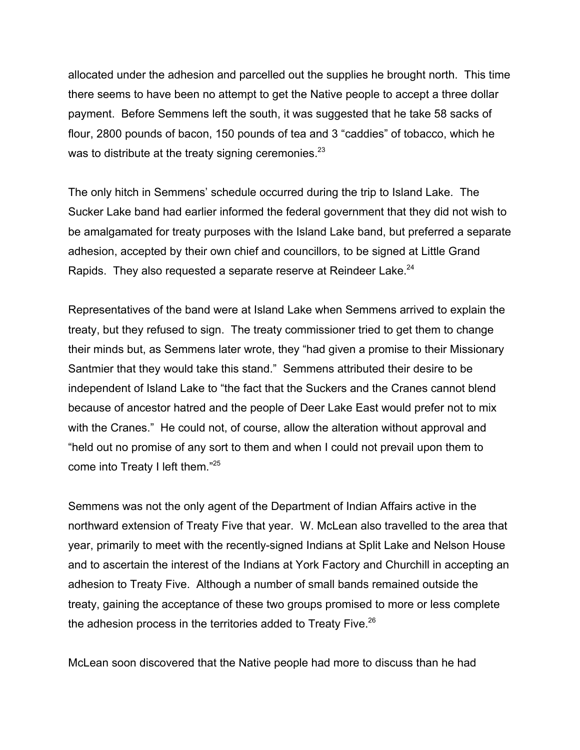allocated under the adhesion and parcelled out the supplies he brought north. This time there seems to have been no attempt to get the Native people to accept a three dollar payment. Before Semmens left the south, it was suggested that he take 58 sacks of flour, 2800 pounds of bacon, 150 pounds of tea and 3 "caddies" of tobacco, which he was to distribute at the treaty signing ceremonies.[23]

The only hitch in Semmens' schedule occurred during the trip to Island Lake. The Sucker Lake band had earlier informed the federal government that they did not wish to be amalgamated for treaty purposes with the Island Lake band, but preferred a separate adhesion, accepted by their own chief and councillors, to be signed at Little Grand Rapids. They also requested a separate reserve at Reindeer Lake.[24]

Representatives of the band were at Island Lake when Semmens arrived to explain the treaty, but they refused to sign. The treaty commissioner tried to get them to change their minds but, as Semmens later wrote, they "had given a promise to their Missionary Santmier that they would take this stand." Semmens attributed their desire to be independent of Island Lake to "the fact that the Suckers and the Cranes cannot blend because of ancestor hatred and the people of Deer Lake East would prefer not to mix with the Cranes." He could not, of course, allow the alteration without approval and "held out no promise of any sort to them and when I could not prevail upon them to come into Treaty I left them."[25]

Semmens was not the only agent of the Department of Indian Affairs active in the northward extension of Treaty Five that year. W. McLean also travelled to the area that year, primarily to meet with the recently-signed Indians at Split Lake and Nelson House and to ascertain the interest of the Indians at York Factory and Churchill in accepting an adhesion to Treaty Five. Although a number of small bands remained outside the treaty, gaining the acceptance of these two groups promised to more or less complete the adhesion process in the territories added to Treaty Five.[26]

McLean soon discovered that the Native people had more to discuss than he had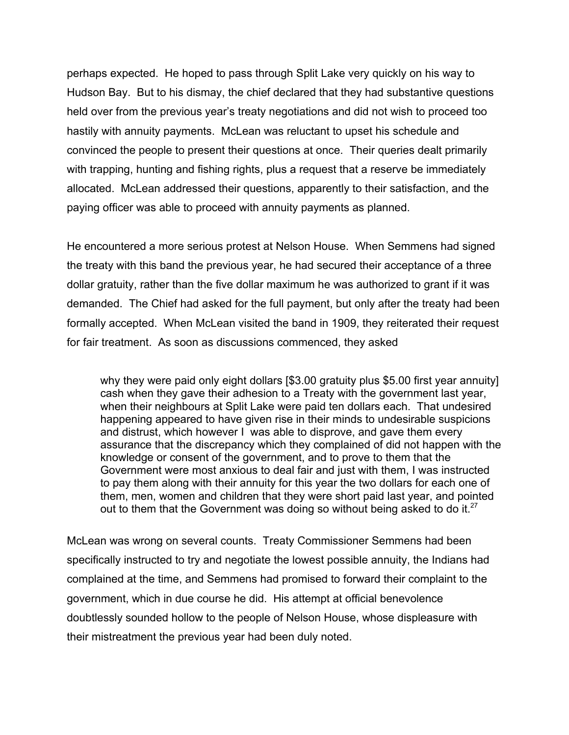perhaps expected. He hoped to pass through Split Lake very quickly on his way to Hudson Bay. But to his dismay, the chief declared that they had substantive questions held over from the previous year's treaty negotiations and did not wish to proceed too hastily with annuity payments. McLean was reluctant to upset his schedule and convinced the people to present their questions at once. Their queries dealt primarily with trapping, hunting and fishing rights, plus a request that a reserve be immediately allocated. McLean addressed their questions, apparently to their satisfaction, and the paying officer was able to proceed with annuity payments as planned.

He encountered a more serious protest at Nelson House. When Semmens had signed the treaty with this band the previous year, he had secured their acceptance of a three dollar gratuity, rather than the five dollar maximum he was authorized to grant if it was demanded. The Chief had asked for the full payment, but only after the treaty had been formally accepted. When McLean visited the band in 1909, they reiterated their request for fair treatment. As soon as discussions commenced, they asked

> why they were paid only eight dollars [$3.00 gratuity plus $5.00 first year annuity] cash when they gave their adhesion to a Treaty with the government last year, when their neighbours at Split Lake were paid ten dollars each. That undesired happening appeared to have given rise in their minds to undesirable suspicions and distrust, which however I was able to disprove, and gave them every assurance that the discrepancy which they complained of did not happen with the knowledge or consent of the government, and to prove to them that the Government were most anxious to deal fair and just with them, I was instructed to pay them along with their annuity for this year the two dollars for each one of them, men, women and children that they were short paid last year, and pointed out to them that the Government was doing so without being asked to do it.[27]

McLean was wrong on several counts. Treaty Commissioner Semmens had been specifically instructed to try and negotiate the lowest possible annuity, the Indians had complained at the time, and Semmens had promised to forward their complaint to the government, which in due course he did. His attempt at official benevolence doubtlessly sounded hollow to the people of Nelson House, whose displeasure with their mistreatment the previous year had been duly noted.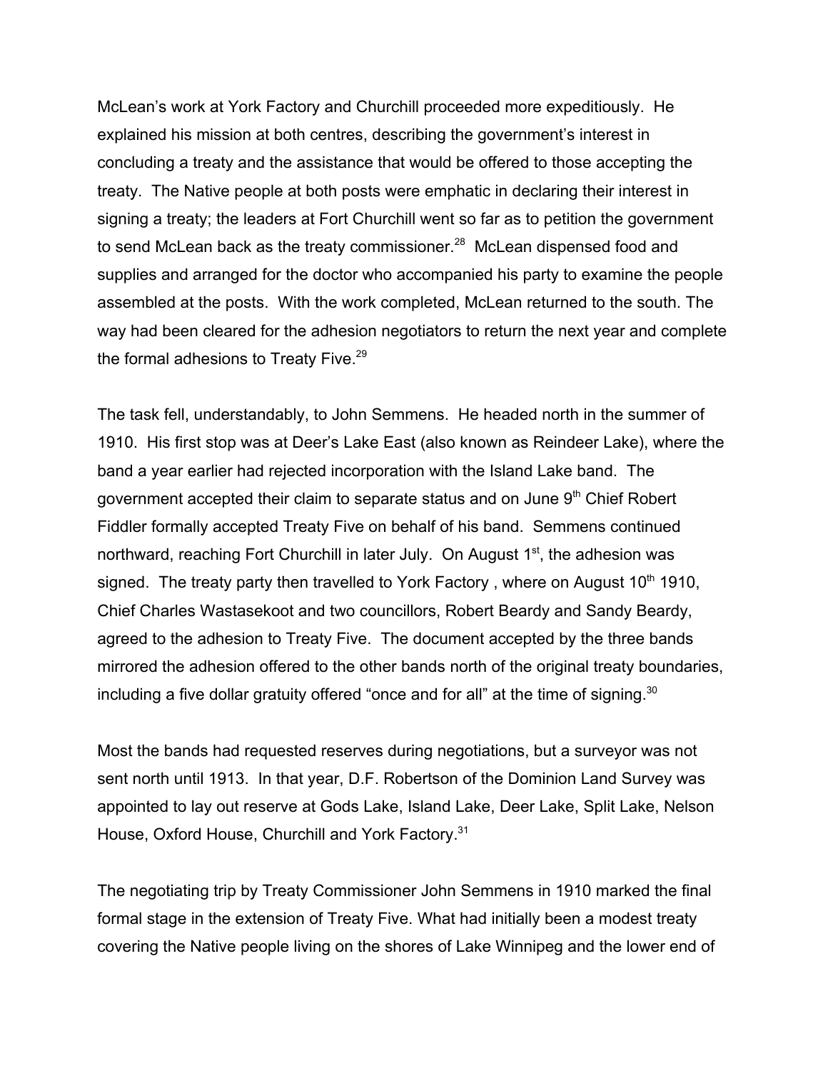McLean's work at York Factory and Churchill proceeded more expeditiously. He explained his mission at both centres, describing the government's interest in concluding a treaty and the assistance that would be offered to those accepting the treaty. The Native people at both posts were emphatic in declaring their interest in signing a treaty; the leaders at Fort Churchill went so far as to petition the government to send McLean back as the treaty commissioner.[28] McLean dispensed food and supplies and arranged for the doctor who accompanied his party to examine the people assembled at the posts. With the work completed, McLean returned to the south. The way had been cleared for the adhesion negotiators to return the next year and complete the formal adhesions to Treaty Five.[29]

The task fell, understandably, to John Semmens. He headed north in the summer of 1910. His first stop was at Deer's Lake East (also known as Reindeer Lake), where the band a year earlier had rejected incorporation with the Island Lake band. The government accepted their claim to separate status and on June 9th Chief Robert Fiddler formally accepted Treaty Five on behalf of his band. Semmens continued northward, reaching Fort Churchill in later July. On August 1st, the adhesion was signed. The treaty party then travelled to York Factory , where on August 10th 1910, Chief Charles Wastasekoot and two councillors, Robert Beardy and Sandy Beardy, agreed to the adhesion to Treaty Five. The document accepted by the three bands mirrored the adhesion offered to the other bands north of the original treaty boundaries, including a five dollar gratuity offered "once and for all" at the time of signing.[30]

Most the bands had requested reserves during negotiations, but a surveyor was not sent north until 1913. In that year, D.F. Robertson of the Dominion Land Survey was appointed to lay out reserve at Gods Lake, Island Lake, Deer Lake, Split Lake, Nelson House, Oxford House, Churchill and York Factory.[31]

The negotiating trip by Treaty Commissioner John Semmens in 1910 marked the final formal stage in the extension of Treaty Five. What had initially been a modest treaty covering the Native people living on the shores of Lake Winnipeg and the lower end of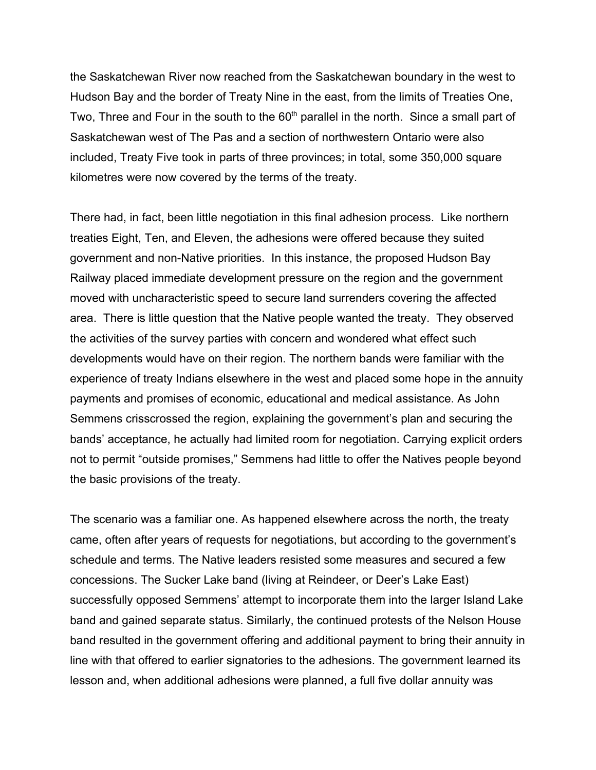the Saskatchewan River now reached from the Saskatchewan boundary in the west to Hudson Bay and the border of Treaty Nine in the east, from the limits of Treaties One, Two, Three and Four in the south to the 60th parallel in the north. Since a small part of Saskatchewan west of The Pas and a section of northwestern Ontario were also included, Treaty Five took in parts of three provinces; in total, some 350,000 square kilometres were now covered by the terms of the treaty.

There had, in fact, been little negotiation in this final adhesion process. Like northern treaties Eight, Ten, and Eleven, the adhesions were offered because they suited government and non-Native priorities. In this instance, the proposed Hudson Bay Railway placed immediate development pressure on the region and the government moved with uncharacteristic speed to secure land surrenders covering the affected area. There is little question that the Native people wanted the treaty. They observed the activities of the survey parties with concern and wondered what effect such developments would have on their region. The northern bands were familiar with the experience of treaty Indians elsewhere in the west and placed some hope in the annuity payments and promises of economic, educational and medical assistance. As John Semmens crisscrossed the region, explaining the government's plan and securing the bands' acceptance, he actually had limited room for negotiation. Carrying explicit orders not to permit "outside promises," Semmens had little to offer the Natives people beyond the basic provisions of the treaty.

The scenario was a familiar one. As happened elsewhere across the north, the treaty came, often after years of requests for negotiations, but according to the government's schedule and terms. The Native leaders resisted some measures and secured a few concessions. The Sucker Lake band (living at Reindeer, or Deer's Lake East) successfully opposed Semmens' attempt to incorporate them into the larger Island Lake band and gained separate status. Similarly, the continued protests of the Nelson House band resulted in the government offering and additional payment to bring their annuity in line with that offered to earlier signatories to the adhesions. The government learned its lesson and, when additional adhesions were planned, a full five dollar annuity was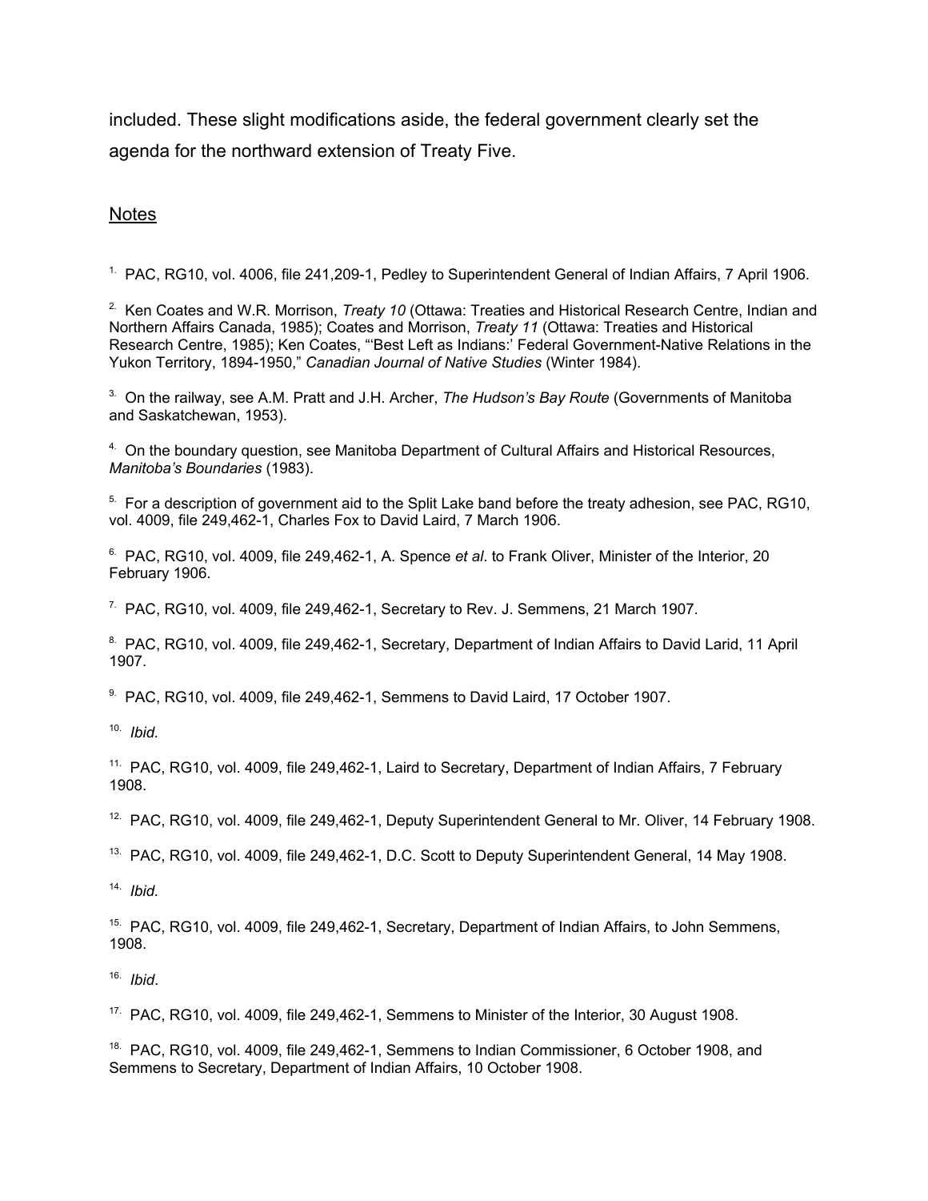included. These slight modifications aside, the federal government clearly set the agenda for the northward extension of Treaty Five.

<u>Notes</u>

1. PAC, RG10, vol. 4006, file 241,209-1, Pedley to Superintendent General of Indian Affairs, 7 April 1906.

2. Ken Coates and W.R. Morrison, *Treaty 10* (Ottawa: Treaties and Historical Research Centre, Indian and Northern Affairs Canada, 1985); Coates and Morrison, *Treaty 11* (Ottawa: Treaties and Historical Research Centre, 1985); Ken Coates, "'Best Left as Indians:' Federal Government-Native Relations in the Yukon Territory, 1894-1950," *Canadian Journal of Native Studies* (Winter 1984).

3. On the railway, see A.M. Pratt and J.H. Archer, *The Hudson's Bay Route* (Governments of Manitoba and Saskatchewan, 1953).

4. On the boundary question, see Manitoba Department of Cultural Affairs and Historical Resources, *Manitoba's Boundaries* (1983).

5. For a description of government aid to the Split Lake band before the treaty adhesion, see PAC, RG10, vol. 4009, file 249,462-1, Charles Fox to David Laird, 7 March 1906.

6. PAC, RG10, vol. 4009, file 249,462-1, A. Spence *et al*. to Frank Oliver, Minister of the Interior, 20 February 1906.

7. PAC, RG10, vol. 4009, file 249,462-1, Secretary to Rev. J. Semmens, 21 March 1907.

8. PAC, RG10, vol. 4009, file 249,462-1, Secretary, Department of Indian Affairs to David Larid, 11 April 1907.

9. PAC, RG10, vol. 4009, file 249,462-1, Semmens to David Laird, 17 October 1907.

10. *Ibid.*

11. PAC, RG10, vol. 4009, file 249,462-1, Laird to Secretary, Department of Indian Affairs, 7 February 1908.

12. PAC, RG10, vol. 4009, file 249,462-1, Deputy Superintendent General to Mr. Oliver, 14 February 1908.

13. PAC, RG10, vol. 4009, file 249,462-1, D.C. Scott to Deputy Superintendent General, 14 May 1908.

14. *Ibid.*

15. PAC, RG10, vol. 4009, file 249,462-1, Secretary, Department of Indian Affairs, to John Semmens, 1908.

16. *Ibid*.

17. PAC, RG10, vol. 4009, file 249,462-1, Semmens to Minister of the Interior, 30 August 1908.

18. PAC, RG10, vol. 4009, file 249,462-1, Semmens to Indian Commissioner, 6 October 1908, and Semmens to Secretary, Department of Indian Affairs, 10 October 1908.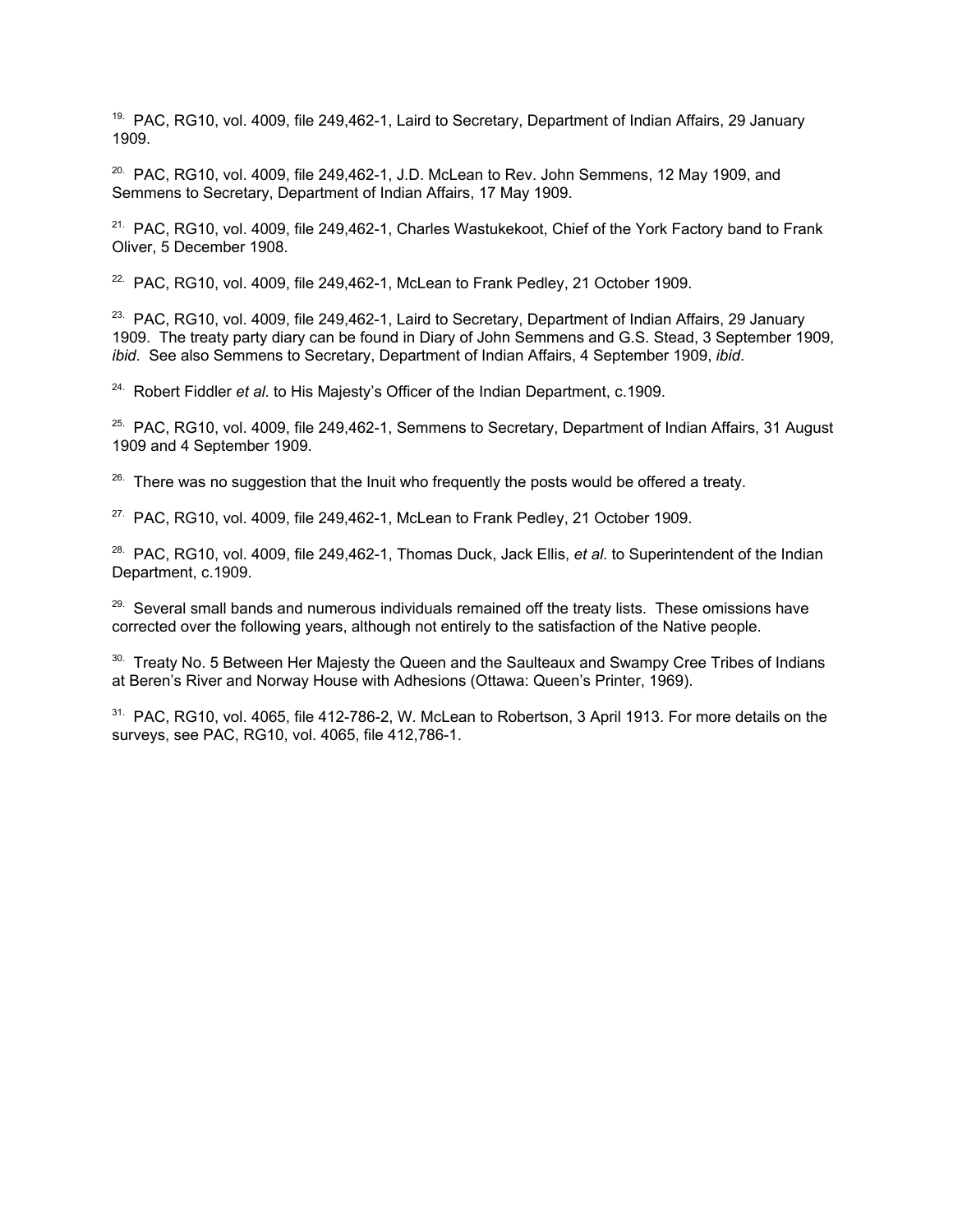[19] PAC, RG10, vol. 4009, file 249,462-1, Laird to Secretary, Department of Indian Affairs, 29 January 1909.

[20] PAC, RG10, vol. 4009, file 249,462-1, J.D. McLean to Rev. John Semmens, 12 May 1909, and Semmens to Secretary, Department of Indian Affairs, 17 May 1909.

[21] PAC, RG10, vol. 4009, file 249,462-1, Charles Wastukekoot, Chief of the York Factory band to Frank Oliver, 5 December 1908.

[22] PAC, RG10, vol. 4009, file 249,462-1, McLean to Frank Pedley, 21 October 1909.

[23] PAC, RG10, vol. 4009, file 249,462-1, Laird to Secretary, Department of Indian Affairs, 29 January 1909. The treaty party diary can be found in Diary of John Semmens and G.S. Stead, 3 September 1909, *ibid*. See also Semmens to Secretary, Department of Indian Affairs, 4 September 1909, *ibid*.

[24] Robert Fiddler *et al*. to His Majesty's Officer of the Indian Department, c.1909.

[25] PAC, RG10, vol. 4009, file 249,462-1, Semmens to Secretary, Department of Indian Affairs, 31 August 1909 and 4 September 1909.

[26] There was no suggestion that the Inuit who frequently the posts would be offered a treaty.

[27] PAC, RG10, vol. 4009, file 249,462-1, McLean to Frank Pedley, 21 October 1909.

[28] PAC, RG10, vol. 4009, file 249,462-1, Thomas Duck, Jack Ellis, *et al*. to Superintendent of the Indian Department, c.1909.

[29] Several small bands and numerous individuals remained off the treaty lists. These omissions have corrected over the following years, although not entirely to the satisfaction of the Native people.

[30] Treaty No. 5 Between Her Majesty the Queen and the Saulteaux and Swampy Cree Tribes of Indians at Beren's River and Norway House with Adhesions (Ottawa: Queen's Printer, 1969).

[31] PAC, RG10, vol. 4065, file 412-786-2, W. McLean to Robertson, 3 April 1913. For more details on the surveys, see PAC, RG10, vol. 4065, file 412,786-1.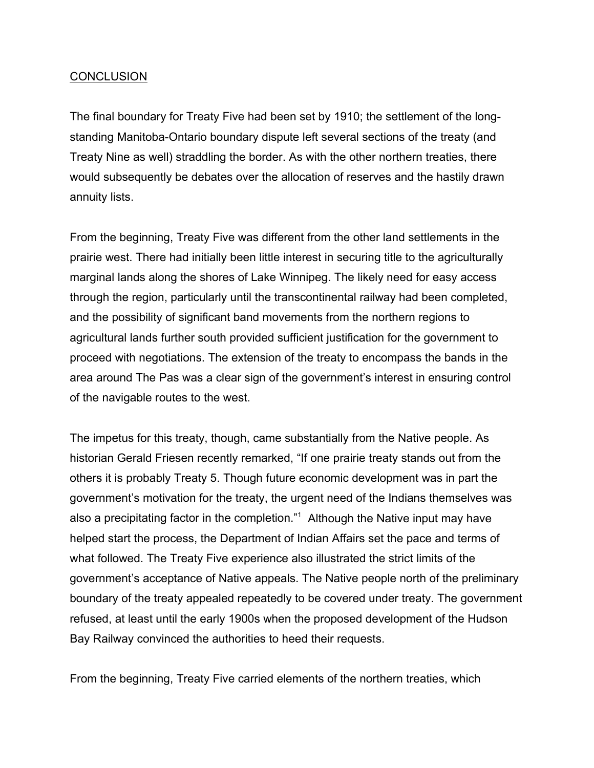## CONCLUSION

The final boundary for Treaty Five had been set by 1910; the settlement of the long-standing Manitoba-Ontario boundary dispute left several sections of the treaty (and Treaty Nine as well) straddling the border. As with the other northern treaties, there would subsequently be debates over the allocation of reserves and the hastily drawn annuity lists.

From the beginning, Treaty Five was different from the other land settlements in the prairie west. There had initially been little interest in securing title to the agriculturally marginal lands along the shores of Lake Winnipeg. The likely need for easy access through the region, particularly until the transcontinental railway had been completed, and the possibility of significant band movements from the northern regions to agricultural lands further south provided sufficient justification for the government to proceed with negotiations. The extension of the treaty to encompass the bands in the area around The Pas was a clear sign of the government's interest in ensuring control of the navigable routes to the west.

The impetus for this treaty, though, came substantially from the Native people. As historian Gerald Friesen recently remarked, "If one prairie treaty stands out from the others it is probably Treaty 5. Though future economic development was in part the government's motivation for the treaty, the urgent need of the Indians themselves was also a precipitating factor in the completion."[1] Although the Native input may have helped start the process, the Department of Indian Affairs set the pace and terms of what followed. The Treaty Five experience also illustrated the strict limits of the government's acceptance of Native appeals. The Native people north of the preliminary boundary of the treaty appealed repeatedly to be covered under treaty. The government refused, at least until the early 1900s when the proposed development of the Hudson Bay Railway convinced the authorities to heed their requests.

From the beginning, Treaty Five carried elements of the northern treaties, which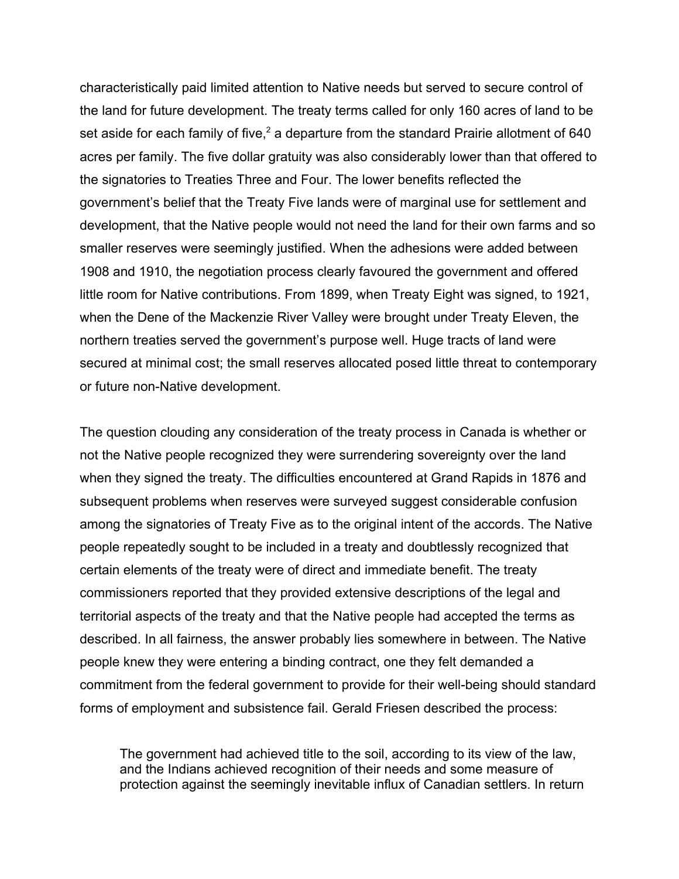characteristically paid limited attention to Native needs but served to secure control of the land for future development. The treaty terms called for only 160 acres of land to be set aside for each family of five,[2] a departure from the standard Prairie allotment of 640 acres per family. The five dollar gratuity was also considerably lower than that offered to the signatories to Treaties Three and Four. The lower benefits reflected the government's belief that the Treaty Five lands were of marginal use for settlement and development, that the Native people would not need the land for their own farms and so smaller reserves were seemingly justified. When the adhesions were added between 1908 and 1910, the negotiation process clearly favoured the government and offered little room for Native contributions. From 1899, when Treaty Eight was signed, to 1921, when the Dene of the Mackenzie River Valley were brought under Treaty Eleven, the northern treaties served the government's purpose well. Huge tracts of land were secured at minimal cost; the small reserves allocated posed little threat to contemporary or future non-Native development.

The question clouding any consideration of the treaty process in Canada is whether or not the Native people recognized they were surrendering sovereignty over the land when they signed the treaty. The difficulties encountered at Grand Rapids in 1876 and subsequent problems when reserves were surveyed suggest considerable confusion among the signatories of Treaty Five as to the original intent of the accords. The Native people repeatedly sought to be included in a treaty and doubtlessly recognized that certain elements of the treaty were of direct and immediate benefit. The treaty commissioners reported that they provided extensive descriptions of the legal and territorial aspects of the treaty and that the Native people had accepted the terms as described. In all fairness, the answer probably lies somewhere in between. The Native people knew they were entering a binding contract, one they felt demanded a commitment from the federal government to provide for their well-being should standard forms of employment and subsistence fail. Gerald Friesen described the process:

> The government had achieved title to the soil, according to its view of the law, and the Indians achieved recognition of their needs and some measure of protection against the seemingly inevitable influx of Canadian settlers. In return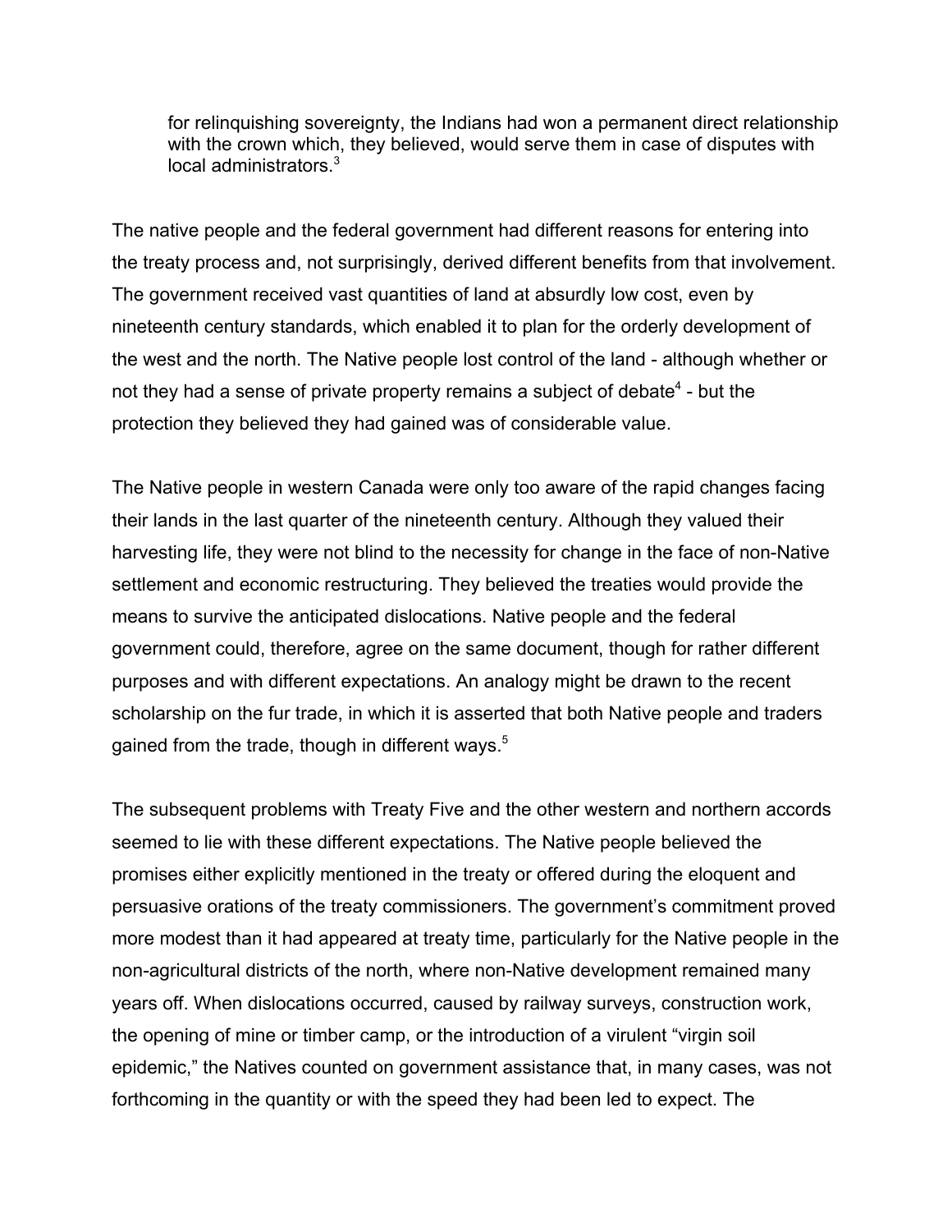> for relinquishing sovereignty, the Indians had won a permanent direct relationship with the crown which, they believed, would serve them in case of disputes with local administrators.[3]

The native people and the federal government had different reasons for entering into the treaty process and, not surprisingly, derived different benefits from that involvement. The government received vast quantities of land at absurdly low cost, even by nineteenth century standards, which enabled it to plan for the orderly development of the west and the north. The Native people lost control of the land - although whether or not they had a sense of private property remains a subject of debate[4] - but the protection they believed they had gained was of considerable value.

The Native people in western Canada were only too aware of the rapid changes facing their lands in the last quarter of the nineteenth century. Although they valued their harvesting life, they were not blind to the necessity for change in the face of non-Native settlement and economic restructuring. They believed the treaties would provide the means to survive the anticipated dislocations. Native people and the federal government could, therefore, agree on the same document, though for rather different purposes and with different expectations. An analogy might be drawn to the recent scholarship on the fur trade, in which it is asserted that both Native people and traders gained from the trade, though in different ways.[5]

The subsequent problems with Treaty Five and the other western and northern accords seemed to lie with these different expectations. The Native people believed the promises either explicitly mentioned in the treaty or offered during the eloquent and persuasive orations of the treaty commissioners. The government's commitment proved more modest than it had appeared at treaty time, particularly for the Native people in the non-agricultural districts of the north, where non-Native development remained many years off. When dislocations occurred, caused by railway surveys, construction work, the opening of mine or timber camp, or the introduction of a virulent "virgin soil epidemic," the Natives counted on government assistance that, in many cases, was not forthcoming in the quantity or with the speed they had been led to expect. The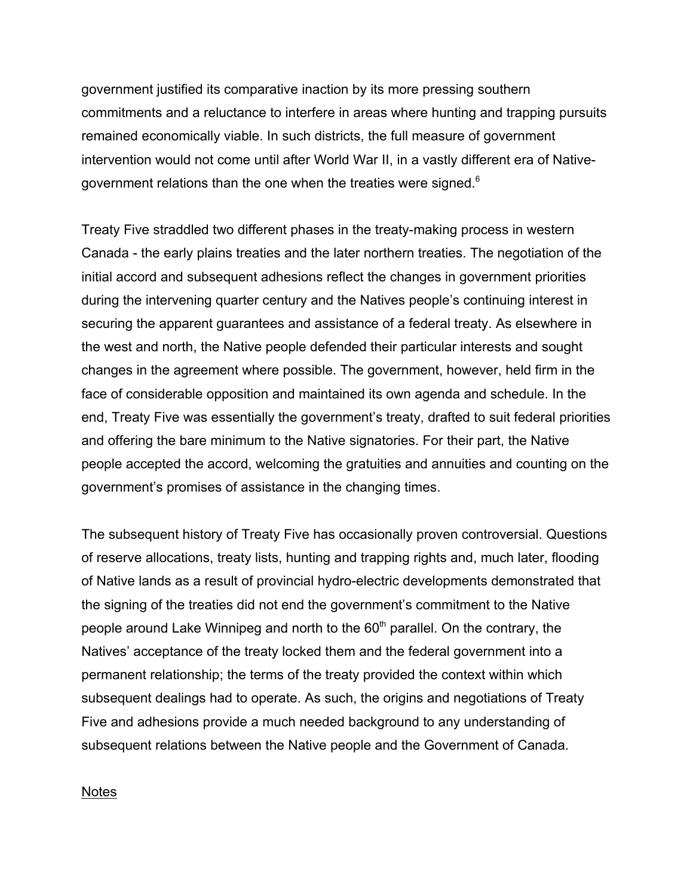government justified its comparative inaction by its more pressing southern commitments and a reluctance to interfere in areas where hunting and trapping pursuits remained economically viable. In such districts, the full measure of government intervention would not come until after World War II, in a vastly different era of Native-government relations than the one when the treaties were signed.[6]

Treaty Five straddled two different phases in the treaty-making process in western Canada - the early plains treaties and the later northern treaties. The negotiation of the initial accord and subsequent adhesions reflect the changes in government priorities during the intervening quarter century and the Natives people's continuing interest in securing the apparent guarantees and assistance of a federal treaty. As elsewhere in the west and north, the Native people defended their particular interests and sought changes in the agreement where possible. The government, however, held firm in the face of considerable opposition and maintained its own agenda and schedule. In the end, Treaty Five was essentially the government's treaty, drafted to suit federal priorities and offering the bare minimum to the Native signatories. For their part, the Native people accepted the accord, welcoming the gratuities and annuities and counting on the government's promises of assistance in the changing times.

The subsequent history of Treaty Five has occasionally proven controversial. Questions of reserve allocations, treaty lists, hunting and trapping rights and, much later, flooding of Native lands as a result of provincial hydro-electric developments demonstrated that the signing of the treaties did not end the government's commitment to the Native people around Lake Winnipeg and north to the 60th parallel. On the contrary, the Natives' acceptance of the treaty locked them and the federal government into a permanent relationship; the terms of the treaty provided the context within which subsequent dealings had to operate. As such, the origins and negotiations of Treaty Five and adhesions provide a much needed background to any understanding of subsequent relations between the Native people and the Government of Canada.

<u>Notes</u>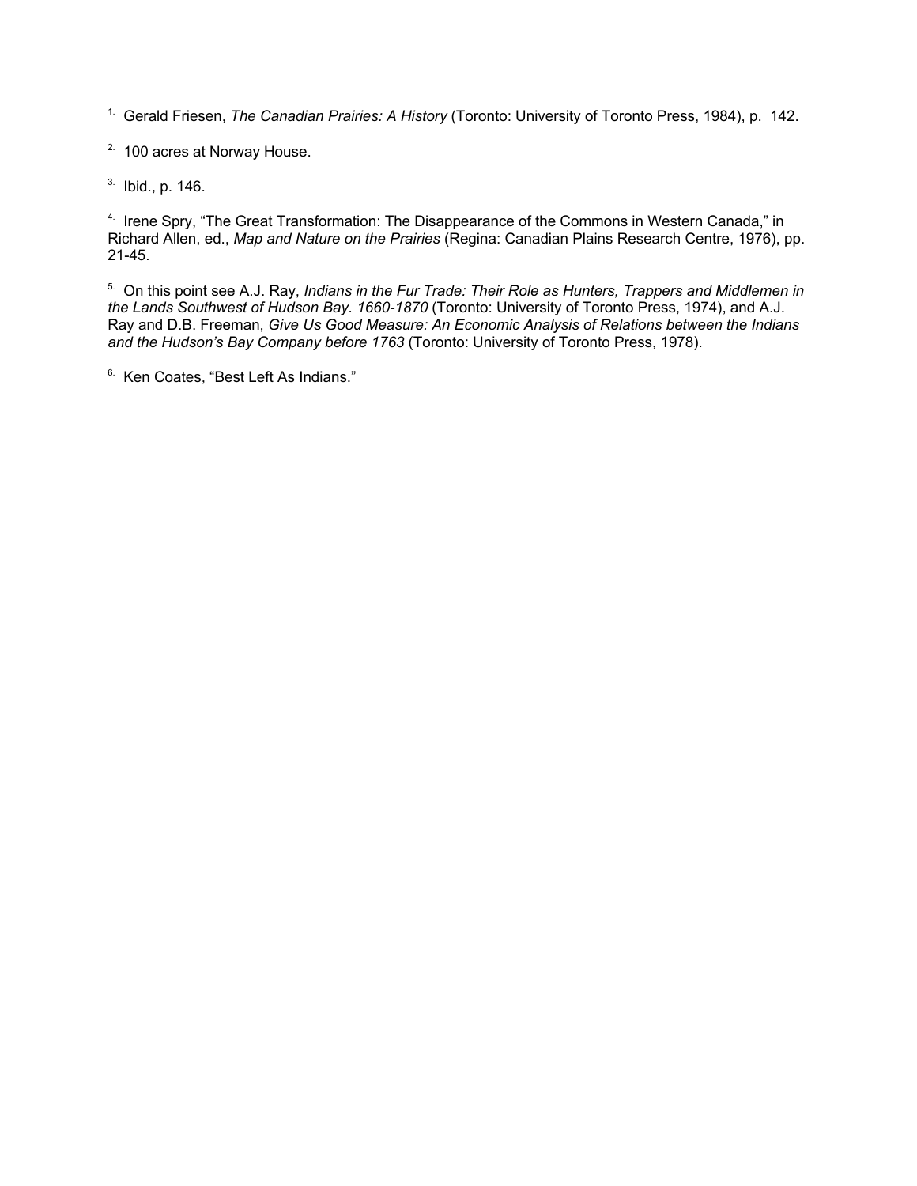1. Gerald Friesen, *The Canadian Prairies: A History* (Toronto: University of Toronto Press, 1984), p. 142.

2. 100 acres at Norway House.

3. Ibid., p. 146.

4. Irene Spry, "The Great Transformation: The Disappearance of the Commons in Western Canada," in Richard Allen, ed., *Map and Nature on the Prairies* (Regina: Canadian Plains Research Centre, 1976), pp. 21-45.

5. On this point see A.J. Ray, *Indians in the Fur Trade: Their Role as Hunters, Trappers and Middlemen in the Lands Southwest of Hudson Bay. 1660-1870* (Toronto: University of Toronto Press, 1974), and A.J. Ray and D.B. Freeman, *Give Us Good Measure: An Economic Analysis of Relations between the Indians and the Hudson's Bay Company before 1763* (Toronto: University of Toronto Press, 1978).

6. Ken Coates, "Best Left As Indians."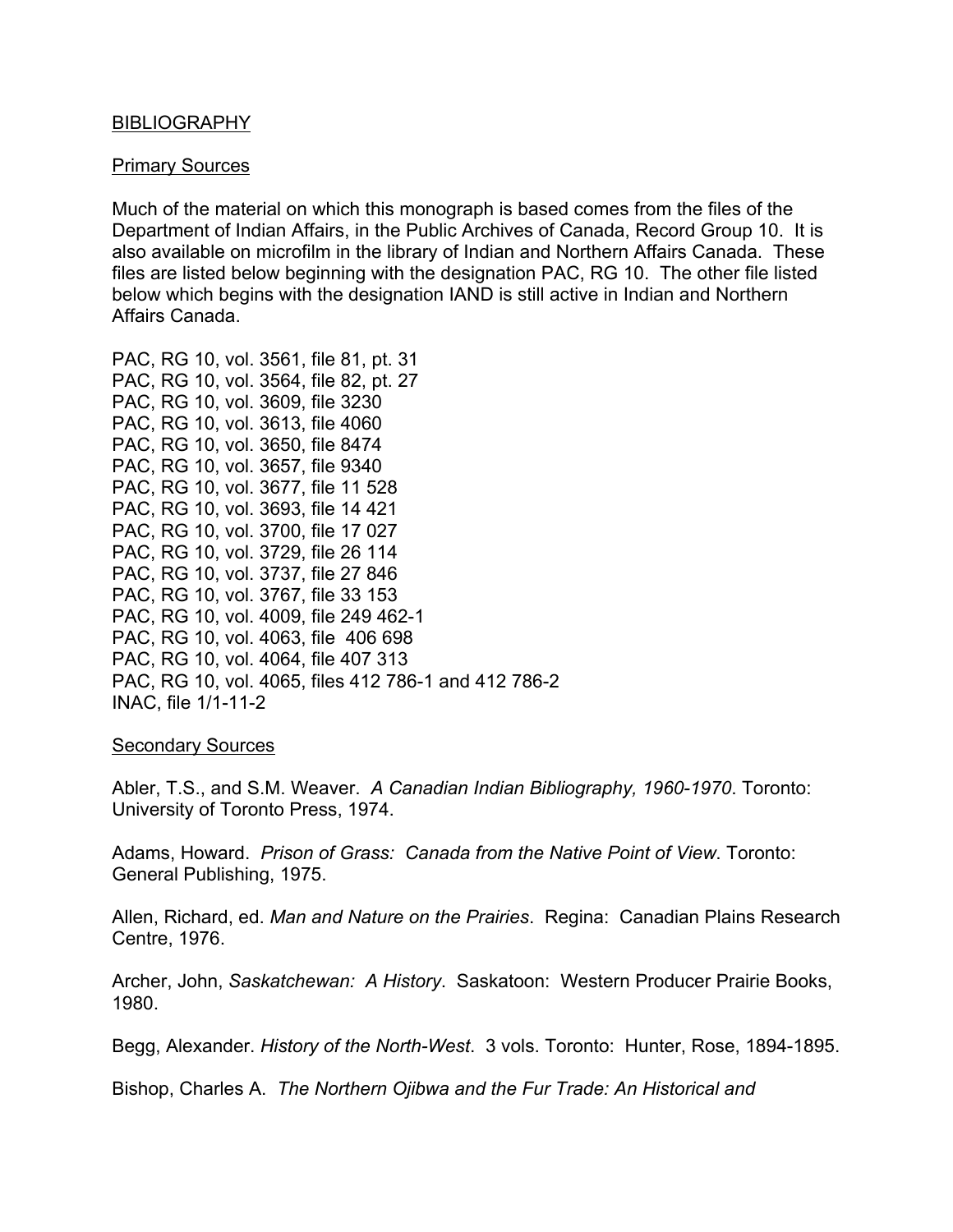## BIBLIOGRAPHY

### Primary Sources

Much of the material on which this monograph is based comes from the files of the Department of Indian Affairs, in the Public Archives of Canada, Record Group 10. It is also available on microfilm in the library of Indian and Northern Affairs Canada. These files are listed below beginning with the designation PAC, RG 10. The other file listed below which begins with the designation IAND is still active in Indian and Northern Affairs Canada.

PAC, RG 10, vol. 3561, file 81, pt. 31
PAC, RG 10, vol. 3564, file 82, pt. 27
PAC, RG 10, vol. 3609, file 3230
PAC, RG 10, vol. 3613, file 4060
PAC, RG 10, vol. 3650, file 8474
PAC, RG 10, vol. 3657, file 9340
PAC, RG 10, vol. 3677, file 11 528
PAC, RG 10, vol. 3693, file 14 421
PAC, RG 10, vol. 3700, file 17 027
PAC, RG 10, vol. 3729, file 26 114
PAC, RG 10, vol. 3737, file 27 846
PAC, RG 10, vol. 3767, file 33 153
PAC, RG 10, vol. 4009, file 249 462-1
PAC, RG 10, vol. 4063, file 406 698
PAC, RG 10, vol. 4064, file 407 313
PAC, RG 10, vol. 4065, files 412 786-1 and 412 786-2
INAC, file 1/1-11-2

### Secondary Sources

Abler, T.S., and S.M. Weaver. *A Canadian Indian Bibliography, 1960-1970*. Toronto: University of Toronto Press, 1974.

Adams, Howard. *Prison of Grass: Canada from the Native Point of View*. Toronto: General Publishing, 1975.

Allen, Richard, ed. *Man and Nature on the Prairies*. Regina: Canadian Plains Research Centre, 1976.

Archer, John, *Saskatchewan: A History*. Saskatoon: Western Producer Prairie Books, 1980.

Begg, Alexander. *History of the North-West*. 3 vols. Toronto: Hunter, Rose, 1894-1895.

Bishop, Charles A. *The Northern Ojibwa and the Fur Trade: An Historical and*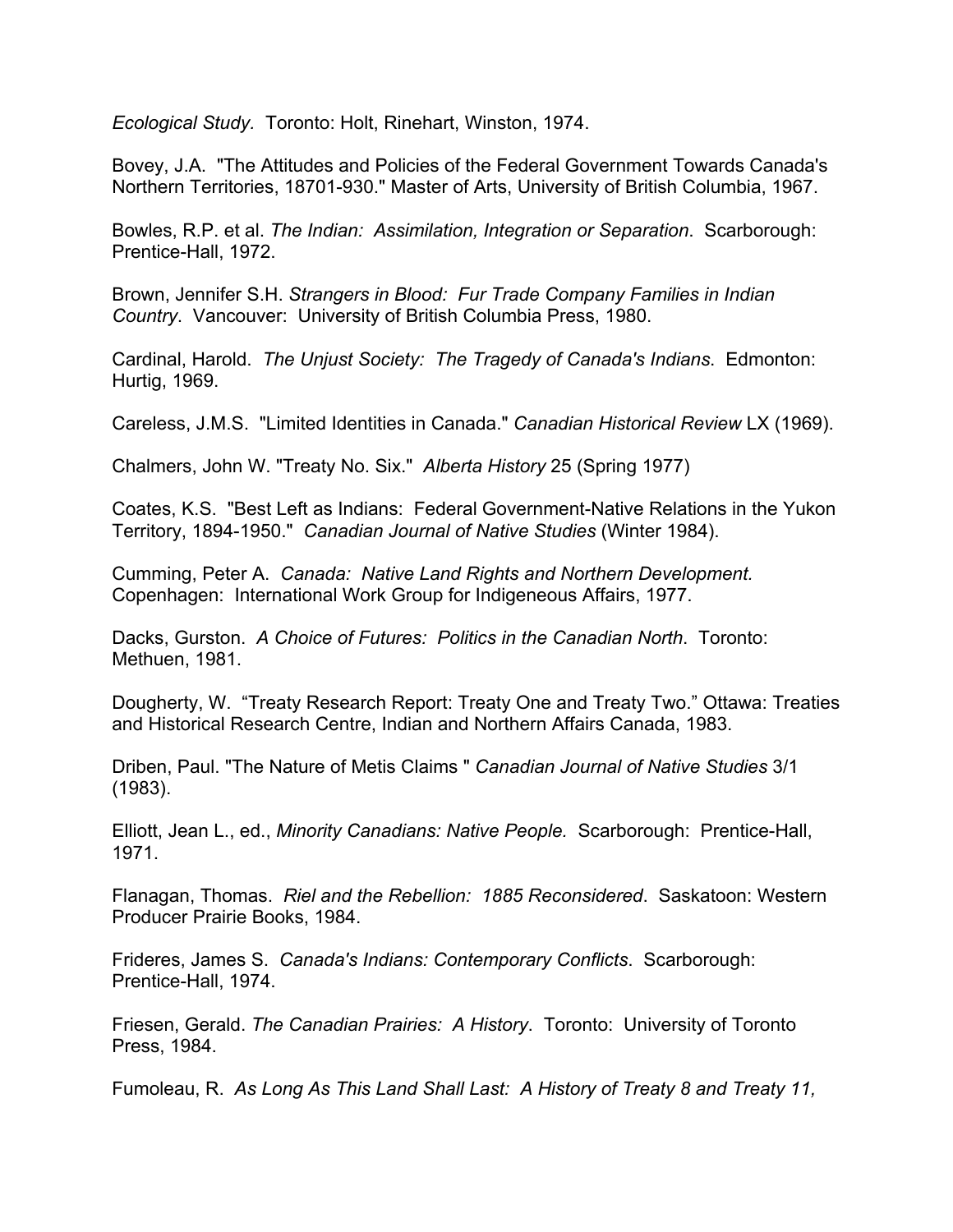*Ecological Study*. Toronto: Holt, Rinehart, Winston, 1974.

Bovey, J.A. "The Attitudes and Policies of the Federal Government Towards Canada's Northern Territories, 18701-930." Master of Arts, University of British Columbia, 1967.

Bowles, R.P. et al. *The Indian: Assimilation, Integration or Separation*. Scarborough: Prentice-Hall, 1972.

Brown, Jennifer S.H. *Strangers in Blood: Fur Trade Company Families in Indian Country*. Vancouver: University of British Columbia Press, 1980.

Cardinal, Harold. *The Unjust Society: The Tragedy of Canada's Indians*. Edmonton: Hurtig, 1969.

Careless, J.M.S. "Limited Identities in Canada." *Canadian Historical Review* LX (1969).

Chalmers, John W. "Treaty No. Six." *Alberta History* 25 (Spring 1977)

Coates, K.S. "Best Left as Indians: Federal Government-Native Relations in the Yukon Territory, 1894-1950." *Canadian Journal of Native Studies* (Winter 1984).

Cumming, Peter A. *Canada: Native Land Rights and Northern Development.* Copenhagen: International Work Group for Indigeneous Affairs, 1977.

Dacks, Gurston. *A Choice of Futures: Politics in the Canadian North*. Toronto: Methuen, 1981.

Dougherty, W. "Treaty Research Report: Treaty One and Treaty Two." Ottawa: Treaties and Historical Research Centre, Indian and Northern Affairs Canada, 1983.

Driben, Paul. "The Nature of Metis Claims " *Canadian Journal of Native Studies* 3/1 (1983).

Elliott, Jean L., ed., *Minority Canadians: Native People.* Scarborough: Prentice-Hall, 1971.

Flanagan, Thomas. *Riel and the Rebellion: 1885 Reconsidered*. Saskatoon: Western Producer Prairie Books, 1984.

Frideres, James S. *Canada's Indians: Contemporary Conflicts*. Scarborough: Prentice-Hall, 1974.

Friesen, Gerald. *The Canadian Prairies: A History*. Toronto: University of Toronto Press, 1984.

Fumoleau, R. *As Long As This Land Shall Last: A History of Treaty 8 and Treaty 11,*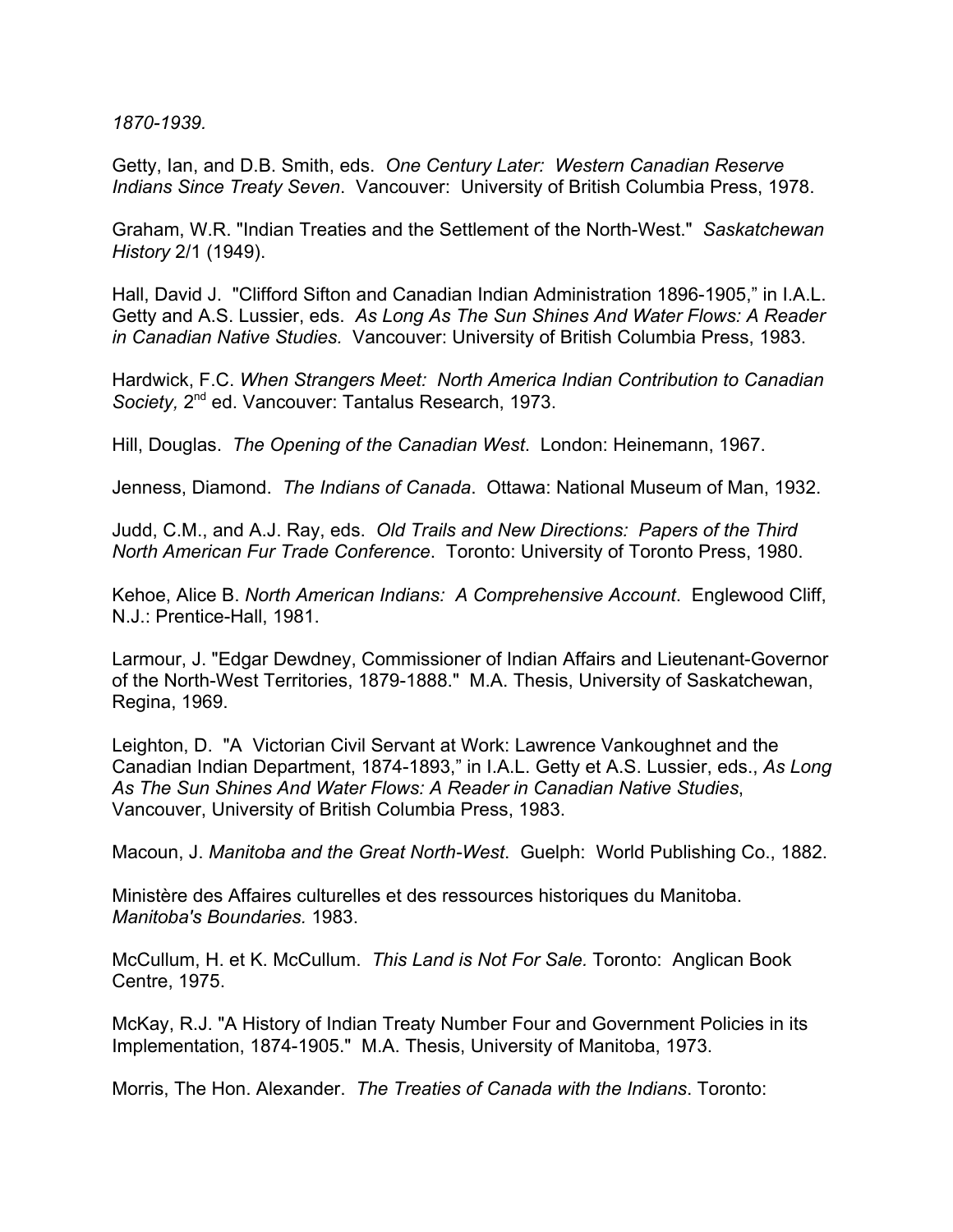*1870-1939.*

Getty, Ian, and D.B. Smith, eds. *One Century Later: Western Canadian Reserve Indians Since Treaty Seven*. Vancouver: University of British Columbia Press, 1978.

Graham, W.R. "Indian Treaties and the Settlement of the North-West." *Saskatchewan History* 2/1 (1949).

Hall, David J. "Clifford Sifton and Canadian Indian Administration 1896-1905," in I.A.L. Getty and A.S. Lussier, eds. *As Long As The Sun Shines And Water Flows: A Reader in Canadian Native Studies.* Vancouver: University of British Columbia Press, 1983.

Hardwick, F.C. *When Strangers Meet: North America Indian Contribution to Canadian Society,* 2nd ed. Vancouver: Tantalus Research, 1973.

Hill, Douglas. *The Opening of the Canadian West*. London: Heinemann, 1967.

Jenness, Diamond. *The Indians of Canada*. Ottawa: National Museum of Man, 1932.

Judd, C.M., and A.J. Ray, eds. *Old Trails and New Directions: Papers of the Third North American Fur Trade Conference*. Toronto: University of Toronto Press, 1980.

Kehoe, Alice B. *North American Indians: A Comprehensive Account*. Englewood Cliff, N.J.: Prentice-Hall, 1981.

Larmour, J. "Edgar Dewdney, Commissioner of Indian Affairs and Lieutenant-Governor of the North-West Territories, 1879-1888." M.A. Thesis, University of Saskatchewan, Regina, 1969.

Leighton, D. "A Victorian Civil Servant at Work: Lawrence Vankoughnet and the Canadian Indian Department, 1874-1893," in I.A.L. Getty et A.S. Lussier, eds., *As Long As The Sun Shines And Water Flows: A Reader in Canadian Native Studies*, Vancouver, University of British Columbia Press, 1983.

Macoun, J. *Manitoba and the Great North-West*. Guelph: World Publishing Co., 1882.

Ministère des Affaires culturelles et des ressources historiques du Manitoba. *Manitoba's Boundaries.* 1983.

McCullum, H. et K. McCullum. *This Land is Not For Sale.* Toronto: Anglican Book Centre, 1975.

McKay, R.J. "A History of Indian Treaty Number Four and Government Policies in its Implementation, 1874-1905." M.A. Thesis, University of Manitoba, 1973.

Morris, The Hon. Alexander. *The Treaties of Canada with the Indians*. Toronto: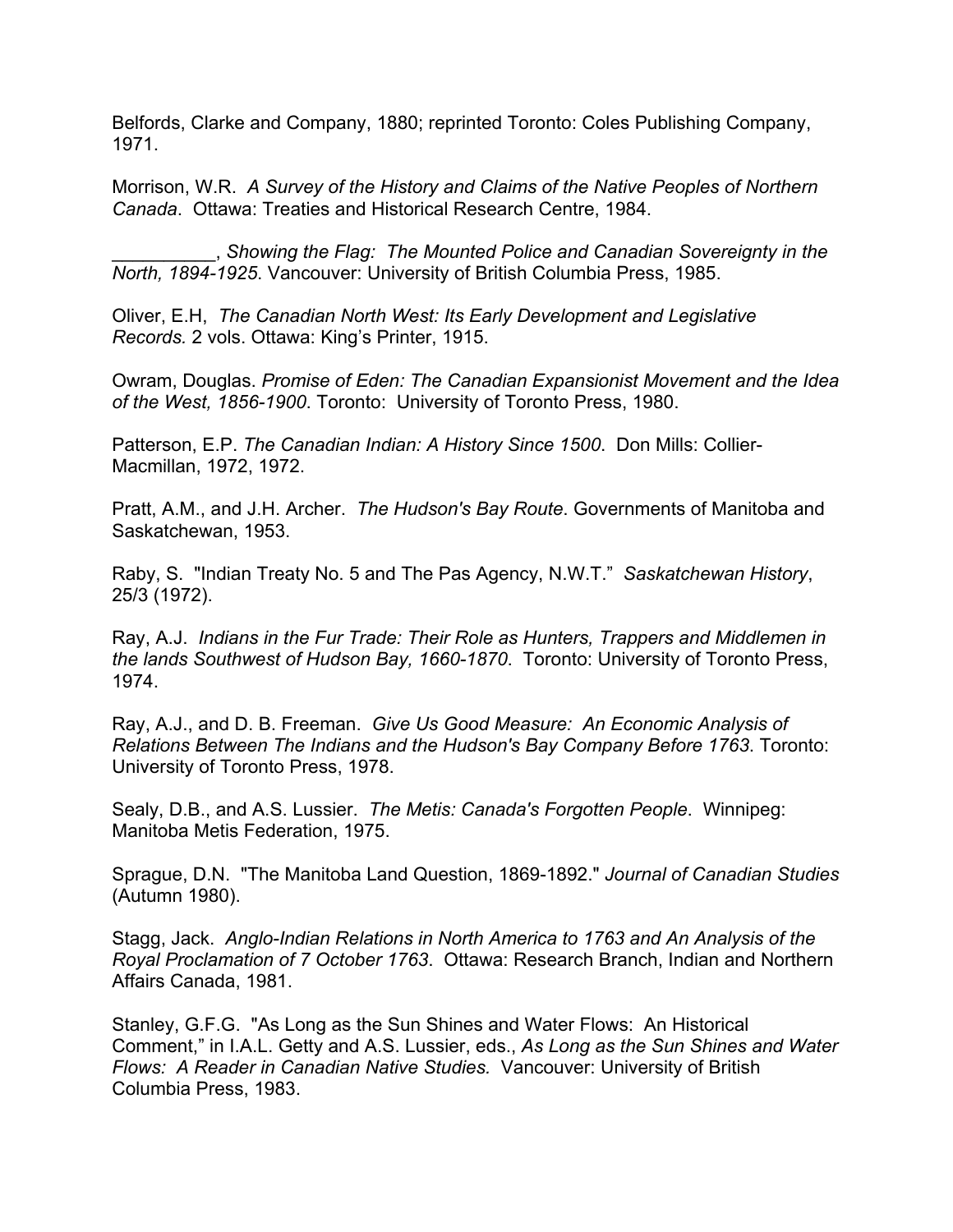Belfords, Clarke and Company, 1880; reprinted Toronto: Coles Publishing Company, 1971.

Morrison, W.R. *A Survey of the History and Claims of the Native Peoples of Northern Canada*. Ottawa: Treaties and Historical Research Centre, 1984.

__________, *Showing the Flag: The Mounted Police and Canadian Sovereignty in the North, 1894-1925*. Vancouver: University of British Columbia Press, 1985.

Oliver, E.H, *The Canadian North West: Its Early Development and Legislative Records.* 2 vols. Ottawa: King's Printer, 1915.

Owram, Douglas. *Promise of Eden: The Canadian Expansionist Movement and the Idea of the West, 1856-1900*. Toronto: University of Toronto Press, 1980.

Patterson, E.P. *The Canadian Indian: A History Since 1500*. Don Mills: Collier-Macmillan, 1972, 1972.

Pratt, A.M., and J.H. Archer. *The Hudson's Bay Route*. Governments of Manitoba and Saskatchewan, 1953.

Raby, S. "Indian Treaty No. 5 and The Pas Agency, N.W.T." *Saskatchewan History*, 25/3 (1972).

Ray, A.J. *Indians in the Fur Trade: Their Role as Hunters, Trappers and Middlemen in the lands Southwest of Hudson Bay, 1660-1870*. Toronto: University of Toronto Press, 1974.

Ray, A.J., and D. B. Freeman. *Give Us Good Measure: An Economic Analysis of Relations Between The Indians and the Hudson's Bay Company Before 1763*. Toronto: University of Toronto Press, 1978.

Sealy, D.B., and A.S. Lussier. *The Metis: Canada's Forgotten People*. Winnipeg: Manitoba Metis Federation, 1975.

Sprague, D.N. "The Manitoba Land Question, 1869-1892." *Journal of Canadian Studies* (Autumn 1980).

Stagg, Jack. *Anglo-Indian Relations in North America to 1763 and An Analysis of the Royal Proclamation of 7 October 1763*. Ottawa: Research Branch, Indian and Northern Affairs Canada, 1981.

Stanley, G.F.G. "As Long as the Sun Shines and Water Flows: An Historical Comment," in I.A.L. Getty and A.S. Lussier, eds., *As Long as the Sun Shines and Water Flows: A Reader in Canadian Native Studies.* Vancouver: University of British Columbia Press, 1983.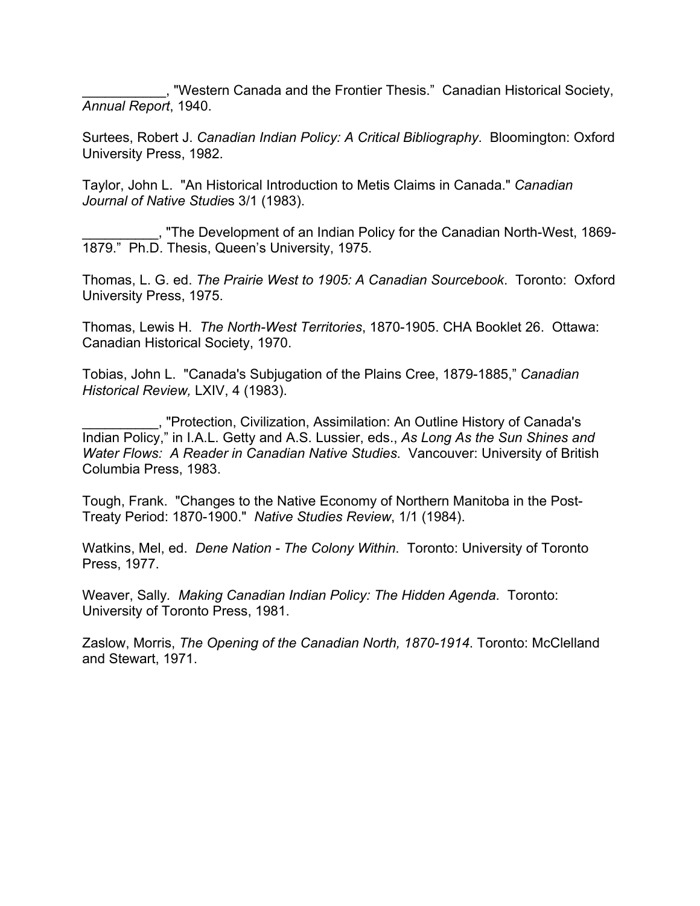___________, "Western Canada and the Frontier Thesis." Canadian Historical Society, *Annual Report*, 1940.

Surtees, Robert J. *Canadian Indian Policy: A Critical Bibliography*. Bloomington: Oxford University Press, 1982.

Taylor, John L. "An Historical Introduction to Metis Claims in Canada." *Canadian Journal of Native Studie*s 3/1 (1983).

__________, "The Development of an Indian Policy for the Canadian North-West, 1869-1879." Ph.D. Thesis, Queen's University, 1975.

Thomas, L. G. ed. *The Prairie West to 1905: A Canadian Sourcebook*. Toronto: Oxford University Press, 1975.

Thomas, Lewis H. *The North-West Territories*, 1870-1905. CHA Booklet 26. Ottawa: Canadian Historical Society, 1970.

Tobias, John L. "Canada's Subjugation of the Plains Cree, 1879-1885," *Canadian Historical Review,* LXIV, 4 (1983).

__________, "Protection, Civilization, Assimilation: An Outline History of Canada's Indian Policy," in I.A.L. Getty and A.S. Lussier, eds., *As Long As the Sun Shines and Water Flows: A Reader in Canadian Native Studies*. Vancouver: University of British Columbia Press, 1983.

Tough, Frank. "Changes to the Native Economy of Northern Manitoba in the Post-Treaty Period: 1870-1900." *Native Studies Review*, 1/1 (1984).

Watkins, Mel, ed. *Dene Nation - The Colony Within*. Toronto: University of Toronto Press, 1977.

Weaver, Sally. *Making Canadian Indian Policy: The Hidden Agenda*. Toronto: University of Toronto Press, 1981.

Zaslow, Morris, *The Opening of the Canadian North, 1870-1914*. Toronto: McClelland and Stewart, 1971.